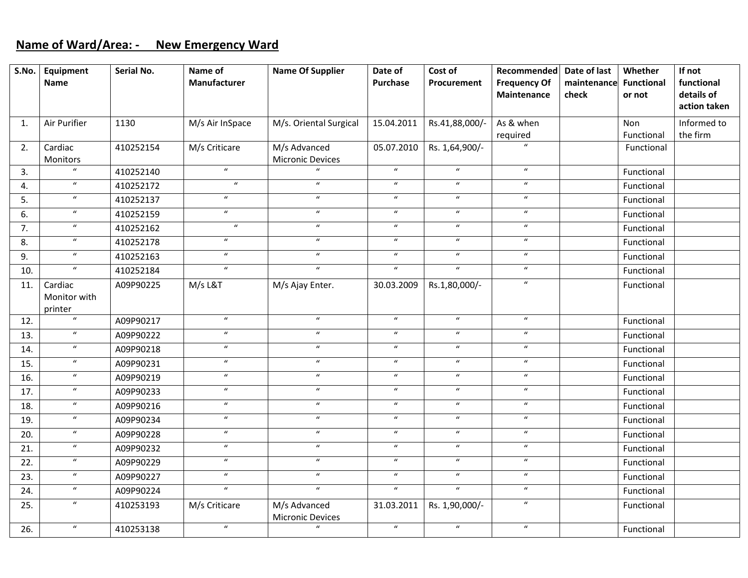**Name of Ward/Area: - New Emergency Ward**

| S.No. | Equipment Name | Serial No. | Name of Manufacturer | Name Of Supplier | Date of Purchase | Cost of Procurement | Recommended Frequency Of Maintenance | Date of last maintenance check | Whether Functional or not | If not functional details of action taken |
|---|---|---|---|---|---|---|---|---|---|---|
| 1. | Air Purifier | 1130 | M/s Air InSpace | M/s. Oriental Surgical | 15.04.2011 | Rs.41,88,000/- | As & when required | | Non Functional | Informed to the firm |
| 2. | Cardiac Monitors | 410252154 | M/s Criticare | M/s Advanced Micronic Devices | 05.07.2010 | Rs. 1,64,900/- | " | | Functional | |
| 3. | " | 410252140 | " | " | " | " | " | | Functional | |
| 4. | " | 410252172 | " | " | " | " | " | | Functional | |
| 5. | " | 410252137 | " | " | " | " | " | | Functional | |
| 6. | " | 410252159 | " | " | " | " | " | | Functional | |
| 7. | " | 410252162 | " | " | " | " | " | | Functional | |
| 8. | " | 410252178 | " | " | " | " | " | | Functional | |
| 9. | " | 410252163 | " | " | " | " | " | | Functional | |
| 10. | " | 410252184 | " | " | " | " | " | | Functional | |
| 11. | Cardiac Monitor with printer | A09P90225 | M/s L&T | M/s Ajay Enter. | 30.03.2009 | Rs.1,80,000/- | " | | Functional | |
| 12. | " | A09P90217 | " | " | " | " | " | | Functional | |
| 13. | " | A09P90222 | " | " | " | " | " | | Functional | |
| 14. | " | A09P90218 | " | " | " | " | " | | Functional | |
| 15. | " | A09P90231 | " | " | " | " | " | | Functional | |
| 16. | " | A09P90219 | " | " | " | " | " | | Functional | |
| 17. | " | A09P90233 | " | " | " | " | " | | Functional | |
| 18. | " | A09P90216 | " | " | " | " | " | | Functional | |
| 19. | " | A09P90234 | " | " | " | " | " | | Functional | |
| 20. | " | A09P90228 | " | " | " | " | " | | Functional | |
| 21. | " | A09P90232 | " | " | " | " | " | | Functional | |
| 22. | " | A09P90229 | " | " | " | " | " | | Functional | |
| 23. | " | A09P90227 | " | " | " | " | " | | Functional | |
| 24. | " | A09P90224 | " | " | " | " | " | | Functional | |
| 25. | " | 410253193 | M/s Criticare | M/s Advanced Micronic Devices | 31.03.2011 | Rs. 1,90,000/- | " | | Functional | |
| 26. | " | 410253138 | " | " | " | " | " | | Functional | |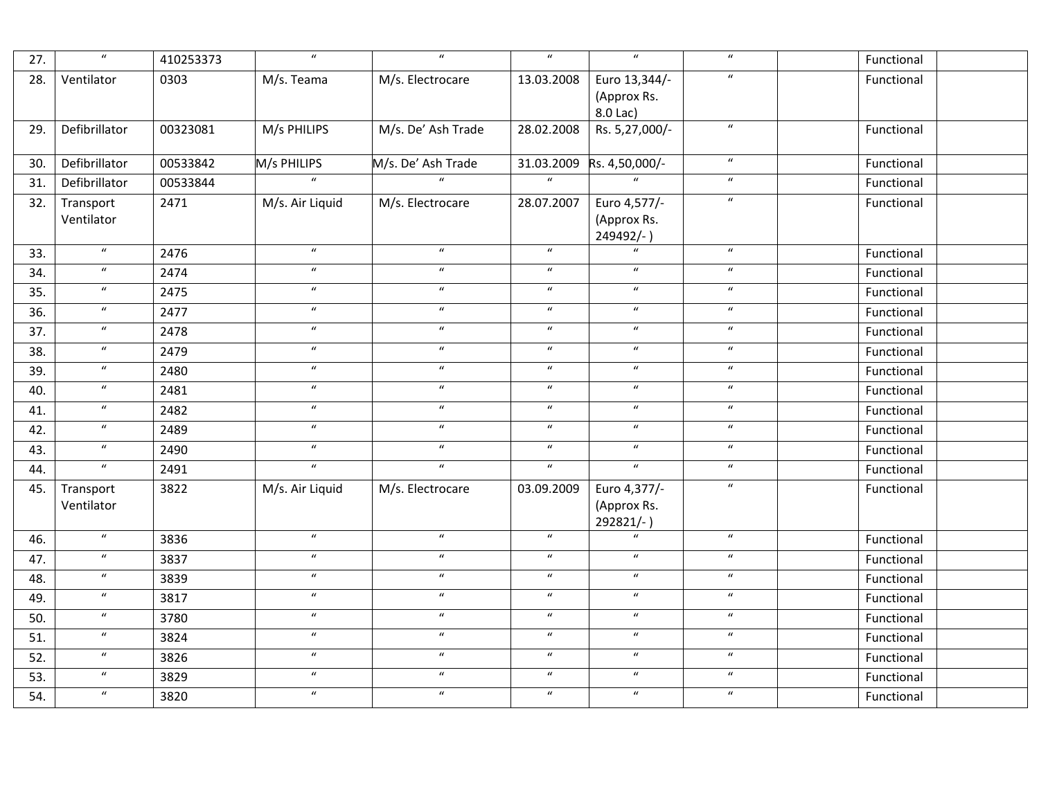| | | | | | | | | | | |
|---|---|---|---|---|---|---|---|---|---|---|
| 27. | " | 410253373 | " | " | " | " | " | | Functional | |
| 28. | Ventilator | 0303 | M/s. Teama | M/s. Electrocare | 13.03.2008 | Euro 13,344/- (Approx Rs. 8.0 Lac) | " | | Functional | |
| 29. | Defibrillator | 00323081 | M/s PHILIPS | M/s. De' Ash Trade | 28.02.2008 | Rs. 5,27,000/- | " | | Functional | |
| 30. | Defibrillator | 00533842 | M/s PHILIPS | M/s. De' Ash Trade | 31.03.2009 | Rs. 4,50,000/- | " | | Functional | |
| 31. | Defibrillator | 00533844 | " | " | " | " | " | | Functional | |
| 32. | Transport Ventilator | 2471 | M/s. Air Liquid | M/s. Electrocare | 28.07.2007 | Euro 4,577/- (Approx Rs. 249492/- ) | " | | Functional | |
| 33. | " | 2476 | " | " | " | " | " | | Functional | |
| 34. | " | 2474 | " | " | " | " | " | | Functional | |
| 35. | " | 2475 | " | " | " | " | " | | Functional | |
| 36. | " | 2477 | " | " | " | " | " | | Functional | |
| 37. | " | 2478 | " | " | " | " | " | | Functional | |
| 38. | " | 2479 | " | " | " | " | " | | Functional | |
| 39. | " | 2480 | " | " | " | " | " | | Functional | |
| 40. | " | 2481 | " | " | " | " | " | | Functional | |
| 41. | " | 2482 | " | " | " | " | " | | Functional | |
| 42. | " | 2489 | " | " | " | " | " | | Functional | |
| 43. | " | 2490 | " | " | " | " | " | | Functional | |
| 44. | " | 2491 | " | " | " | " | " | | Functional | |
| 45. | Transport Ventilator | 3822 | M/s. Air Liquid | M/s. Electrocare | 03.09.2009 | Euro 4,377/- (Approx Rs. 292821/- ) | " | | Functional | |
| 46. | " | 3836 | " | " | " | " | " | | Functional | |
| 47. | " | 3837 | " | " | " | " | " | | Functional | |
| 48. | " | 3839 | " | " | " | " | " | | Functional | |
| 49. | " | 3817 | " | " | " | " | " | | Functional | |
| 50. | " | 3780 | " | " | " | " | " | | Functional | |
| 51. | " | 3824 | " | " | " | " | " | | Functional | |
| 52. | " | 3826 | " | " | " | " | " | | Functional | |
| 53. | " | 3829 | " | " | " | " | " | | Functional | |
| 54. | " | 3820 | " | " | " | " | " | | Functional | |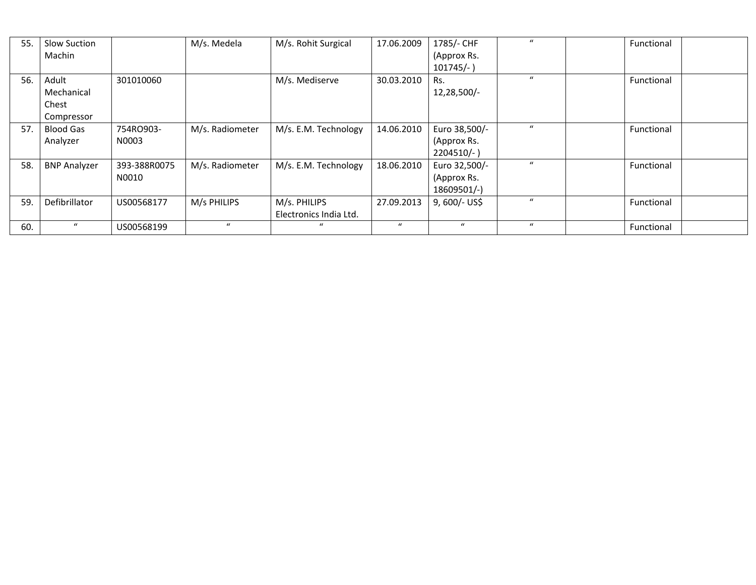| 55. | Slow Suction Machin | | M/s. Medela | M/s. Rohit Surgical | 17.06.2009 | 1785/- CHF (Approx Rs. 101745/- ) | " | | Functional | |
|---|---|---|---|---|---|---|---|---|---|---|
| 56. | Adult Mechanical Chest Compressor | 301010060 | | M/s. Mediserve | 30.03.2010 | Rs. 12,28,500/- | " | | Functional | |
| 57. | Blood Gas Analyzer | 754RO903-N0003 | M/s. Radiometer | M/s. E.M. Technology | 14.06.2010 | Euro 38,500/- (Approx Rs. 2204510/- ) | " | | Functional | |
| 58. | BNP Analyzer | 393-388R0075 N0010 | M/s. Radiometer | M/s. E.M. Technology | 18.06.2010 | Euro 32,500/- (Approx Rs. 18609501/-) | " | | Functional | |
| 59. | Defibrillator | US00568177 | M/s PHILIPS | M/s. PHILIPS Electronics India Ltd. | 27.09.2013 | 9, 600/- US$ | " | | Functional | |
| 60. | " | US00568199 | " | " | " | " | " | | Functional | |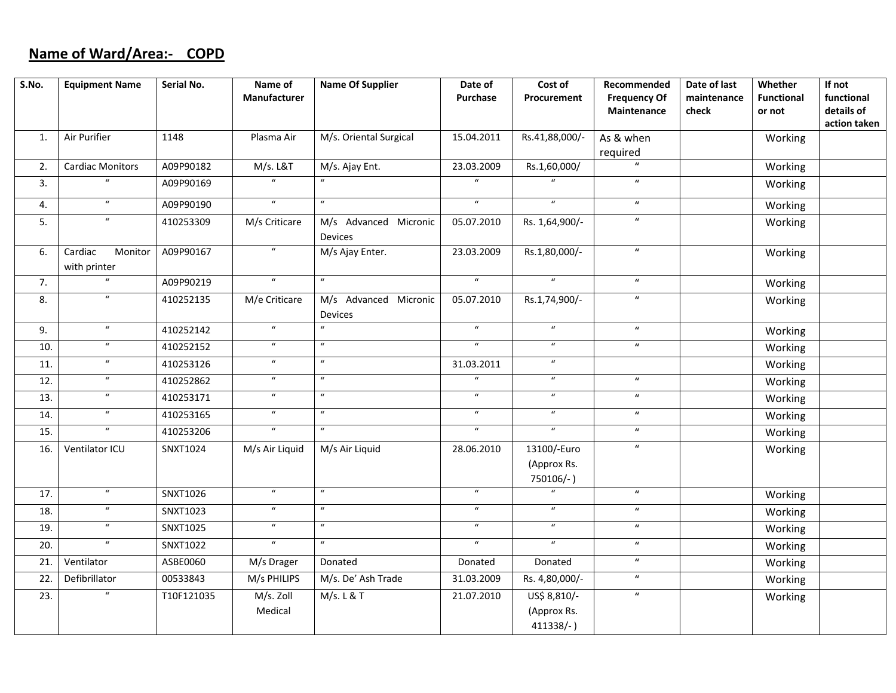## Name of Ward/Area:- COPD

| S.No. | Equipment Name | Serial No. | Name of Manufacturer | Name Of Supplier | Date of Purchase | Cost of Procurement | Recommended Frequency Of Maintenance | Date of last maintenance check | Whether Functional or not | If not functional details of action taken |
|---|---|---|---|---|---|---|---|---|---|---|
| 1. | Air Purifier | 1148 | Plasma Air | M/s. Oriental Surgical | 15.04.2011 | Rs.41,88,000/- | As & when required | | Working | |
| 2. | Cardiac Monitors | A09P90182 | M/s. L&T | M/s. Ajay Ent. | 23.03.2009 | Rs.1,60,000/ | " | | Working | |
| 3. | " | A09P90169 | " | " | " | " | " | | Working | |
| 4. | " | A09P90190 | " | " | " | " | " | | Working | |
| 5. | " | 410253309 | M/s Criticare | M/s Advanced Micronic Devices | 05.07.2010 | Rs. 1,64,900/- | " | | Working | |
| 6. | Cardiac Monitor with printer | A09P90167 | " | M/s Ajay Enter. | 23.03.2009 | Rs.1,80,000/- | " | | Working | |
| 7. | " | A09P90219 | " | " | " | " | " | | Working | |
| 8. | " | 410252135 | M/e Criticare | M/s Advanced Micronic Devices | 05.07.2010 | Rs.1,74,900/- | " | | Working | |
| 9. | " | 410252142 | " | " | " | " | " | | Working | |
| 10. | " | 410252152 | " | " | " | " | " | | Working | |
| 11. | " | 410253126 | " | " | 31.03.2011 | " | | | Working | |
| 12. | " | 410252862 | " | " | " | " | " | | Working | |
| 13. | " | 410253171 | " | " | " | " | " | | Working | |
| 14. | " | 410253165 | " | " | " | " | " | | Working | |
| 15. | " | 410253206 | " | " | " | " | " | | Working | |
| 16. | Ventilator ICU | SNXT1024 | M/s Air Liquid | M/s Air Liquid | 28.06.2010 | 13100/-Euro (Approx Rs. 750106/- ) | " | | Working | |
| 17. | " | SNXT1026 | " | " | " | " | " | | Working | |
| 18. | " | SNXT1023 | " | " | " | " | " | | Working | |
| 19. | " | SNXT1025 | " | " | " | " | " | | Working | |
| 20. | " | SNXT1022 | " | " | " | " | " | | Working | |
| 21. | Ventilator | ASBE0060 | M/s Drager | Donated | Donated | Donated | " | | Working | |
| 22. | Defibrillator | 00533843 | M/s PHILIPS | M/s. De' Ash Trade | 31.03.2009 | Rs. 4,80,000/- | " | | Working | |
| 23. | " | T10F121035 | M/s. Zoll Medical | M/s. L & T | 21.07.2010 | US$ 8,810/- (Approx Rs. 411338/- ) | " | | Working | |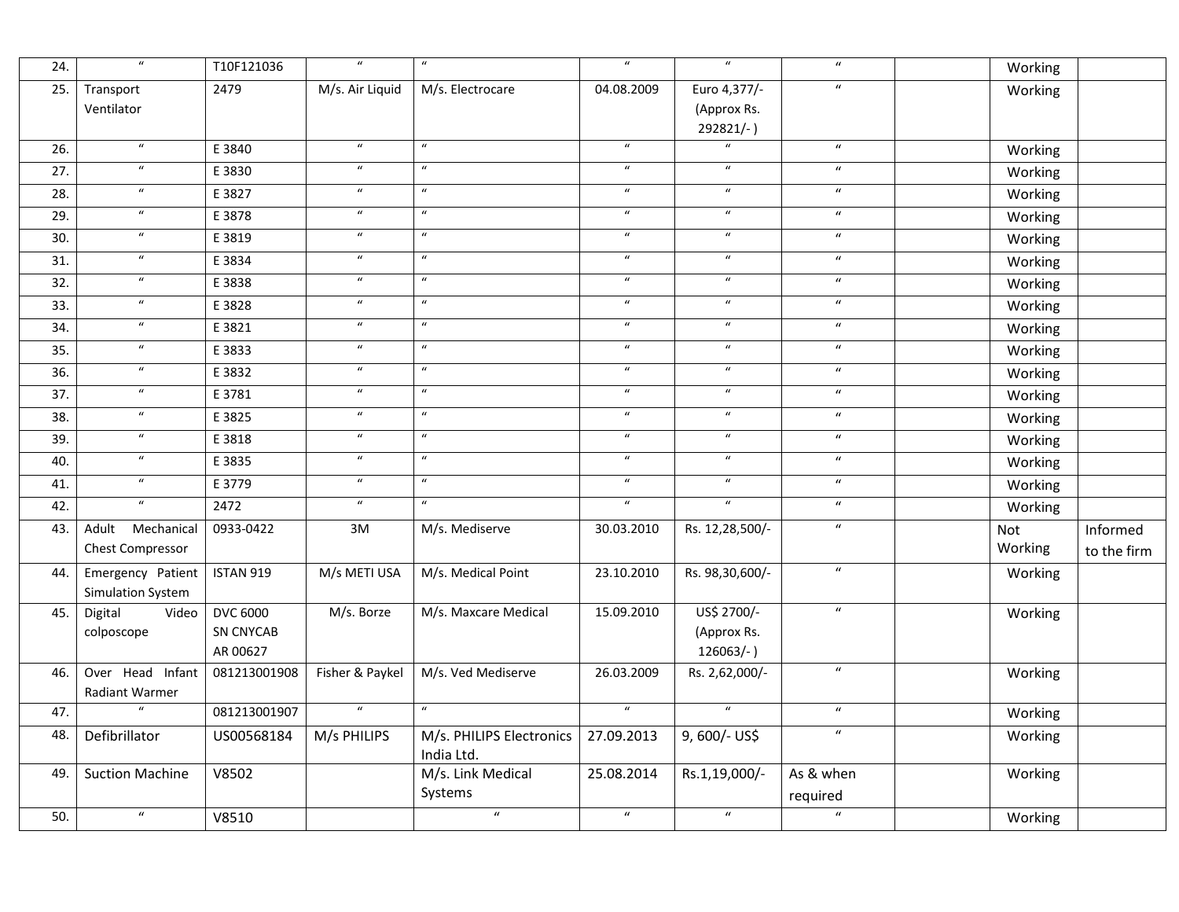| 24. | " | T10F121036 | " | " | " | " | " | | Working | |
|---|---|---|---|---|---|---|---|---|---|---|
| 25. | Transport Ventilator | 2479 | M/s. Air Liquid | M/s. Electrocare | 04.08.2009 | Euro 4,377/- (Approx Rs. 292821/- ) | " | | Working | |
| 26. | " | E 3840 | " | " | " | " | " | | Working | |
| 27. | " | E 3830 | " | " | " | " | " | | Working | |
| 28. | " | E 3827 | " | " | " | " | " | | Working | |
| 29. | " | E 3878 | " | " | " | " | " | | Working | |
| 30. | " | E 3819 | " | " | " | " | " | | Working | |
| 31. | " | E 3834 | " | " | " | " | " | | Working | |
| 32. | " | E 3838 | " | " | " | " | " | | Working | |
| 33. | " | E 3828 | " | " | " | " | " | | Working | |
| 34. | " | E 3821 | " | " | " | " | " | | Working | |
| 35. | " | E 3833 | " | " | " | " | " | | Working | |
| 36. | " | E 3832 | " | " | " | " | " | | Working | |
| 37. | " | E 3781 | " | " | " | " | " | | Working | |
| 38. | " | E 3825 | " | " | " | " | " | | Working | |
| 39. | " | E 3818 | " | " | " | " | " | | Working | |
| 40. | " | E 3835 | " | " | " | " | " | | Working | |
| 41. | " | E 3779 | " | " | " | " | " | | Working | |
| 42. | " | 2472 | " | " | " | " | " | | Working | |
| 43. | Adult Mechanical Chest Compressor | 0933-0422 | 3M | M/s. Mediserve | 30.03.2010 | Rs. 12,28,500/- | " | | Not Working | Informed to the firm |
| 44. | Emergency Patient Simulation System | ISTAN 919 | M/s METI USA | M/s. Medical Point | 23.10.2010 | Rs. 98,30,600/- | " | | Working | |
| 45. | Digital Video colposcope | DVC 6000 SN CNYCAB AR 00627 | M/s. Borze | M/s. Maxcare Medical | 15.09.2010 | US$ 2700/- (Approx Rs. 126063/- ) | " | | Working | |
| 46. | Over Head Infant Radiant Warmer | 081213001908 | Fisher & Paykel | M/s. Ved Mediserve | 26.03.2009 | Rs. 2,62,000/- | " | | Working | |
| 47. | " | 081213001907 | " | " | " | " | " | | Working | |
| 48. | Defibrillator | US00568184 | M/s PHILIPS | M/s. PHILIPS Electronics India Ltd. | 27.09.2013 | 9, 600/- US$ | " | | Working | |
| 49. | Suction Machine | V8502 | | M/s. Link Medical Systems | 25.08.2014 | Rs.1,19,000/- | As & when required | | Working | |
| 50. | " | V8510 | | " | " | " | " | | Working | |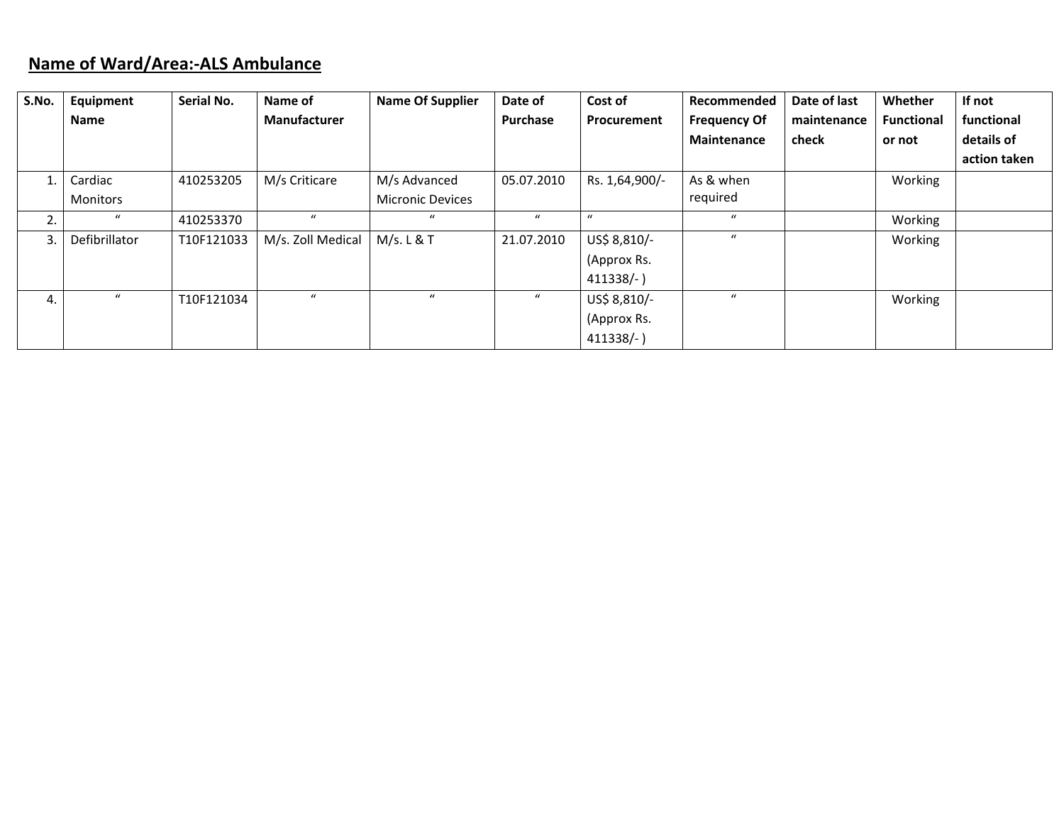**<u>Name of Ward/Area:-ALS Ambulance</u>**

| S.No. | Equipment Name | Serial No. | Name of Manufacturer | Name Of Supplier | Date of Purchase | Cost of Procurement | Recommended Frequency Of Maintenance | Date of last maintenance check | Whether Functional or not | If not functional details of action taken |
|---|---|---|---|---|---|---|---|---|---|---|
| 1. | Cardiac Monitors | 410253205 | M/s Criticare | M/s Advanced Micronic Devices | 05.07.2010 | Rs. 1,64,900/- | As & when required | | Working | |
| 2. | " | 410253370 | " | " | " | " | " | | Working | |
| 3. | Defibrillator | T10F121033 | M/s. Zoll Medical | M/s. L & T | 21.07.2010 | US$ 8,810/- (Approx Rs. 411338/- ) | " | | Working | |
| 4. | " | T10F121034 | " | " | " | US$ 8,810/- (Approx Rs. 411338/- ) | " | | Working | |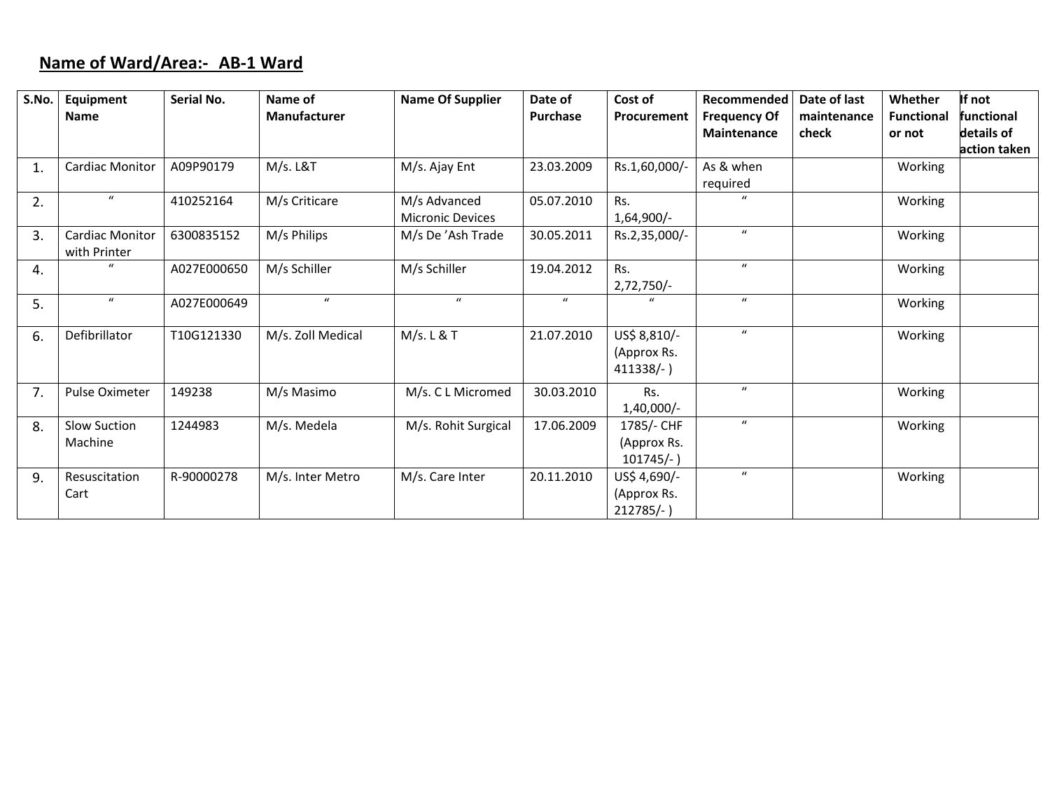**Name of Ward/Area:- AB-1 Ward**

| S.No. | Equipment Name | Serial No. | Name of Manufacturer | Name Of Supplier | Date of Purchase | Cost of Procurement | Recommended Frequency Of Maintenance | Date of last maintenance check | Whether Functional or not | If not functional details of action taken |
|---|---|---|---|---|---|---|---|---|---|---|
| 1. | Cardiac Monitor | A09P90179 | M/s. L&T | M/s. Ajay Ent | 23.03.2009 | Rs.1,60,000/- | As & when required | | Working | |
| 2. | " | 410252164 | M/s Criticare | M/s Advanced Micronic Devices | 05.07.2010 | Rs. 1,64,900/- | " | | Working | |
| 3. | Cardiac Monitor with Printer | 6300835152 | M/s Philips | M/s De 'Ash Trade | 30.05.2011 | Rs.2,35,000/- | " | | Working | |
| 4. | " | A027E000650 | M/s Schiller | M/s Schiller | 19.04.2012 | Rs. 2,72,750/- | " | | Working | |
| 5. | " | A027E000649 | " | " | " | " | " | | Working | |
| 6. | Defibrillator | T10G121330 | M/s. Zoll Medical | M/s. L & T | 21.07.2010 | US$ 8,810/- (Approx Rs. 411338/- ) | " | | Working | |
| 7. | Pulse Oximeter | 149238 | M/s Masimo | M/s. C L Micromed | 30.03.2010 | Rs. 1,40,000/- | " | | Working | |
| 8. | Slow Suction Machine | 1244983 | M/s. Medela | M/s. Rohit Surgical | 17.06.2009 | 1785/- CHF (Approx Rs. 101745/- ) | " | | Working | |
| 9. | Resuscitation Cart | R-90000278 | M/s. Inter Metro | M/s. Care Inter | 20.11.2010 | US$ 4,690/- (Approx Rs. 212785/- ) | " | | Working | |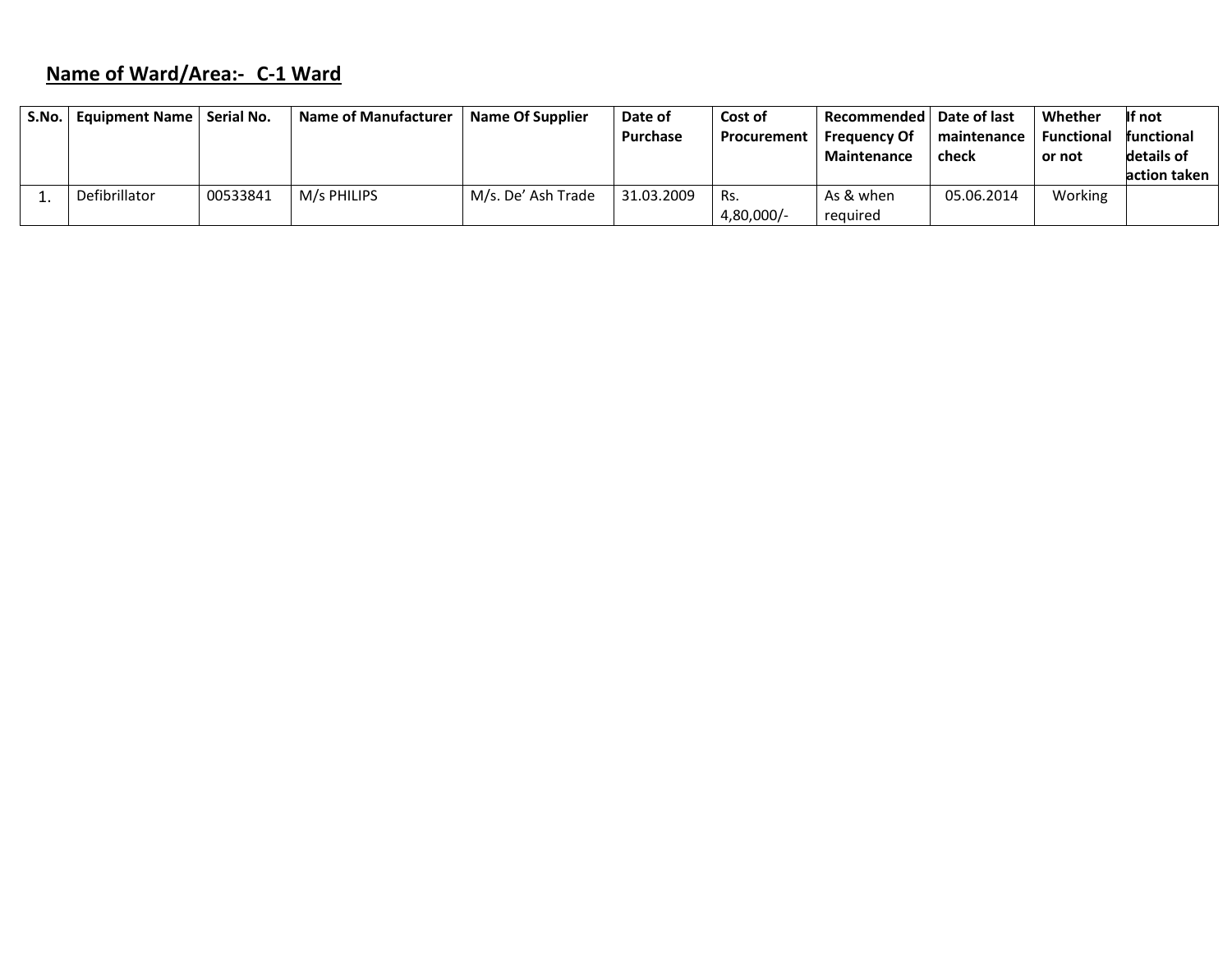**Name of Ward/Area:- C-1 Ward**

| S.No. | Equipment Name | Serial No. | Name of Manufacturer | Name Of Supplier | Date of Purchase | Cost of Procurement | Recommended Frequency Of Maintenance | Date of last maintenance check | Whether Functional or not | If not functional details of action taken |
|---|---|---|---|---|---|---|---|---|---|---|
| 1. | Defibrillator | 00533841 | M/s PHILIPS | M/s. De' Ash Trade | 31.03.2009 | Rs. 4,80,000/- | As & when required | 05.06.2014 | Working | |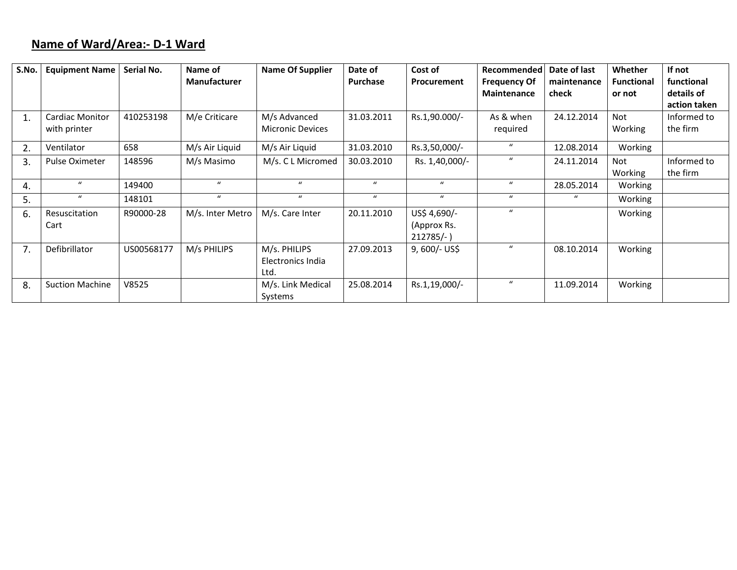**Name of Ward/Area:- D-1 Ward**

| S.No. | Equipment Name | Serial No. | Name of Manufacturer | Name Of Supplier | Date of Purchase | Cost of Procurement | Recommended Frequency Of Maintenance | Date of last maintenance check | Whether Functional or not | If not functional details of action taken |
|---|---|---|---|---|---|---|---|---|---|---|
| 1. | Cardiac Monitor with printer | 410253198 | M/e Criticare | M/s Advanced Micronic Devices | 31.03.2011 | Rs.1,90.000/- | As & when required | 24.12.2014 | Not Working | Informed to the firm |
| 2. | Ventilator | 658 | M/s Air Liquid | M/s Air Liquid | 31.03.2010 | Rs.3,50,000/- | " | 12.08.2014 | Working | |
| 3. | Pulse Oximeter | 148596 | M/s Masimo | M/s. C L Micromed | 30.03.2010 | Rs. 1,40,000/- | " | 24.11.2014 | Not Working | Informed to the firm |
| 4. | " | 149400 | " | " | " | " | " | 28.05.2014 | Working | |
| 5. | " | 148101 | " | " | " | " | " | " | Working | |
| 6. | Resuscitation Cart | R90000-28 | M/s. Inter Metro | M/s. Care Inter | 20.11.2010 | US$ 4,690/- (Approx Rs. 212785/- ) | " | | Working | |
| 7. | Defibrillator | US00568177 | M/s PHILIPS | M/s. PHILIPS Electronics India Ltd. | 27.09.2013 | 9, 600/- US$ | " | 08.10.2014 | Working | |
| 8. | Suction Machine | V8525 | | M/s. Link Medical Systems | 25.08.2014 | Rs.1,19,000/- | " | 11.09.2014 | Working | |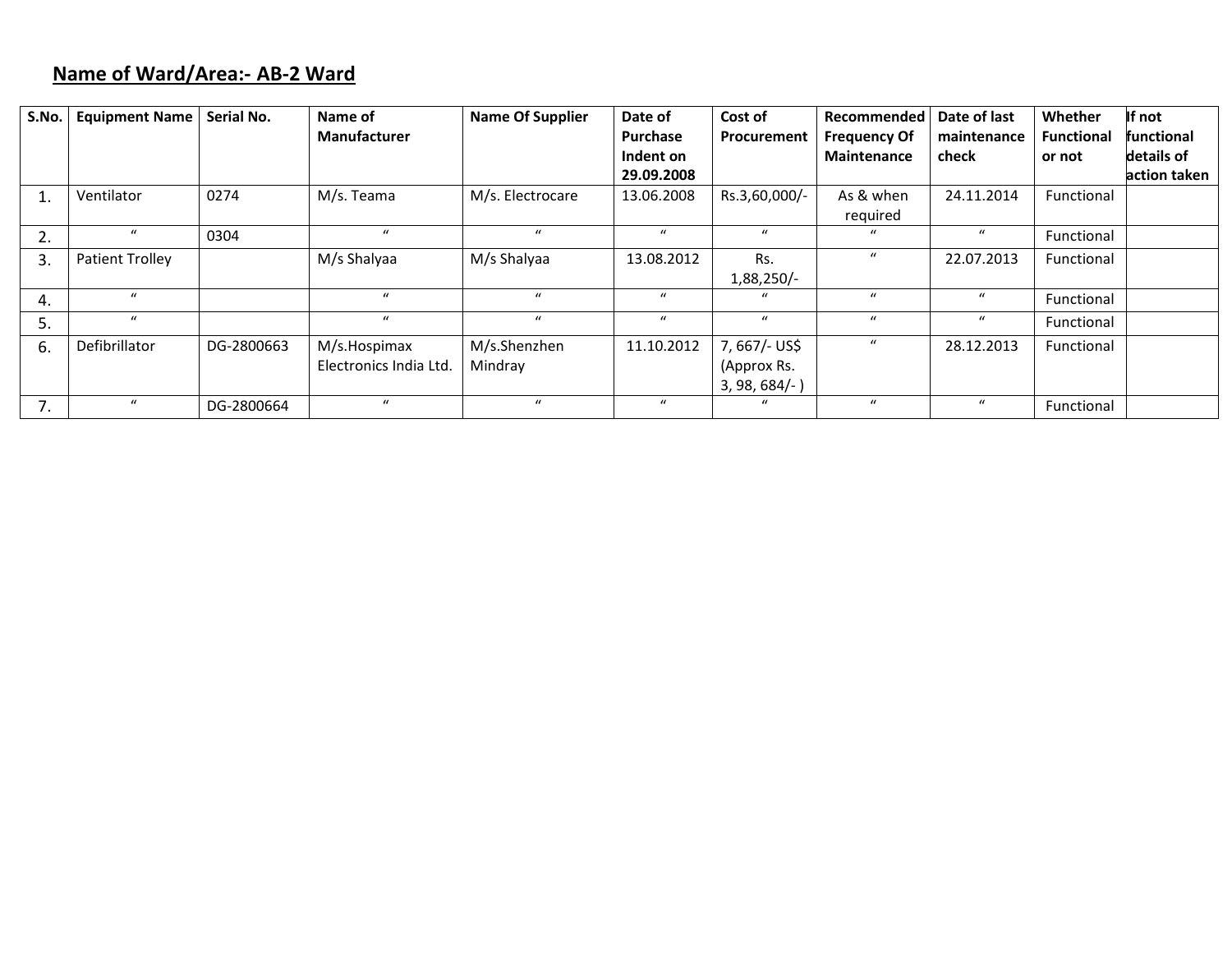## Name of Ward/Area:- AB-2 Ward

| S.No. | Equipment Name | Serial No. | Name of Manufacturer | Name Of Supplier | Date of Purchase Indent on 29.09.2008 | Cost of Procurement | Recommended Frequency Of Maintenance | Date of last maintenance check | Whether Functional or not | If not functional details of action taken |
|---|---|---|---|---|---|---|---|---|---|---|
| 1. | Ventilator | 0274 | M/s. Teama | M/s. Electrocare | 13.06.2008 | Rs.3,60,000/- | As & when required | 24.11.2014 | Functional | |
| 2. | " | 0304 | " | " | " | " | " | " | Functional | |
| 3. | Patient Trolley | | M/s Shalyaa | M/s Shalyaa | 13.08.2012 | Rs. 1,88,250/- | " | 22.07.2013 | Functional | |
| 4. | " | | " | " | " | " | " | " | Functional | |
| 5. | " | | " | " | " | " | " | " | Functional | |
| 6. | Defibrillator | DG-2800663 | M/s.Hospimax Electronics India Ltd. | M/s.Shenzhen Mindray | 11.10.2012 | 7, 667/- US$ (Approx Rs. 3, 98, 684/- ) | " | 28.12.2013 | Functional | |
| 7. | " | DG-2800664 | " | " | " | " | " | " | Functional | |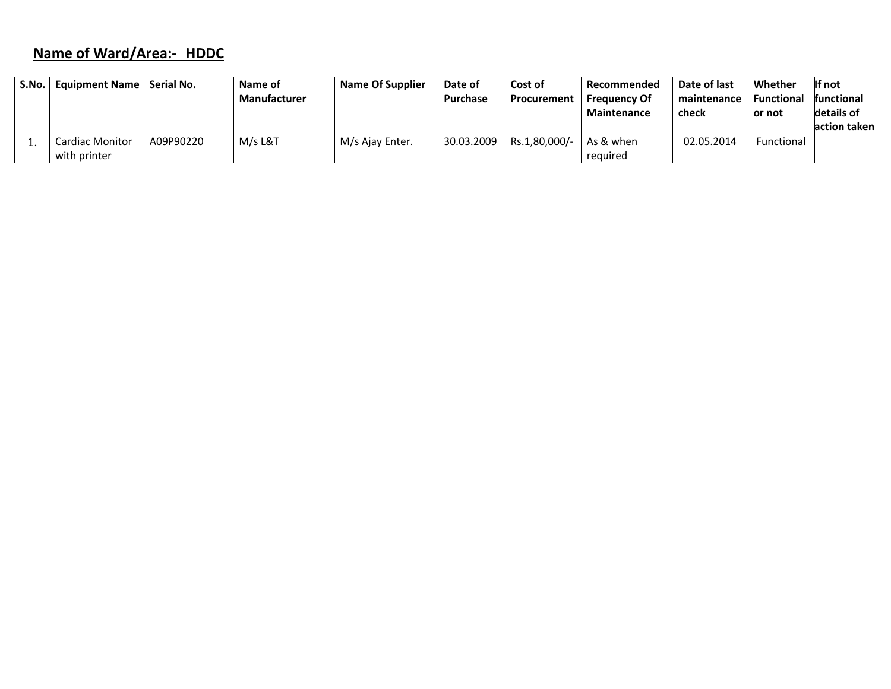**Name of Ward/Area:- HDDC**

| S.No. | Equipment Name | Serial No. | Name of Manufacturer | Name Of Supplier | Date of Purchase | Cost of Procurement | Recommended Frequency Of Maintenance | Date of last maintenance check | Whether Functional or not | If not functional details of action taken |
|---|---|---|---|---|---|---|---|---|---|---|
| 1. | Cardiac Monitor with printer | A09P90220 | M/s L&T | M/s Ajay Enter. | 30.03.2009 | Rs.1,80,000/- | As & when required | 02.05.2014 | Functional | |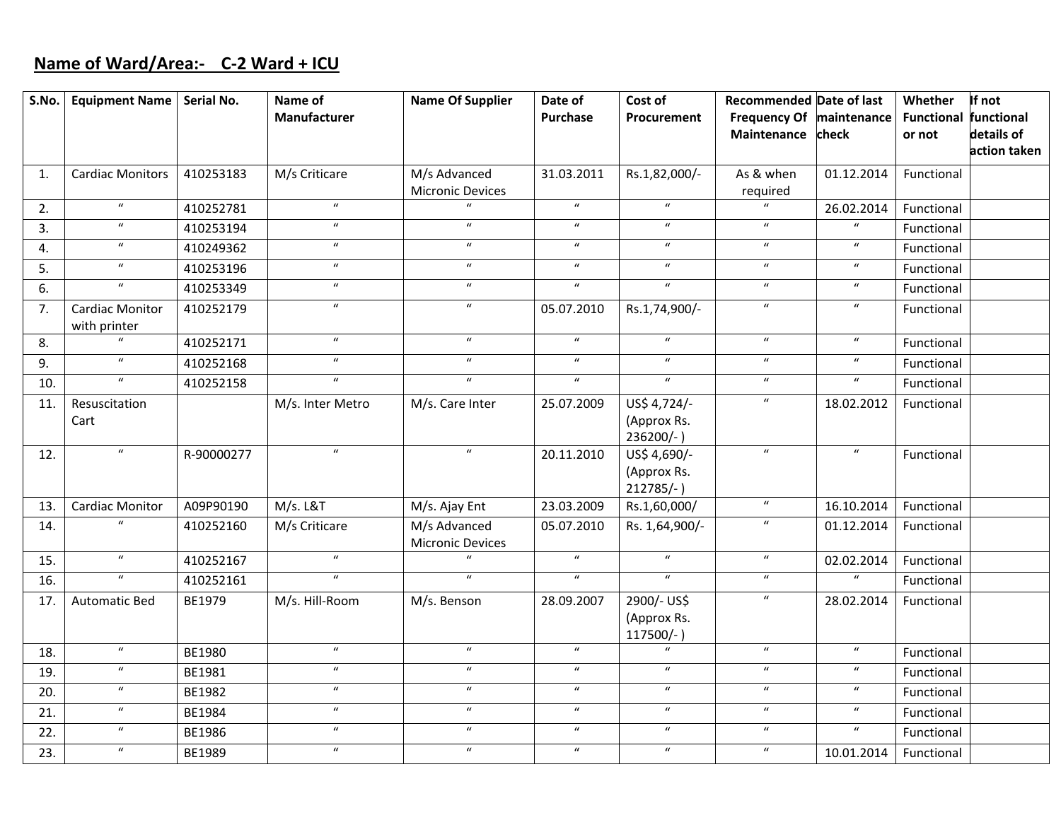**Name of Ward/Area:- C-2 Ward + ICU**

| S.No. | Equipment Name | Serial No. | Name of Manufacturer | Name Of Supplier | Date of Purchase | Cost of Procurement | Recommended Frequency Of Maintenance | Date of last maintenance check | Whether Functional or not | If not functional details of action taken |
|---|---|---|---|---|---|---|---|---|---|---|
| 1. | Cardiac Monitors | 410253183 | M/s Criticare | M/s Advanced Micronic Devices | 31.03.2011 | Rs.1,82,000/- | As & when required | 01.12.2014 | Functional | |
| 2. | " | 410252781 | " | " | " | " | " | 26.02.2014 | Functional | |
| 3. | " | 410253194 | " | " | " | " | " | " | Functional | |
| 4. | " | 410249362 | " | " | " | " | " | " | Functional | |
| 5. | " | 410253196 | " | " | " | " | " | " | Functional | |
| 6. | " | 410253349 | " | " | " | " | " | " | Functional | |
| 7. | Cardiac Monitor with printer | 410252179 | " | " | 05.07.2010 | Rs.1,74,900/- | " | " | Functional | |
| 8. | " | 410252171 | " | " | " | " | " | " | Functional | |
| 9. | " | 410252168 | " | " | " | " | " | " | Functional | |
| 10. | " | 410252158 | " | " | " | " | " | " | Functional | |
| 11. | Resuscitation Cart | | M/s. Inter Metro | M/s. Care Inter | 25.07.2009 | US$ 4,724/- (Approx Rs. 236200/- ) | " | 18.02.2012 | Functional | |
| 12. | " | R-90000277 | " | " | 20.11.2010 | US$ 4,690/- (Approx Rs. 212785/- ) | " | " | Functional | |
| 13. | Cardiac Monitor | A09P90190 | M/s. L&T | M/s. Ajay Ent | 23.03.2009 | Rs.1,60,000/ | " | 16.10.2014 | Functional | |
| 14. | " | 410252160 | M/s Criticare | M/s Advanced Micronic Devices | 05.07.2010 | Rs. 1,64,900/- | " | 01.12.2014 | Functional | |
| 15. | " | 410252167 | " | " | " | " | " | 02.02.2014 | Functional | |
| 16. | " | 410252161 | " | " | " | " | " | " | Functional | |
| 17. | Automatic Bed | BE1979 | M/s. Hill-Room | M/s. Benson | 28.09.2007 | 2900/- US$ (Approx Rs. 117500/- ) | " | 28.02.2014 | Functional | |
| 18. | " | BE1980 | " | " | " | " | " | " | Functional | |
| 19. | " | BE1981 | " | " | " | " | " | " | Functional | |
| 20. | " | BE1982 | " | " | " | " | " | " | Functional | |
| 21. | " | BE1984 | " | " | " | " | " | " | Functional | |
| 22. | " | BE1986 | " | " | " | " | " | " | Functional | |
| 23. | " | BE1989 | " | " | " | " | " | 10.01.2014 | Functional | |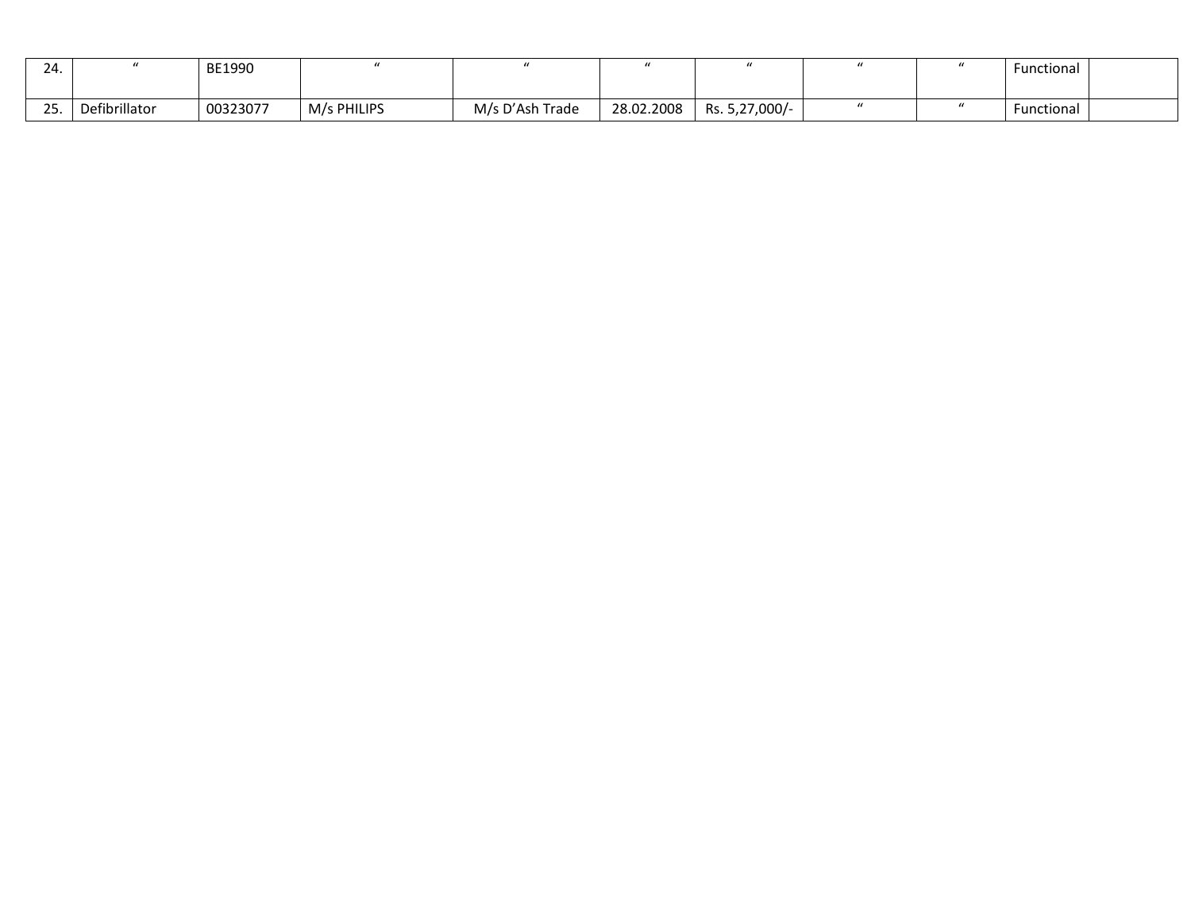| | | | | | | | | | | |
|---|---|---|---|---|---|---|---|---|---|---|
| 24. | " | BE1990 | " | " | " | " | " | " | Functional | |
| 25. | Defibrillator | 00323077 | M/s PHILIPS | M/s D'Ash Trade | 28.02.2008 | Rs. 5,27,000/- | " | " | Functional | |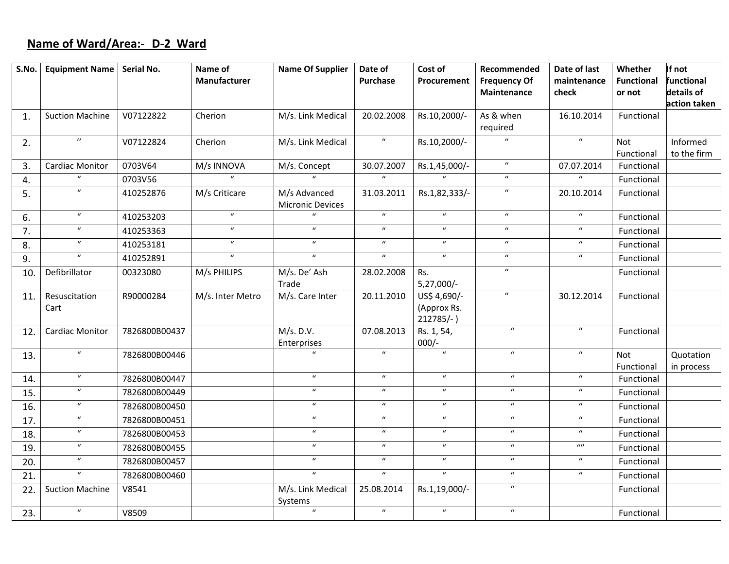**Name of Ward/Area:- D-2 Ward**

| S.No. | Equipment Name | Serial No. | Name of Manufacturer | Name Of Supplier | Date of Purchase | Cost of Procurement | Recommended Frequency Of Maintenance | Date of last maintenance check | Whether Functional or not | If not functional details of action taken |
|---|---|---|---|---|---|---|---|---|---|---|
| 1. | Suction Machine | V07122822 | Cherion | M/s. Link Medical | 20.02.2008 | Rs.10,2000/- | As & when required | 16.10.2014 | Functional | |
| 2. | ʻʼ | V07122824 | Cherion | M/s. Link Medical | ʻ | Rs.10,2000/- | ʻ | ʻ | Not Functional | Informed to the firm |
| 3. | Cardiac Monitor | 0703V64 | M/s INNOVA | M/s. Concept | 30.07.2007 | Rs.1,45,000/- | ʻ | 07.07.2014 | Functional | |
| 4. | ʻ | 0703V56 | ʻ | ʻ | ʻ | ʻ | ʻ | ʻ | Functional | |
| 5. | ʻ | 410252876 | M/s Criticare | M/s Advanced Micronic Devices | 31.03.2011 | Rs.1,82,333/- | ʻ | 20.10.2014 | Functional | |
| 6. | ʻ | 410253203 | ʻ | ʻ | ʻ | ʻ | ʻ | ʻ | Functional | |
| 7. | ʻ | 410253363 | ʻ | ʻ | ʻ | ʻ | ʻ | ʻ | Functional | |
| 8. | ʻ | 410253181 | ʻ | ʻ | ʻ | ʻ | ʻ | ʻ | Functional | |
| 9. | ʻ | 410252891 | ʻ | ʻ | ʻ | ʻ | ʻ | ʻ | Functional | |
| 10. | Defibrillator | 00323080 | M/s PHILIPS | M/s. De' Ash Trade | 28.02.2008 | Rs. 5,27,000/- | ʻ | | Functional | |
| 11. | Resuscitation Cart | R90000284 | M/s. Inter Metro | M/s. Care Inter | 20.11.2010 | US$ 4,690/- (Approx Rs. 212785/- ) | ʻ | 30.12.2014 | Functional | |
| 12. | Cardiac Monitor | 7826800B00437 | | M/s. D.V. Enterprises | 07.08.2013 | Rs. 1, 54, 000/- | ʻ | ʻ | Functional | |
| 13. | ʻ | 7826800B00446 | | ʻ | ʻ | ʻ | ʻ | ʻ | Not Functional | Quotation in process |
| 14. | ʻ | 7826800B00447 | | ʻ | ʻ | ʻ | ʻ | ʻ | Functional | |
| 15. | ʻ | 7826800B00449 | | ʻ | ʻ | ʻ | ʻ | ʻ | Functional | |
| 16. | ʻ | 7826800B00450 | | ʻ | ʻ | ʻ | ʻ | ʻ | Functional | |
| 17. | ʻ | 7826800B00451 | | ʻ | ʻ | ʻ | ʻ | ʻ | Functional | |
| 18. | ʻ | 7826800B00453 | | ʻ | ʻ | ʻ | ʻ | ʻ | Functional | |
| 19. | ʻ | 7826800B00455 | | ʻ | ʻ | ʻ | ʻ | ʻʼ | Functional | |
| 20. | ʻ | 7826800B00457 | | ʻ | ʻ | ʻ | ʻ | ʻ | Functional | |
| 21. | ʻ | 7826800B00460 | | ʻ | ʻ | ʻ | ʻ | ʻ | Functional | |
| 22. | Suction Machine | V8541 | | M/s. Link Medical Systems | 25.08.2014 | Rs.1,19,000/- | ʻ | | Functional | |
| 23. | ʻ | V8509 | | ʻ | ʻ | ʻ | ʻ | | Functional | |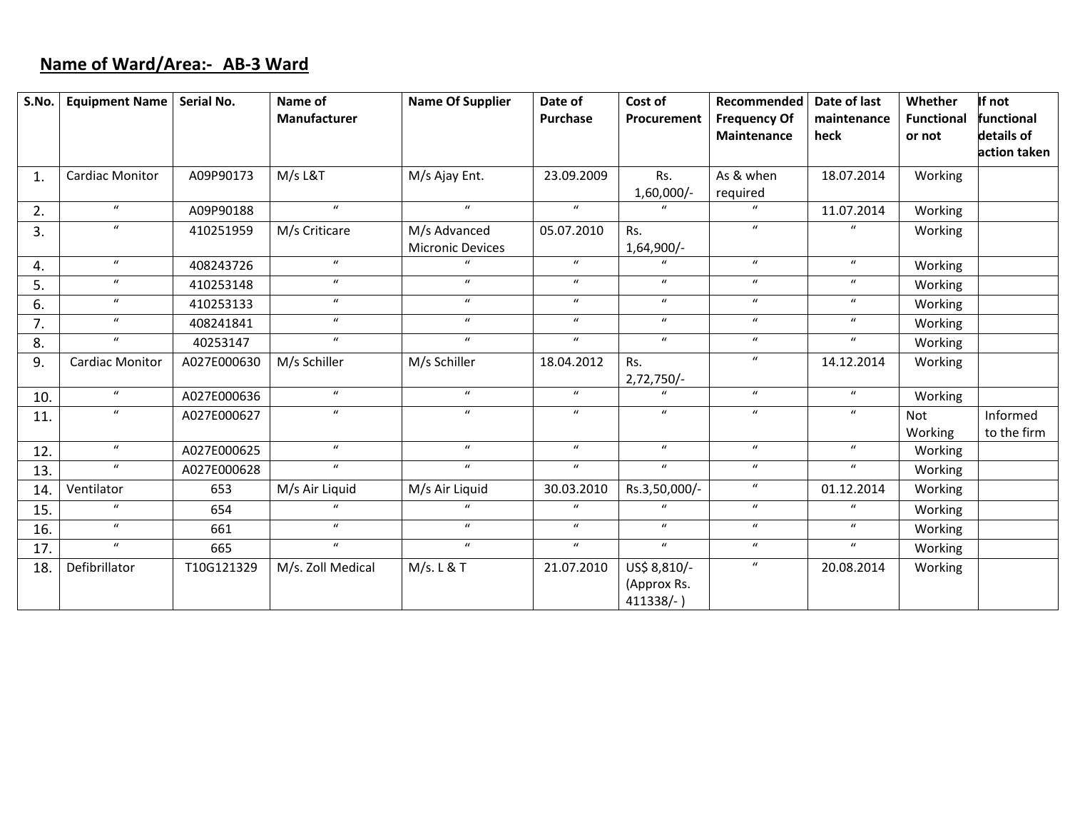**Name of Ward/Area:- AB-3 Ward**

| S.No. | Equipment Name | Serial No. | Name of Manufacturer | Name Of Supplier | Date of Purchase | Cost of Procurement | Recommended Frequency Of Maintenance | Date of last maintenance heck | Whether Functional or not | If not functional details of action taken |
|---|---|---|---|---|---|---|---|---|---|---|
| 1. | Cardiac Monitor | A09P90173 | M/s L&T | M/s Ajay Ent. | 23.09.2009 | Rs. 1,60,000/- | As & when required | 18.07.2014 | Working | |
| 2. | " | A09P90188 | " | " | " | " | " | 11.07.2014 | Working | |
| 3. | " | 410251959 | M/s Criticare | M/s Advanced Micronic Devices | 05.07.2010 | Rs. 1,64,900/- | " | " | Working | |
| 4. | " | 408243726 | " | " | " | " | " | " | Working | |
| 5. | " | 410253148 | " | " | " | " | " | " | Working | |
| 6. | " | 410253133 | " | " | " | " | " | " | Working | |
| 7. | " | 408241841 | " | " | " | " | " | " | Working | |
| 8. | " | 40253147 | " | " | " | " | " | " | Working | |
| 9. | Cardiac Monitor | A027E000630 | M/s Schiller | M/s Schiller | 18.04.2012 | Rs. 2,72,750/- | " | 14.12.2014 | Working | |
| 10. | " | A027E000636 | " | " | " | " | " | " | Working | |
| 11. | " | A027E000627 | " | " | " | " | " | " | Not Working | Informed to the firm |
| 12. | " | A027E000625 | " | " | " | " | " | " | Working | |
| 13. | " | A027E000628 | " | " | " | " | " | " | Working | |
| 14. | Ventilator | 653 | M/s Air Liquid | M/s Air Liquid | 30.03.2010 | Rs.3,50,000/- | " | 01.12.2014 | Working | |
| 15. | " | 654 | " | " | " | " | " | " | Working | |
| 16. | " | 661 | " | " | " | " | " | " | Working | |
| 17. | " | 665 | " | " | " | " | " | " | Working | |
| 18. | Defibrillator | T10G121329 | M/s. Zoll Medical | M/s. L & T | 21.07.2010 | US$ 8,810/- (Approx Rs. 411338/- ) | " | 20.08.2014 | Working | |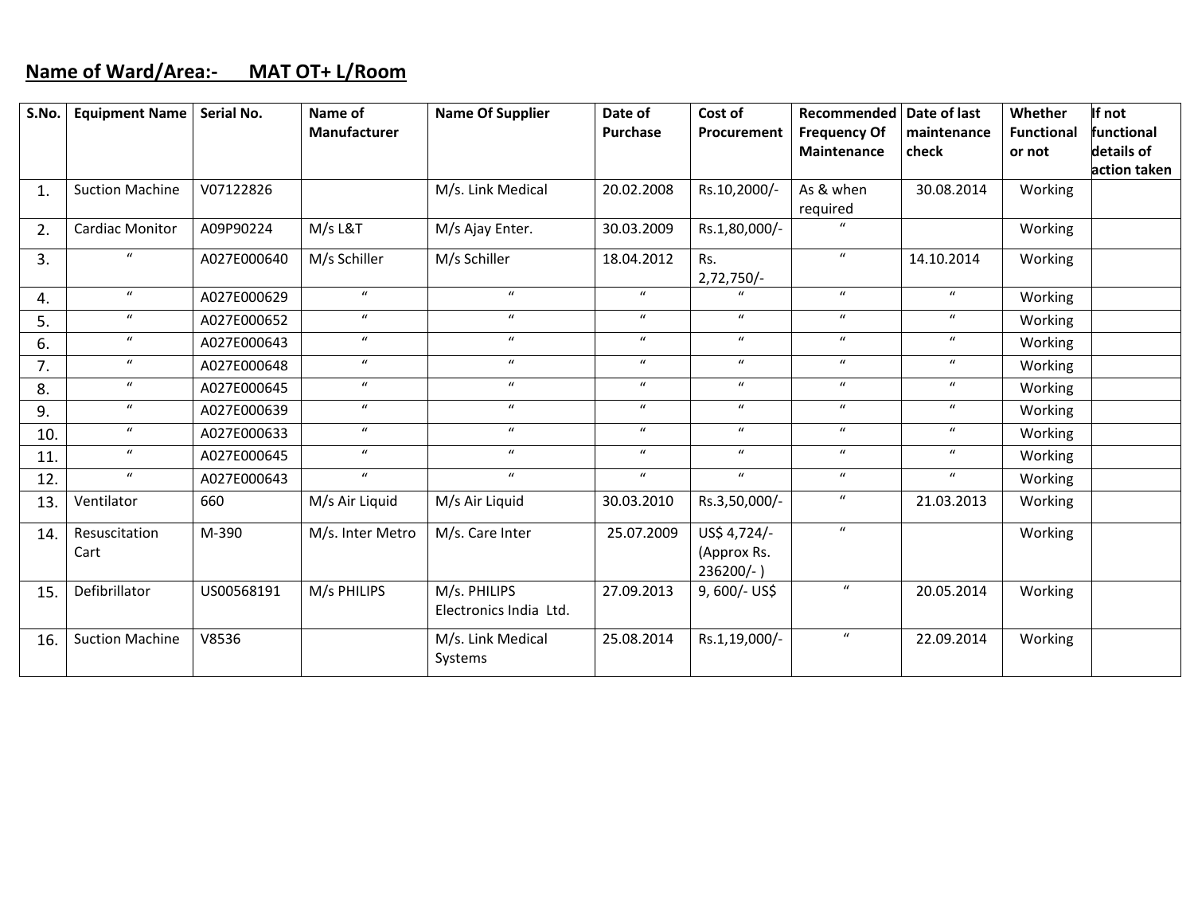**Name of Ward/Area:- MAT OT+ L/Room**

| S.No. | Equipment Name | Serial No. | Name of Manufacturer | Name Of Supplier | Date of Purchase | Cost of Procurement | Recommended Frequency Of Maintenance | Date of last maintenance check | Whether Functional or not | If not functional details of action taken |
|---|---|---|---|---|---|---|---|---|---|---|
| 1. | Suction Machine | V07122826 | | M/s. Link Medical | 20.02.2008 | Rs.10,2000/- | As & when required | 30.08.2014 | Working | |
| 2. | Cardiac Monitor | A09P90224 | M/s L&T | M/s Ajay Enter. | 30.03.2009 | Rs.1,80,000/- | " | | Working | |
| 3. | " | A027E000640 | M/s Schiller | M/s Schiller | 18.04.2012 | Rs. 2,72,750/- | " | 14.10.2014 | Working | |
| 4. | " | A027E000629 | " | " | " | " | " | " | Working | |
| 5. | " | A027E000652 | " | " | " | " | " | " | Working | |
| 6. | " | A027E000643 | " | " | " | " | " | " | Working | |
| 7. | " | A027E000648 | " | " | " | " | " | " | Working | |
| 8. | " | A027E000645 | " | " | " | " | " | " | Working | |
| 9. | " | A027E000639 | " | " | " | " | " | " | Working | |
| 10. | " | A027E000633 | " | " | " | " | " | " | Working | |
| 11. | " | A027E000645 | " | " | " | " | " | " | Working | |
| 12. | " | A027E000643 | " | " | " | " | " | " | Working | |
| 13. | Ventilator | 660 | M/s Air Liquid | M/s Air Liquid | 30.03.2010 | Rs.3,50,000/- | " | 21.03.2013 | Working | |
| 14. | Resuscitation Cart | M-390 | M/s. Inter Metro | M/s. Care Inter | 25.07.2009 | US$ 4,724/- (Approx Rs. 236200/- ) | " | | Working | |
| 15. | Defibrillator | US00568191 | M/s PHILIPS | M/s. PHILIPS Electronics India Ltd. | 27.09.2013 | 9, 600/- US$ | " | 20.05.2014 | Working | |
| 16. | Suction Machine | V8536 | | M/s. Link Medical Systems | 25.08.2014 | Rs.1,19,000/- | " | 22.09.2014 | Working | |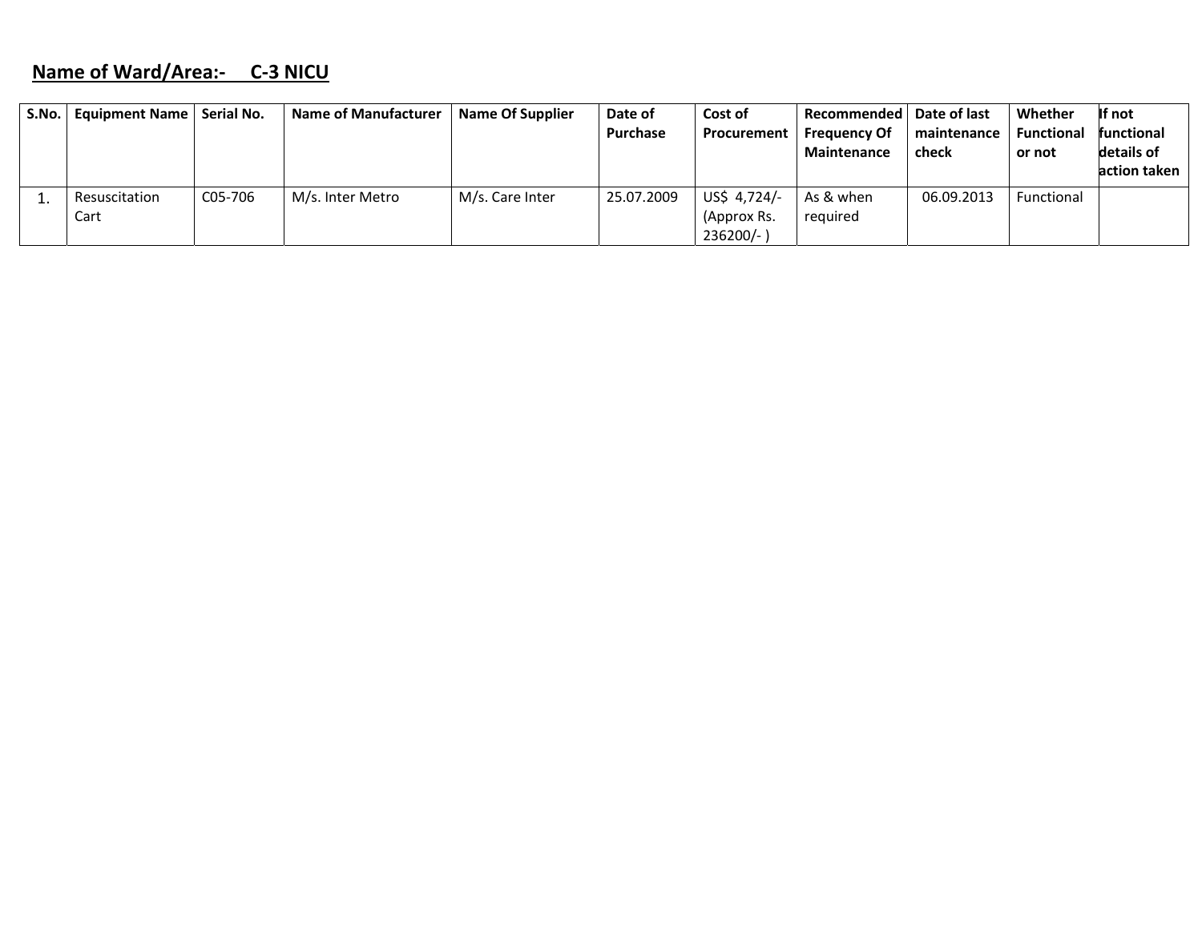**Name of Ward/Area:- C-3 NICU**

| S.No. | Equipment Name | Serial No. | Name of Manufacturer | Name Of Supplier | Date of Purchase | Cost of Procurement | Recommended Frequency Of Maintenance | Date of last maintenance check | Whether Functional or not | If not functional details of action taken |
|---|---|---|---|---|---|---|---|---|---|---|
| 1. | Resuscitation Cart | C05-706 | M/s. Inter Metro | M/s. Care Inter | 25.07.2009 | US$ 4,724/- (Approx Rs. 236200/- ) | As & when required | 06.09.2013 | Functional | |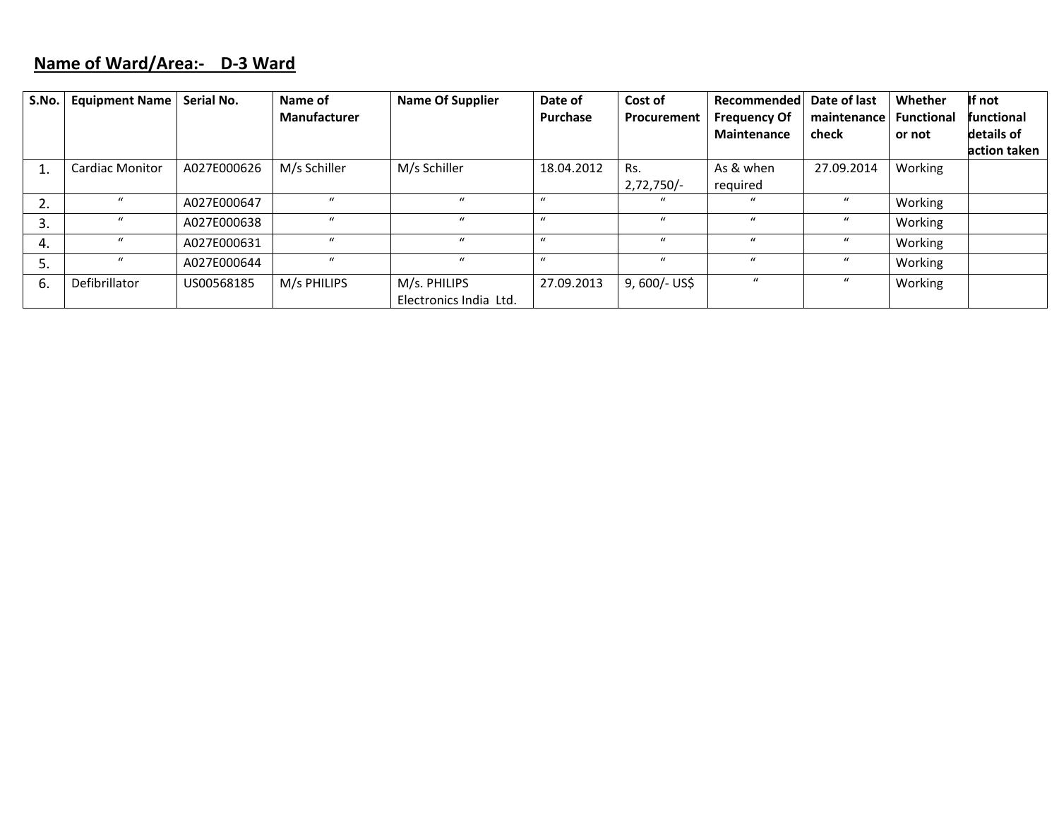**Name of Ward/Area:- D-3 Ward**

| S.No. | Equipment Name | Serial No. | Name of Manufacturer | Name Of Supplier | Date of Purchase | Cost of Procurement | Recommended Frequency Of Maintenance | Date of last maintenance check | Whether Functional or not | If not functional details of action taken |
|---|---|---|---|---|---|---|---|---|---|---|
| 1. | Cardiac Monitor | A027E000626 | M/s Schiller | M/s Schiller | 18.04.2012 | Rs. 2,72,750/- | As & when required | 27.09.2014 | Working | |
| 2. | " | A027E000647 | " | " | " | " | " | " | Working | |
| 3. | " | A027E000638 | " | " | " | " | " | " | Working | |
| 4. | " | A027E000631 | " | " | " | " | " | " | Working | |
| 5. | " | A027E000644 | " | " | " | " | " | " | Working | |
| 6. | Defibrillator | US00568185 | M/s PHILIPS | M/s. PHILIPS Electronics India Ltd. | 27.09.2013 | 9, 600/- US$ | " | " | Working | |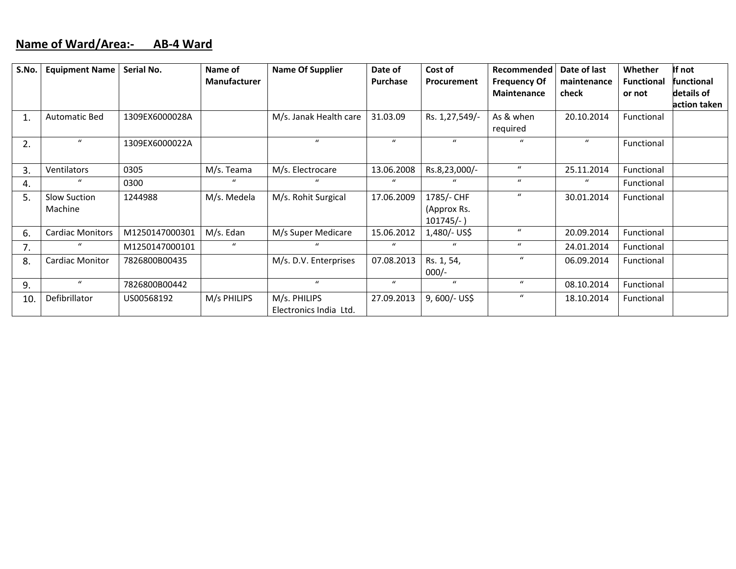**<u>Name of Ward/Area:-      AB-4 Ward</u>**

| S.No. | Equipment Name | Serial No. | Name of Manufacturer | Name Of Supplier | Date of Purchase | Cost of Procurement | Recommended Frequency Of Maintenance | Date of last maintenance check | Whether Functional or not | If not functional details of action taken |
|---|---|---|---|---|---|---|---|---|---|---|
| 1. | Automatic Bed | 1309EX6000028A | | M/s. Janak Health care | 31.03.09 | Rs. 1,27,549/- | As & when required | 20.10.2014 | Functional | |
| 2. | " | 1309EX6000022A | | " | " | " | " | " | Functional | |
| 3. | Ventilators | 0305 | M/s. Teama | M/s. Electrocare | 13.06.2008 | Rs.8,23,000/- | " | 25.11.2014 | Functional | |
| 4. | " | 0300 | " | " | " | " | " | " | Functional | |
| 5. | Slow Suction Machine | 1244988 | M/s. Medela | M/s. Rohit Surgical | 17.06.2009 | 1785/- CHF (Approx Rs. 101745/- ) | " | 30.01.2014 | Functional | |
| 6. | Cardiac Monitors | M1250147000301 | M/s. Edan | M/s Super Medicare | 15.06.2012 | 1,480/- US$ | " | 20.09.2014 | Functional | |
| 7. | " | M1250147000101 | " | " | " | " | " | 24.01.2014 | Functional | |
| 8. | Cardiac Monitor | 7826800B00435 | | M/s. D.V. Enterprises | 07.08.2013 | Rs. 1, 54, 000/- | " | 06.09.2014 | Functional | |
| 9. | " | 7826800B00442 | | " | " | " | " | 08.10.2014 | Functional | |
| 10. | Defibrillator | US00568192 | M/s PHILIPS | M/s. PHILIPS Electronics India Ltd. | 27.09.2013 | 9, 600/- US$ | " | 18.10.2014 | Functional | |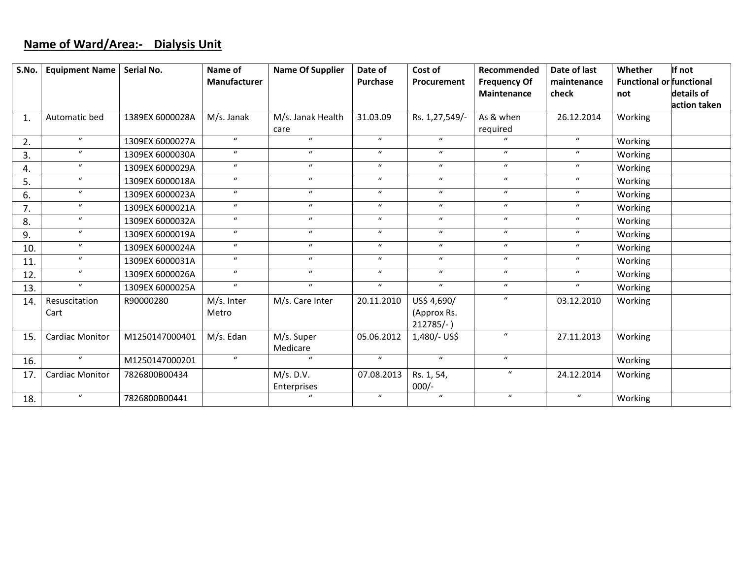**Name of Ward/Area:- Dialysis Unit**

| S.No. | Equipment Name | Serial No. | Name of Manufacturer | Name Of Supplier | Date of Purchase | Cost of Procurement | Recommended Frequency Of Maintenance | Date of last maintenance check | Whether Functional or not | If not functional details of action taken |
|---|---|---|---|---|---|---|---|---|---|---|
| 1. | Automatic bed | 1389EX 6000028A | M/s. Janak | M/s. Janak Health care | 31.03.09 | Rs. 1,27,549/- | As & when required | 26.12.2014 | Working | |
| 2. | " | 1309EX 6000027A | " | " | " | " | " | " | Working | |
| 3. | " | 1309EX 6000030A | " | " | " | " | " | " | Working | |
| 4. | " | 1309EX 6000029A | " | " | " | " | " | " | Working | |
| 5. | " | 1309EX 6000018A | " | " | " | " | " | " | Working | |
| 6. | " | 1309EX 6000023A | " | " | " | " | " | " | Working | |
| 7. | " | 1309EX 6000021A | " | " | " | " | " | " | Working | |
| 8. | " | 1309EX 6000032A | " | " | " | " | " | " | Working | |
| 9. | " | 1309EX 6000019A | " | " | " | " | " | " | Working | |
| 10. | " | 1309EX 6000024A | " | " | " | " | " | " | Working | |
| 11. | " | 1309EX 6000031A | " | " | " | " | " | " | Working | |
| 12. | " | 1309EX 6000026A | " | " | " | " | " | " | Working | |
| 13. | " | 1309EX 6000025A | " | " | " | " | " | " | Working | |
| 14. | Resuscitation Cart | R90000280 | M/s. Inter Metro | M/s. Care Inter | 20.11.2010 | US$ 4,690/ (Approx Rs. 212785/- ) | " | 03.12.2010 | Working | |
| 15. | Cardiac Monitor | M1250147000401 | M/s. Edan | M/s. Super Medicare | 05.06.2012 | 1,480/- US$ | " | 27.11.2013 | Working | |
| 16. | " | M1250147000201 | " | " | " | " | " | | Working | |
| 17. | Cardiac Monitor | 7826800B00434 | | M/s. D.V. Enterprises | 07.08.2013 | Rs. 1, 54, 000/- | " | 24.12.2014 | Working | |
| 18. | " | 7826800B00441 | | " | " | " | " | " | Working | |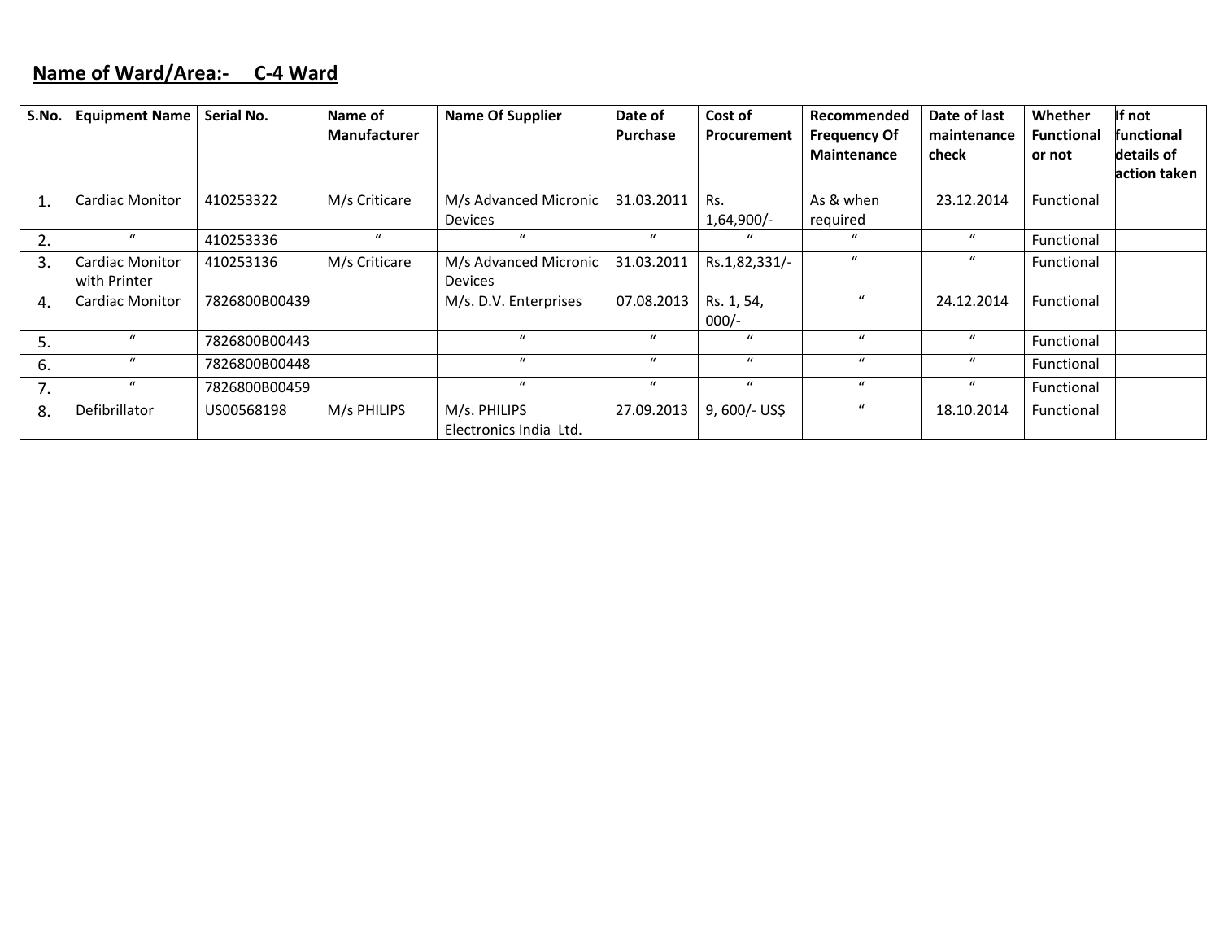**Name of Ward/Area:- C-4 Ward**

| S.No. | Equipment Name | Serial No. | Name of Manufacturer | Name Of Supplier | Date of Purchase | Cost of Procurement | Recommended Frequency Of Maintenance | Date of last maintenance check | Whether Functional or not | If not functional details of action taken |
|---|---|---|---|---|---|---|---|---|---|---|
| 1. | Cardiac Monitor | 410253322 | M/s Criticare | M/s Advanced Micronic Devices | 31.03.2011 | Rs. 1,64,900/- | As & when required | 23.12.2014 | Functional | |
| 2. | " | 410253336 | " | " | " | " | " | " | Functional | |
| 3. | Cardiac Monitor with Printer | 410253136 | M/s Criticare | M/s Advanced Micronic Devices | 31.03.2011 | Rs.1,82,331/- | " | " | Functional | |
| 4. | Cardiac Monitor | 7826800B00439 | | M/s. D.V. Enterprises | 07.08.2013 | Rs. 1, 54, 000/- | " | 24.12.2014 | Functional | |
| 5. | " | 7826800B00443 | | " | " | " | " | " | Functional | |
| 6. | " | 7826800B00448 | | " | " | " | " | " | Functional | |
| 7. | " | 7826800B00459 | | " | " | " | " | " | Functional | |
| 8. | Defibrillator | US00568198 | M/s PHILIPS | M/s. PHILIPS Electronics India Ltd. | 27.09.2013 | 9, 600/- US$ | " | 18.10.2014 | Functional | |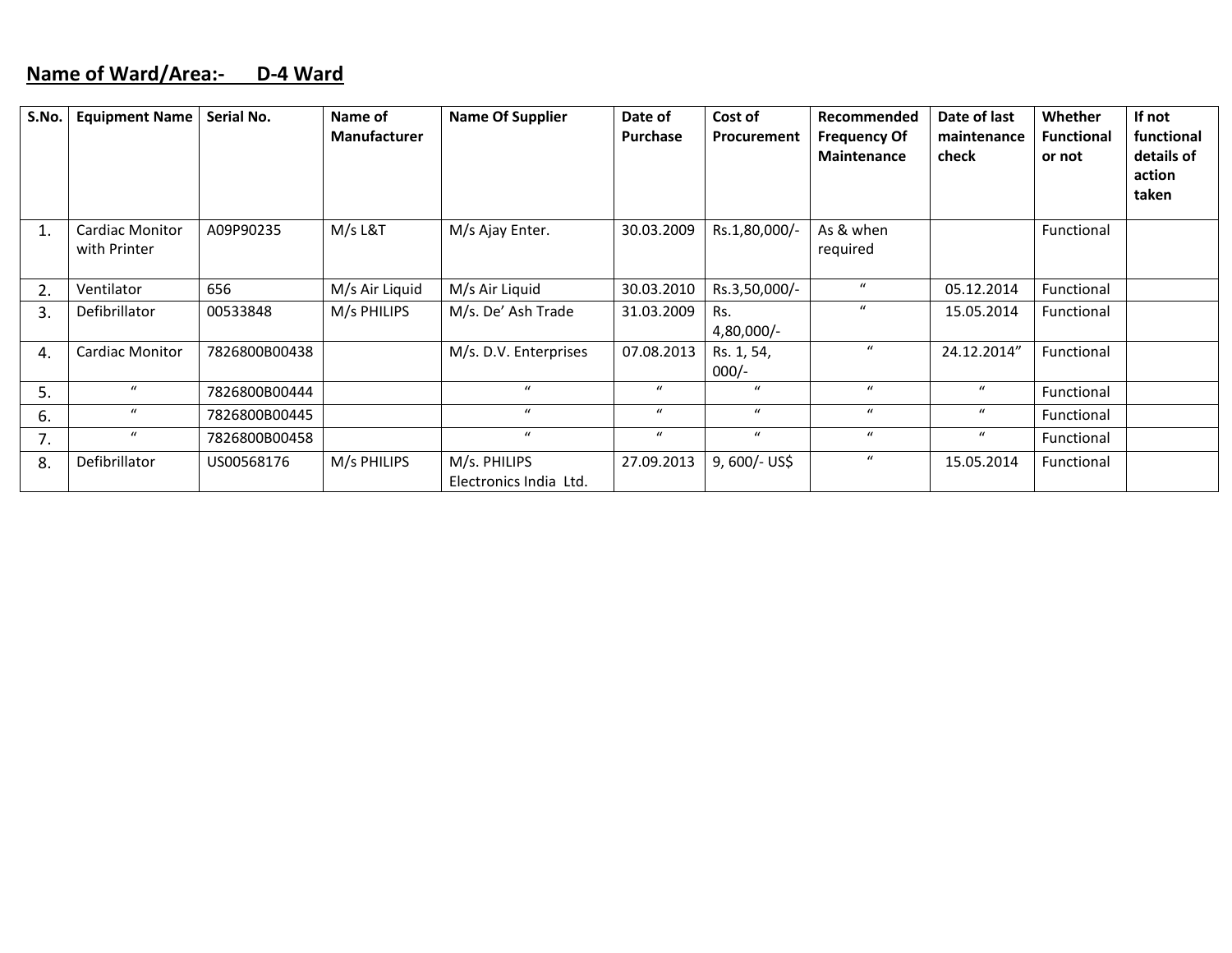**Name of Ward/Area:- D-4 Ward**

| S.No. | Equipment Name | Serial No. | Name of Manufacturer | Name Of Supplier | Date of Purchase | Cost of Procurement | Recommended Frequency Of Maintenance | Date of last maintenance check | Whether Functional or not | If not functional details of action taken |
|---|---|---|---|---|---|---|---|---|---|---|
| 1. | Cardiac Monitor with Printer | A09P90235 | M/s L&T | M/s Ajay Enter. | 30.03.2009 | Rs.1,80,000/- | As & when required | | Functional | |
| 2. | Ventilator | 656 | M/s Air Liquid | M/s Air Liquid | 30.03.2010 | Rs.3,50,000/- | " | 05.12.2014 | Functional | |
| 3. | Defibrillator | 00533848 | M/s PHILIPS | M/s. De' Ash Trade | 31.03.2009 | Rs. 4,80,000/- | " | 15.05.2014 | Functional | |
| 4. | Cardiac Monitor | 7826800B00438 | | M/s. D.V. Enterprises | 07.08.2013 | Rs. 1, 54, 000/- | " | 24.12.2014" | Functional | |
| 5. | " | 7826800B00444 | | " | " | " | " | " | Functional | |
| 6. | " | 7826800B00445 | | " | " | " | " | " | Functional | |
| 7. | " | 7826800B00458 | | " | " | " | " | " | Functional | |
| 8. | Defibrillator | US00568176 | M/s PHILIPS | M/s. PHILIPS Electronics India Ltd. | 27.09.2013 | 9, 600/- US$ | " | 15.05.2014 | Functional | |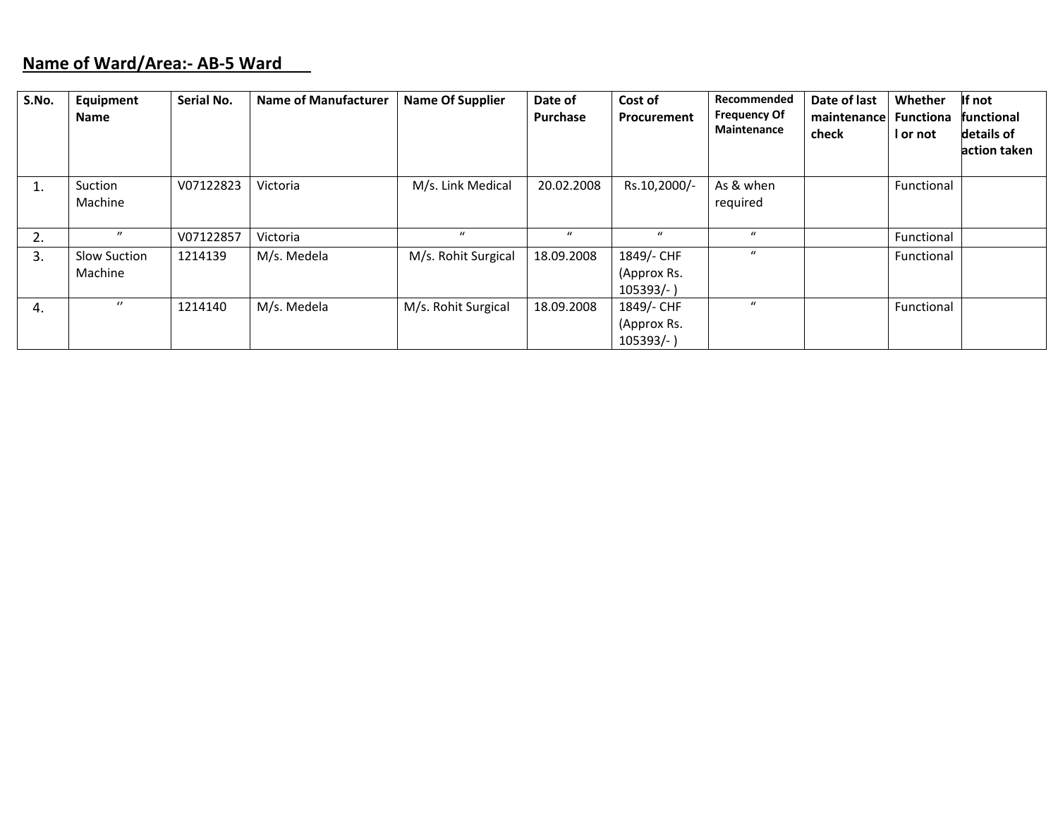**Name of Ward/Area:- AB-5 Ward**

| S.No. | Equipment Name | Serial No. | Name of Manufacturer | Name Of Supplier | Date of Purchase | Cost of Procurement | Recommended Frequency Of Maintenance | Date of last maintenance check | Whether Functional or not | If not functional details of action taken |
|---|---|---|---|---|---|---|---|---|---|---|
| 1. | Suction Machine | V07122823 | Victoria | M/s. Link Medical | 20.02.2008 | Rs.10,2000/- | As & when required | | Functional | |
| 2. | ” | V07122857 | Victoria | “ | “ | “ | “ | | Functional | |
| 3. | Slow Suction Machine | 1214139 | M/s. Medela | M/s. Rohit Surgical | 18.09.2008 | 1849/- CHF (Approx Rs. 105393/- ) | “ | | Functional | |
| 4. | ‘’ | 1214140 | M/s. Medela | M/s. Rohit Surgical | 18.09.2008 | 1849/- CHF (Approx Rs. 105393/- ) | “ | | Functional | |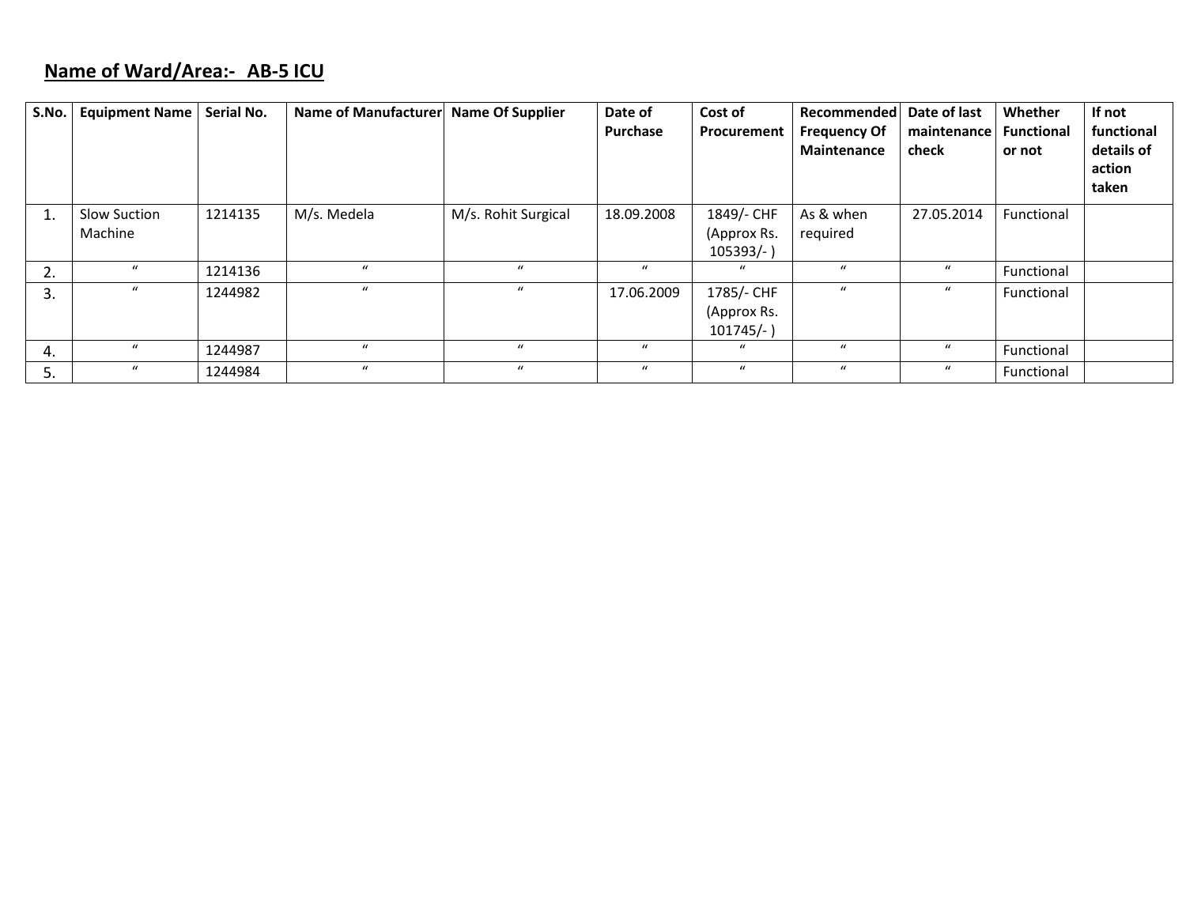**Name of Ward/Area:- AB-5 ICU**

| S.No. | Equipment Name | Serial No. | Name of Manufacturer | Name Of Supplier | Date of Purchase | Cost of Procurement | Recommended Frequency Of Maintenance | Date of last maintenance check | Whether Functional or not | If not functional details of action taken |
|---|---|---|---|---|---|---|---|---|---|---|
| 1. | Slow Suction Machine | 1214135 | M/s. Medela | M/s. Rohit Surgical | 18.09.2008 | 1849/- CHF (Approx Rs. 105393/- ) | As & when required | 27.05.2014 | Functional | |
| 2. | " | 1214136 | " | " | " | " | " | " | Functional | |
| 3. | " | 1244982 | " | " | 17.06.2009 | 1785/- CHF (Approx Rs. 101745/- ) | " | " | Functional | |
| 4. | " | 1244987 | " | " | " | " | " | " | Functional | |
| 5. | " | 1244984 | " | " | " | " | " | " | Functional | |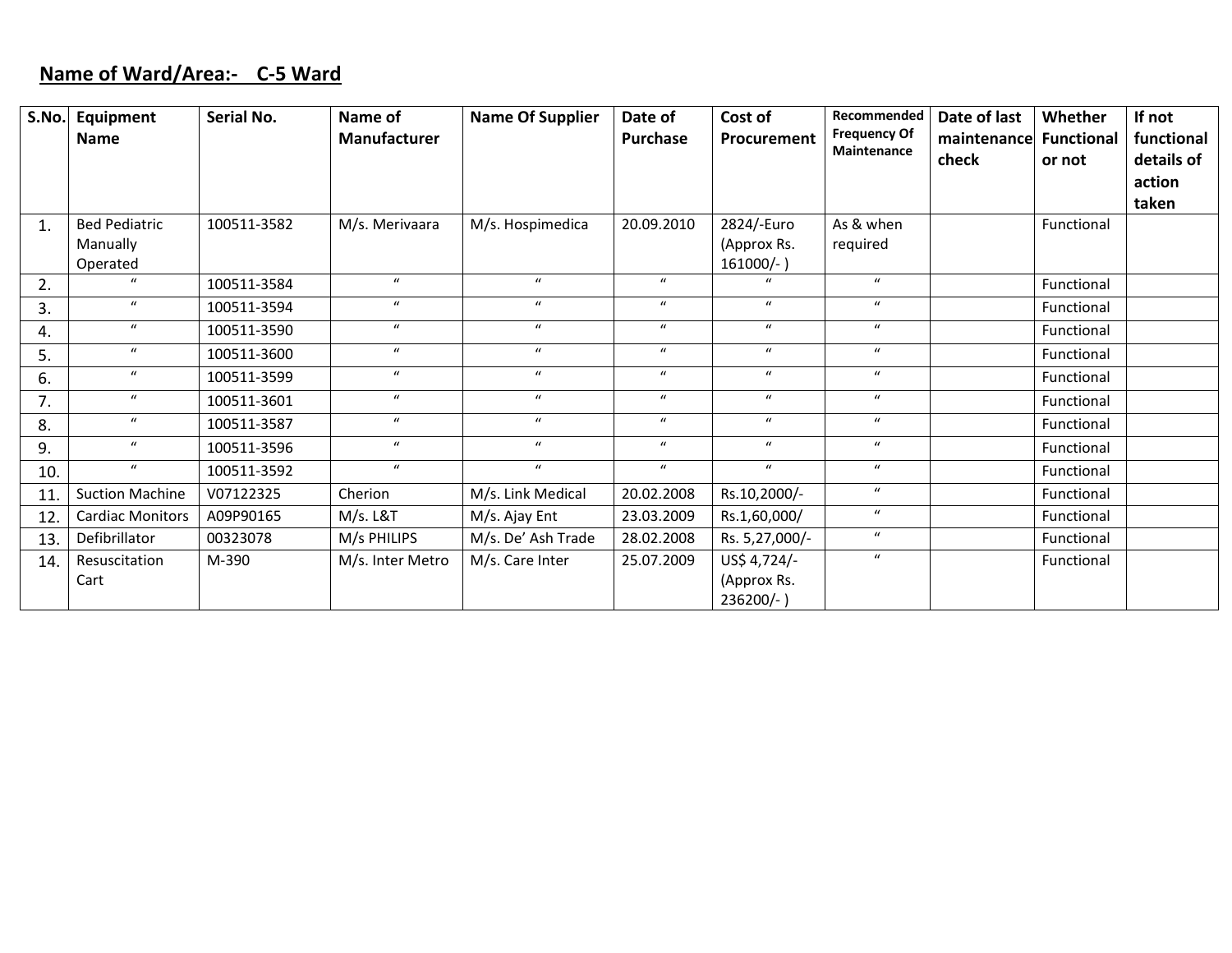**Name of Ward/Area:- C-5 Ward**

| S.No. | Equipment Name | Serial No. | Name of Manufacturer | Name Of Supplier | Date of Purchase | Cost of Procurement | Recommended Frequency Of Maintenance | Date of last maintenance check | Whether Functional or not | If not functional details of action taken |
|---|---|---|---|---|---|---|---|---|---|---|
| 1. | Bed Pediatric Manually Operated | 100511-3582 | M/s. Merivaara | M/s. Hospimedica | 20.09.2010 | 2824/-Euro (Approx Rs. 161000/- ) | As & when required | | Functional | |
| 2. | " | 100511-3584 | " | " | " | " | " | | Functional | |
| 3. | " | 100511-3594 | " | " | " | " | " | | Functional | |
| 4. | " | 100511-3590 | " | " | " | " | " | | Functional | |
| 5. | " | 100511-3600 | " | " | " | " | " | | Functional | |
| 6. | " | 100511-3599 | " | " | " | " | " | | Functional | |
| 7. | " | 100511-3601 | " | " | " | " | " | | Functional | |
| 8. | " | 100511-3587 | " | " | " | " | " | | Functional | |
| 9. | " | 100511-3596 | " | " | " | " | " | | Functional | |
| 10. | " | 100511-3592 | " | " | " | " | " | | Functional | |
| 11. | Suction Machine | V07122325 | Cherion | M/s. Link Medical | 20.02.2008 | Rs.10,2000/- | " | | Functional | |
| 12. | Cardiac Monitors | A09P90165 | M/s. L&T | M/s. Ajay Ent | 23.03.2009 | Rs.1,60,000/ | " | | Functional | |
| 13. | Defibrillator | 00323078 | M/s PHILIPS | M/s. De' Ash Trade | 28.02.2008 | Rs. 5,27,000/- | " | | Functional | |
| 14. | Resuscitation Cart | M-390 | M/s. Inter Metro | M/s. Care Inter | 25.07.2009 | US$ 4,724/- (Approx Rs. 236200/- ) | " | | Functional | |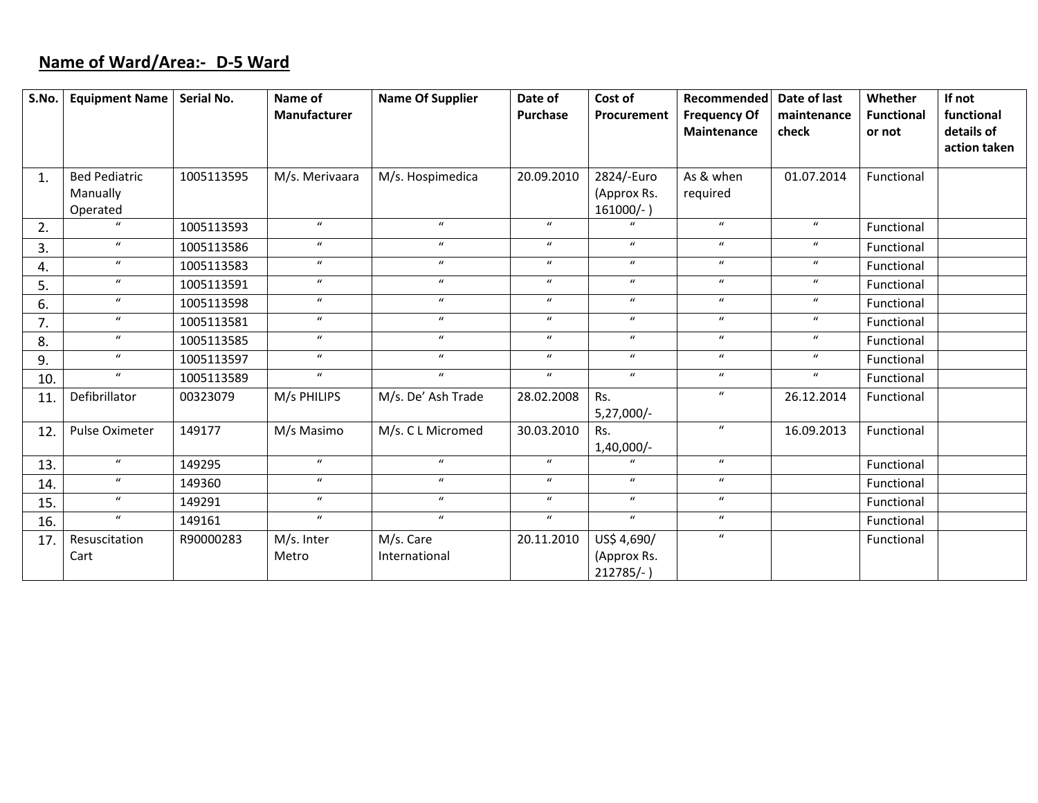**Name of Ward/Area:- D-5 Ward**

| S.No. | Equipment Name | Serial No. | Name of Manufacturer | Name Of Supplier | Date of Purchase | Cost of Procurement | Recommended Frequency Of Maintenance | Date of last maintenance check | Whether Functional or not | If not functional details of action taken |
|---|---|---|---|---|---|---|---|---|---|---|
| 1. | Bed Pediatric Manually Operated | 1005113595 | M/s. Merivaara | M/s. Hospimedica | 20.09.2010 | 2824/-Euro (Approx Rs. 161000/- ) | As & when required | 01.07.2014 | Functional | |
| 2. | " | 1005113593 | " | " | " | " | " | " | Functional | |
| 3. | " | 1005113586 | " | " | " | " | " | " | Functional | |
| 4. | " | 1005113583 | " | " | " | " | " | " | Functional | |
| 5. | " | 1005113591 | " | " | " | " | " | " | Functional | |
| 6. | " | 1005113598 | " | " | " | " | " | " | Functional | |
| 7. | " | 1005113581 | " | " | " | " | " | " | Functional | |
| 8. | " | 1005113585 | " | " | " | " | " | " | Functional | |
| 9. | " | 1005113597 | " | " | " | " | " | " | Functional | |
| 10. | " | 1005113589 | " | " | " | " | " | " | Functional | |
| 11. | Defibrillator | 00323079 | M/s PHILIPS | M/s. De' Ash Trade | 28.02.2008 | Rs. 5,27,000/- | " | 26.12.2014 | Functional | |
| 12. | Pulse Oximeter | 149177 | M/s Masimo | M/s. C L Micromed | 30.03.2010 | Rs. 1,40,000/- | " | 16.09.2013 | Functional | |
| 13. | " | 149295 | " | " | " | " | " | | Functional | |
| 14. | " | 149360 | " | " | " | " | " | | Functional | |
| 15. | " | 149291 | " | " | " | " | " | | Functional | |
| 16. | " | 149161 | " | " | " | " | " | | Functional | |
| 17. | Resuscitation Cart | R90000283 | M/s. Inter Metro | M/s. Care International | 20.11.2010 | US$ 4,690/ (Approx Rs. 212785/- ) | " | | Functional | |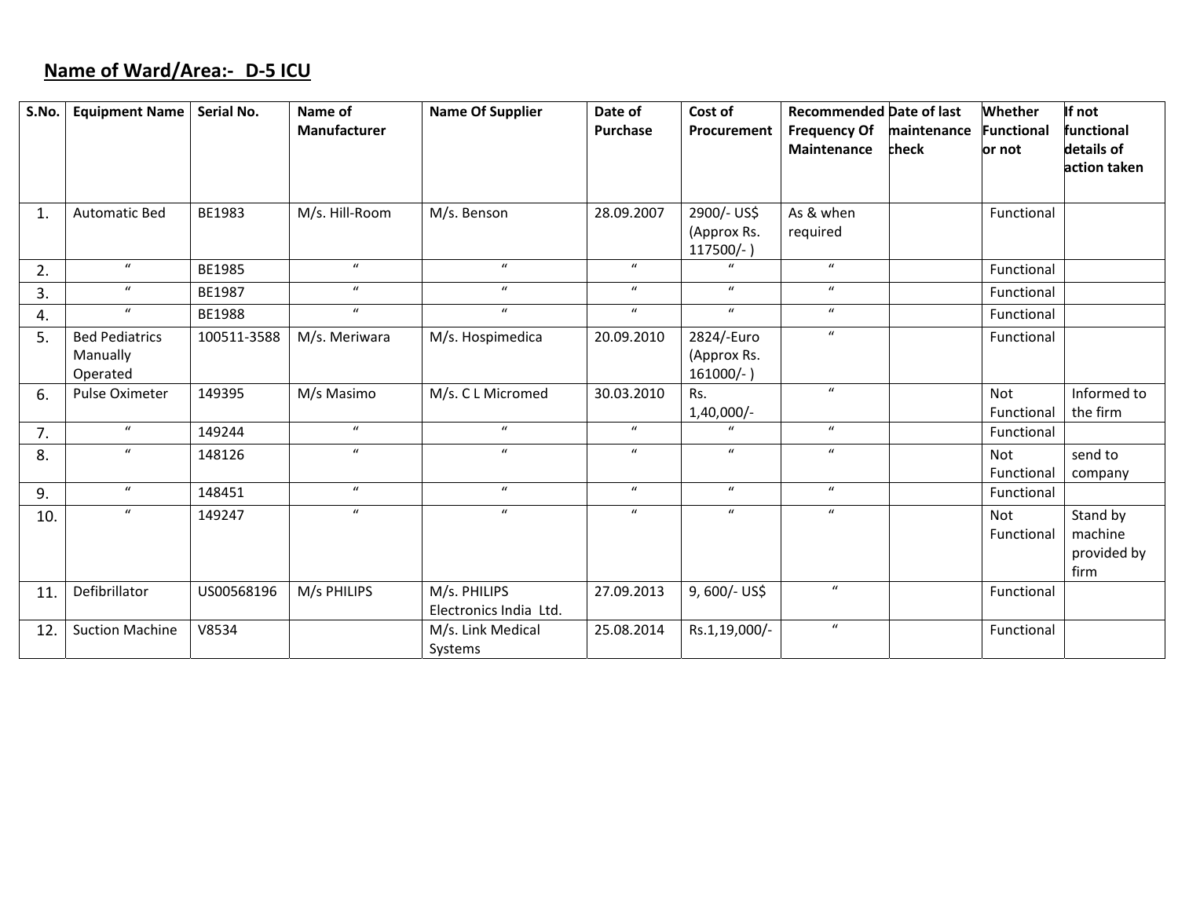**Name of Ward/Area:- D-5 ICU**

| S.No. | Equipment Name | Serial No. | Name of Manufacturer | Name Of Supplier | Date of Purchase | Cost of Procurement | Recommended Frequency Of Maintenance | Date of last maintenance check | Whether Functional or not | If not functional details of action taken |
|---|---|---|---|---|---|---|---|---|---|---|
| 1. | Automatic Bed | BE1983 | M/s. Hill-Room | M/s. Benson | 28.09.2007 | 2900/- US$ (Approx Rs. 117500/- ) | As & when required | | Functional | |
| 2. | " | BE1985 | " | " | " | " | " | | Functional | |
| 3. | " | BE1987 | " | " | " | " | " | | Functional | |
| 4. | " | BE1988 | " | " | " | " | " | | Functional | |
| 5. | Bed Pediatrics Manually Operated | 100511-3588 | M/s. Meriwara | M/s. Hospimedica | 20.09.2010 | 2824/-Euro (Approx Rs. 161000/- ) | " | | Functional | |
| 6. | Pulse Oximeter | 149395 | M/s Masimo | M/s. C L Micromed | 30.03.2010 | Rs. 1,40,000/- | " | | Not Functional | Informed to the firm |
| 7. | " | 149244 | " | " | " | " | " | | Functional | |
| 8. | " | 148126 | " | " | " | " | " | | Not Functional | send to company |
| 9. | " | 148451 | " | " | " | " | " | | Functional | |
| 10. | " | 149247 | " | " | " | " | " | | Not Functional | Stand by machine provided by firm |
| 11. | Defibrillator | US00568196 | M/s PHILIPS | M/s. PHILIPS Electronics India Ltd. | 27.09.2013 | 9, 600/- US$ | " | | Functional | |
| 12. | Suction Machine | V8534 | | M/s. Link Medical Systems | 25.08.2014 | Rs.1,19,000/- | " | | Functional | |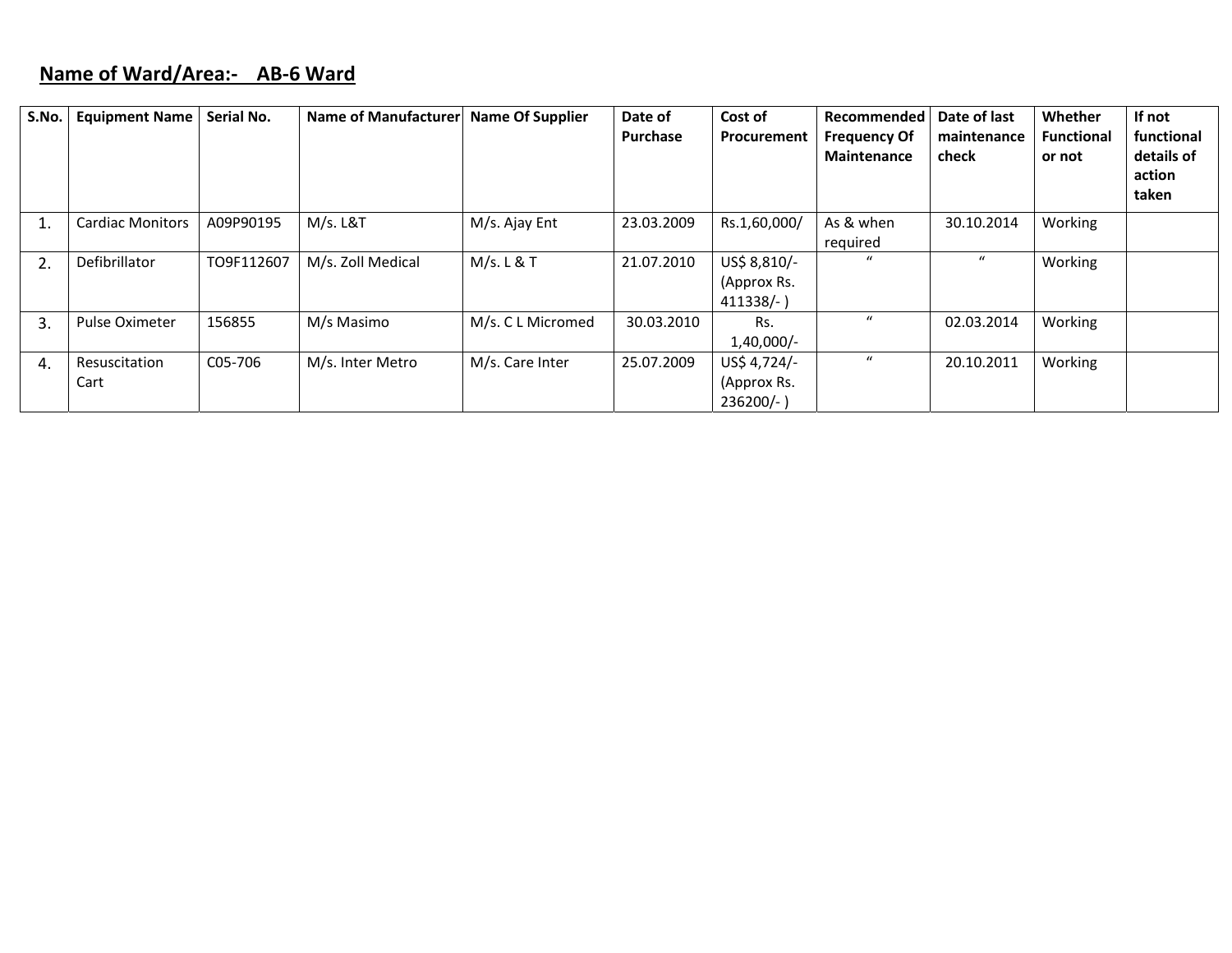**Name of Ward/Area:- AB-6 Ward**

| S.No. | Equipment Name | Serial No. | Name of Manufacturer | Name Of Supplier | Date of Purchase | Cost of Procurement | Recommended Frequency Of Maintenance | Date of last maintenance check | Whether Functional or not | If not functional details of action taken |
|---|---|---|---|---|---|---|---|---|---|---|
| 1. | Cardiac Monitors | A09P90195 | M/s. L&T | M/s. Ajay Ent | 23.03.2009 | Rs.1,60,000/ | As & when required | 30.10.2014 | Working | |
| 2. | Defibrillator | TO9F112607 | M/s. Zoll Medical | M/s. L & T | 21.07.2010 | US$ 8,810/- (Approx Rs. 411338/- ) | " | " | Working | |
| 3. | Pulse Oximeter | 156855 | M/s Masimo | M/s. C L Micromed | 30.03.2010 | Rs. 1,40,000/- | " | 02.03.2014 | Working | |
| 4. | Resuscitation Cart | C05-706 | M/s. Inter Metro | M/s. Care Inter | 25.07.2009 | US$ 4,724/- (Approx Rs. 236200/- ) | " | 20.10.2011 | Working | |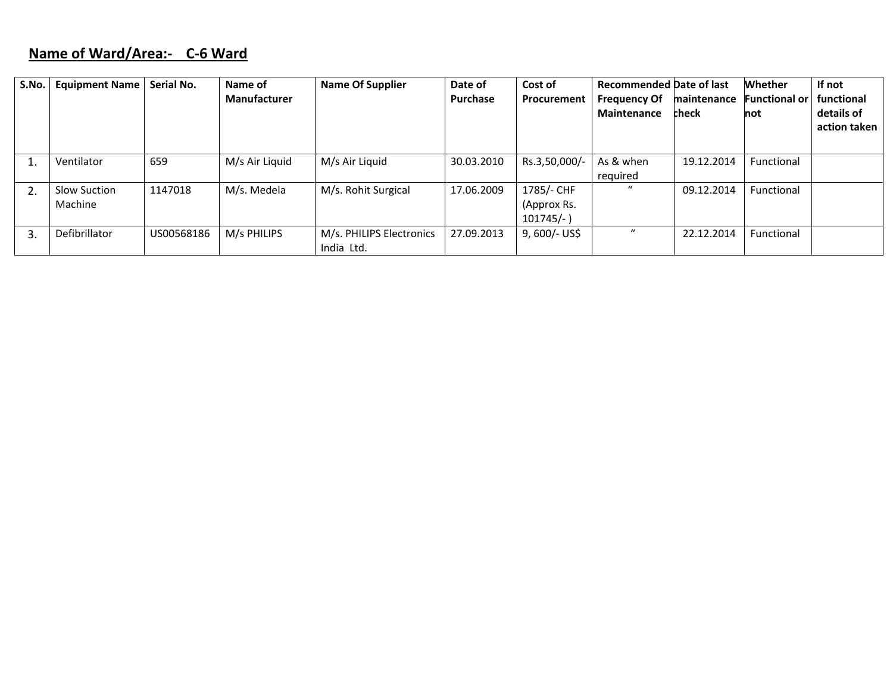**Name of Ward/Area:- C-6 Ward**

| S.No. | Equipment Name | Serial No. | Name of Manufacturer | Name Of Supplier | Date of Purchase | Cost of Procurement | Recommended Frequency Of Maintenance | Date of last maintenance check | Whether Functional or not | If not functional details of action taken |
|---|---|---|---|---|---|---|---|---|---|---|
| 1. | Ventilator | 659 | M/s Air Liquid | M/s Air Liquid | 30.03.2010 | Rs.3,50,000/- | As & when required | 19.12.2014 | Functional | |
| 2. | Slow Suction Machine | 1147018 | M/s. Medela | M/s. Rohit Surgical | 17.06.2009 | 1785/- CHF (Approx Rs. 101745/- ) | " | 09.12.2014 | Functional | |
| 3. | Defibrillator | US00568186 | M/s PHILIPS | M/s. PHILIPS Electronics India Ltd. | 27.09.2013 | 9, 600/- US$ | " | 22.12.2014 | Functional | |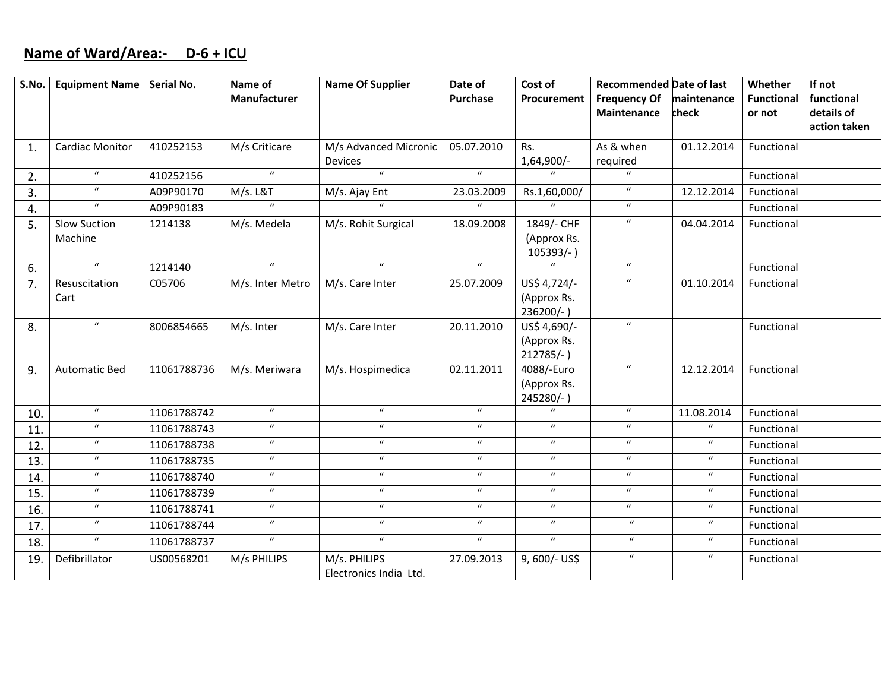**Name of Ward/Area:- D-6 + ICU**

| S.No. | Equipment Name | Serial No. | Name of Manufacturer | Name Of Supplier | Date of Purchase | Cost of Procurement | Recommended Frequency Of Maintenance | Date of last maintenance check | Whether Functional or not | If not functional details of action taken |
|---|---|---|---|---|---|---|---|---|---|---|
| 1. | Cardiac Monitor | 410252153 | M/s Criticare | M/s Advanced Micronic Devices | 05.07.2010 | Rs. 1,64,900/- | As & when required | 01.12.2014 | Functional | |
| 2. | " | 410252156 | " | " | " | " | " | | Functional | |
| 3. | " | A09P90170 | M/s. L&T | M/s. Ajay Ent | 23.03.2009 | Rs.1,60,000/ | " | 12.12.2014 | Functional | |
| 4. | " | A09P90183 | " | " | " | " | " | | Functional | |
| 5. | Slow Suction Machine | 1214138 | M/s. Medela | M/s. Rohit Surgical | 18.09.2008 | 1849/- CHF (Approx Rs. 105393/- ) | " | 04.04.2014 | Functional | |
| 6. | " | 1214140 | " | " | " | " | " | | Functional | |
| 7. | Resuscitation Cart | C05706 | M/s. Inter Metro | M/s. Care Inter | 25.07.2009 | US$ 4,724/- (Approx Rs. 236200/- ) | " | 01.10.2014 | Functional | |
| 8. | " | 8006854665 | M/s. Inter | M/s. Care Inter | 20.11.2010 | US$ 4,690/- (Approx Rs. 212785/- ) | " | | Functional | |
| 9. | Automatic Bed | 11061788736 | M/s. Meriwara | M/s. Hospimedica | 02.11.2011 | 4088/-Euro (Approx Rs. 245280/- ) | " | 12.12.2014 | Functional | |
| 10. | " | 11061788742 | " | " | " | " | " | 11.08.2014 | Functional | |
| 11. | " | 11061788743 | " | " | " | " | " | " | Functional | |
| 12. | " | 11061788738 | " | " | " | " | " | " | Functional | |
| 13. | " | 11061788735 | " | " | " | " | " | " | Functional | |
| 14. | " | 11061788740 | " | " | " | " | " | " | Functional | |
| 15. | " | 11061788739 | " | " | " | " | " | " | Functional | |
| 16. | " | 11061788741 | " | " | " | " | " | " | Functional | |
| 17. | " | 11061788744 | " | " | " | " | " | " | Functional | |
| 18. | " | 11061788737 | " | " | " | " | " | " | Functional | |
| 19. | Defibrillator | US00568201 | M/s PHILIPS | M/s. PHILIPS Electronics India Ltd. | 27.09.2013 | 9, 600/- US$ | " | " | Functional | |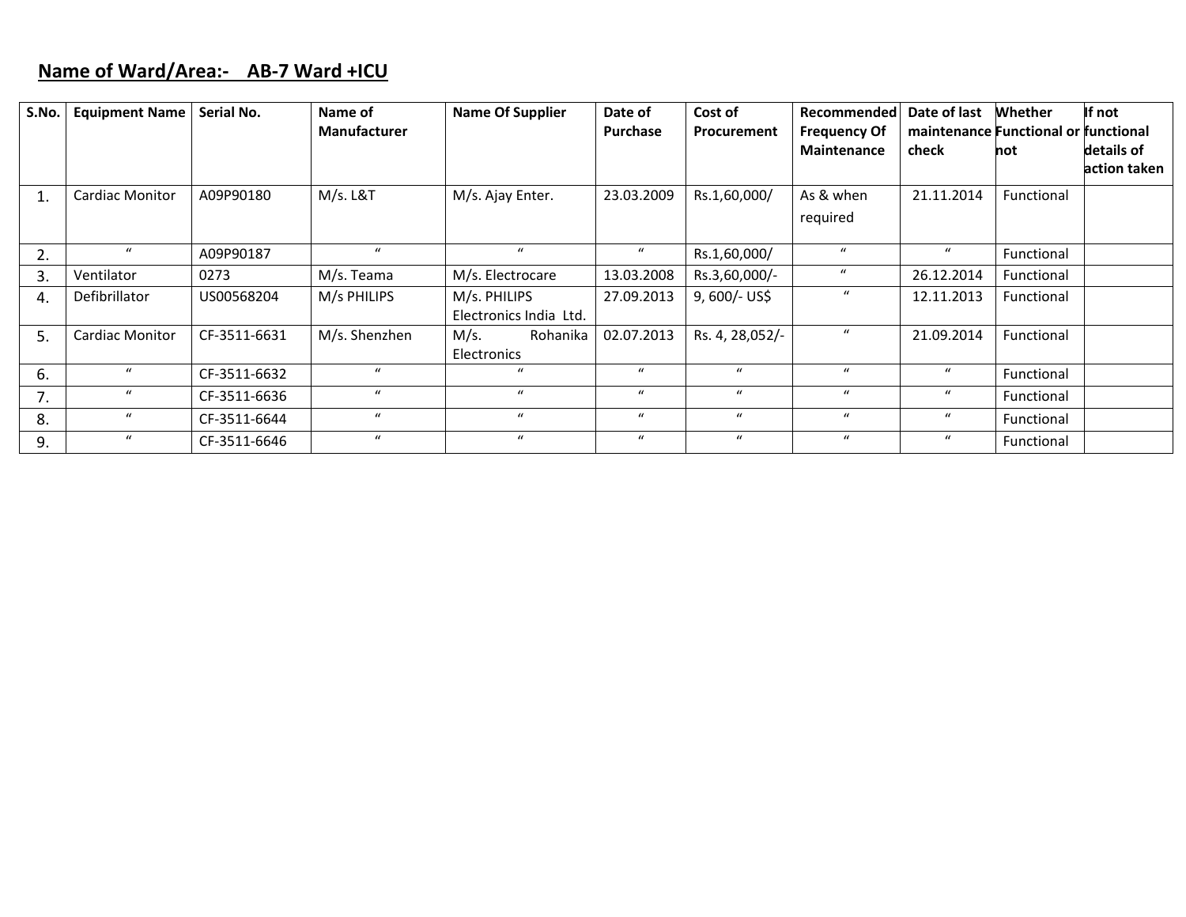**Name of Ward/Area:- AB-7 Ward +ICU**

| S.No. | Equipment Name | Serial No. | Name of Manufacturer | Name Of Supplier | Date of Purchase | Cost of Procurement | Recommended Frequency Of Maintenance | Date of last maintenance check | Whether Functional or not | If not functional details of action taken |
|---|---|---|---|---|---|---|---|---|---|---|
| 1. | Cardiac Monitor | A09P90180 | M/s. L&T | M/s. Ajay Enter. | 23.03.2009 | Rs.1,60,000/ | As & when required | 21.11.2014 | Functional | |
| 2. | " | A09P90187 | " | " | " | Rs.1,60,000/ | " | " | Functional | |
| 3. | Ventilator | 0273 | M/s. Teama | M/s. Electrocare | 13.03.2008 | Rs.3,60,000/- | " | 26.12.2014 | Functional | |
| 4. | Defibrillator | US00568204 | M/s PHILIPS | M/s. PHILIPS Electronics India Ltd. | 27.09.2013 | 9, 600/- US$ | " | 12.11.2013 | Functional | |
| 5. | Cardiac Monitor | CF-3511-6631 | M/s. Shenzhen | M/s. Rohanika Electronics | 02.07.2013 | Rs. 4, 28,052/- | " | 21.09.2014 | Functional | |
| 6. | " | CF-3511-6632 | " | " | " | " | " | " | Functional | |
| 7. | " | CF-3511-6636 | " | " | " | " | " | " | Functional | |
| 8. | " | CF-3511-6644 | " | " | " | " | " | " | Functional | |
| 9. | " | CF-3511-6646 | " | " | " | " | " | " | Functional | |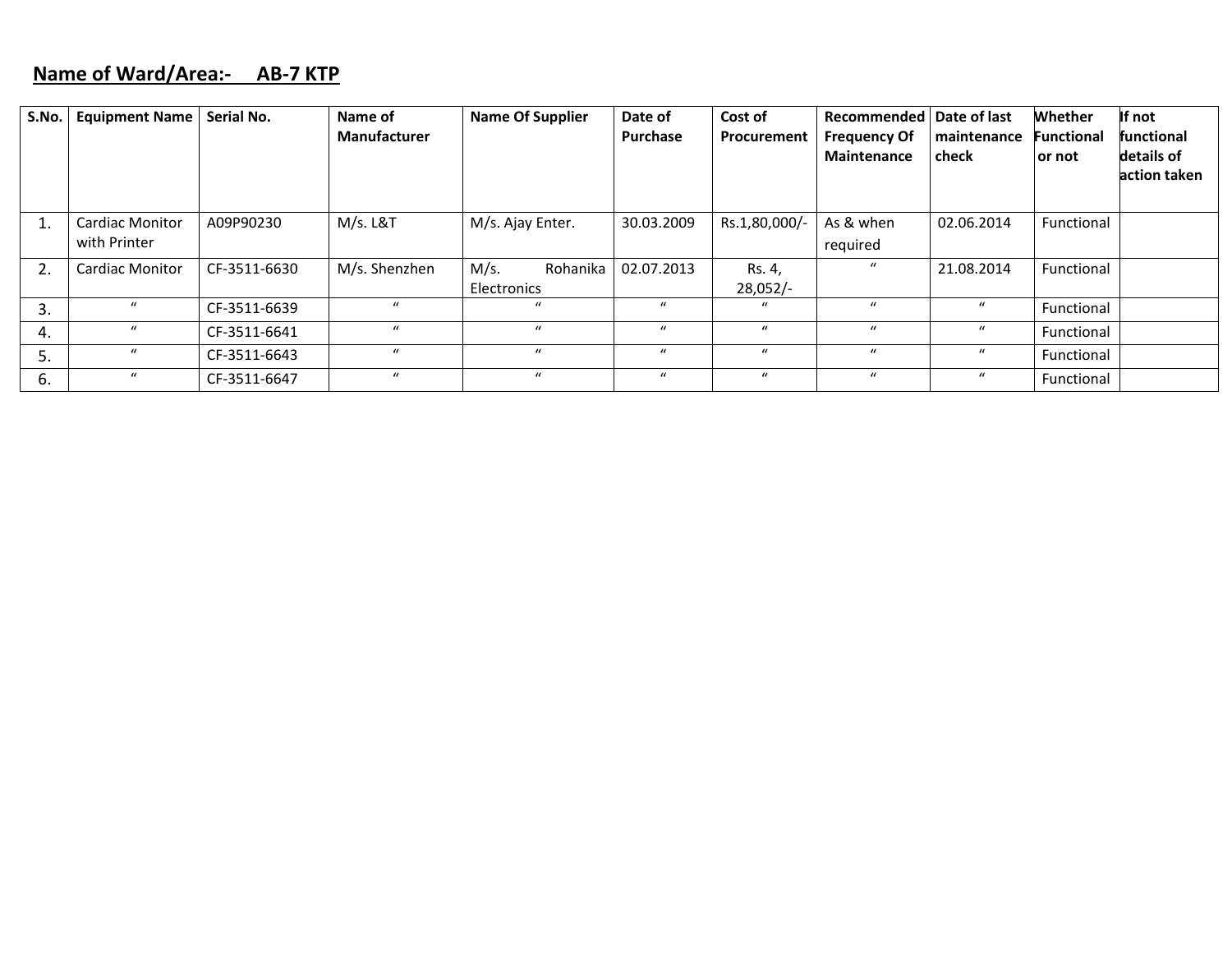## Name of Ward/Area:- AB-7 KTP

| S.No. | Equipment Name | Serial No. | Name of Manufacturer | Name Of Supplier | Date of Purchase | Cost of Procurement | Recommended Frequency Of Maintenance | Date of last maintenance check | Whether Functional or not | If not functional details of action taken |
|---|---|---|---|---|---|---|---|---|---|---|
| 1. | Cardiac Monitor with Printer | A09P90230 | M/s. L&T | M/s. Ajay Enter. | 30.03.2009 | Rs.1,80,000/- | As & when required | 02.06.2014 | Functional | |
| 2. | Cardiac Monitor | CF-3511-6630 | M/s. Shenzhen | M/s. Rohanika Electronics | 02.07.2013 | Rs. 4, 28,052/- | " | 21.08.2014 | Functional | |
| 3. | " | CF-3511-6639 | " | " | " | " | " | " | Functional | |
| 4. | " | CF-3511-6641 | " | " | " | " | " | " | Functional | |
| 5. | " | CF-3511-6643 | " | " | " | " | " | " | Functional | |
| 6. | " | CF-3511-6647 | " | " | " | " | " | " | Functional | |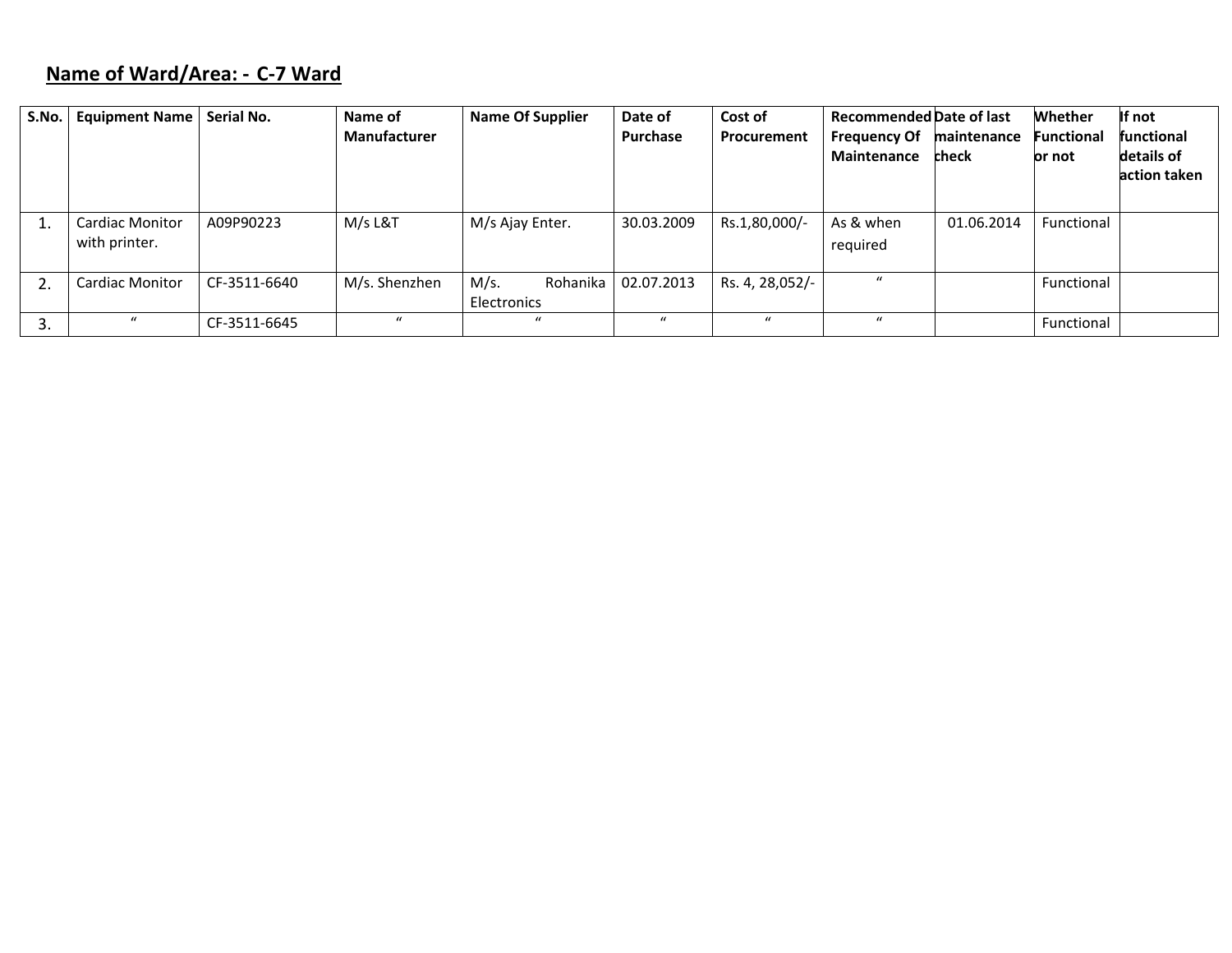**Name of Ward/Area: - C-7 Ward**

| S.No. | Equipment Name | Serial No. | Name of Manufacturer | Name Of Supplier | Date of Purchase | Cost of Procurement | Recommended Frequency Of Maintenance | Date of last maintenance check | Whether Functional or not | If not functional details of action taken |
|---|---|---|---|---|---|---|---|---|---|---|
| 1. | Cardiac Monitor with printer. | A09P90223 | M/s L&T | M/s Ajay Enter. | 30.03.2009 | Rs.1,80,000/- | As & when required | 01.06.2014 | Functional | |
| 2. | Cardiac Monitor | CF-3511-6640 | M/s. Shenzhen | M/s. Rohanika Electronics | 02.07.2013 | Rs. 4, 28,052/- | " | | Functional | |
| 3. | " | CF-3511-6645 | " | " | " | " | " | | Functional | |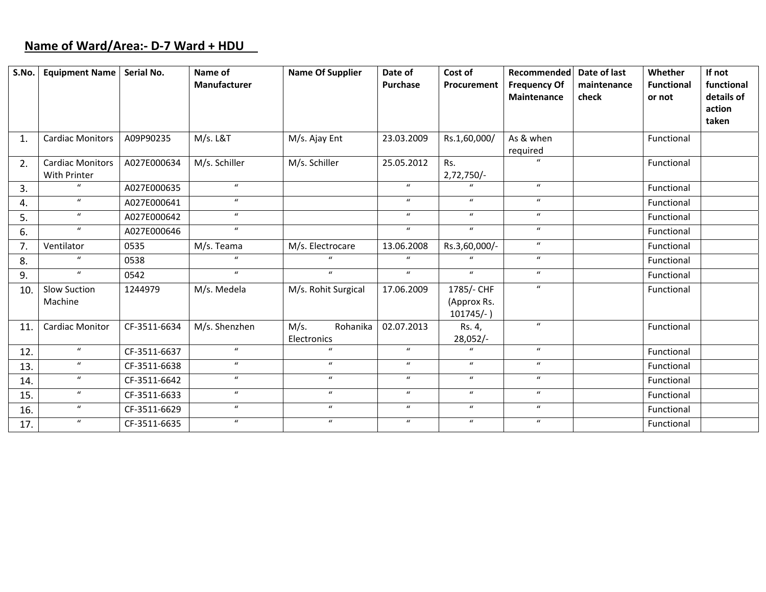**Name of Ward/Area:- D-7 Ward + HDU**

| S.No. | Equipment Name | Serial No. | Name of Manufacturer | Name Of Supplier | Date of Purchase | Cost of Procurement | Recommended Frequency Of Maintenance | Date of last maintenance check | Whether Functional or not | If not functional details of action taken |
|---|---|---|---|---|---|---|---|---|---|---|
| 1. | Cardiac Monitors | A09P90235 | M/s. L&T | M/s. Ajay Ent | 23.03.2009 | Rs.1,60,000/ | As & when required | | Functional | |
| 2. | Cardiac Monitors With Printer | A027E000634 | M/s. Schiller | M/s. Schiller | 25.05.2012 | Rs. 2,72,750/- | " | | Functional | |
| 3. | " | A027E000635 | " | | " | " | " | | Functional | |
| 4. | " | A027E000641 | " | | " | " | " | | Functional | |
| 5. | " | A027E000642 | " | | " | " | " | | Functional | |
| 6. | " | A027E000646 | " | | " | " | " | | Functional | |
| 7. | Ventilator | 0535 | M/s. Teama | M/s. Electrocare | 13.06.2008 | Rs.3,60,000/- | " | | Functional | |
| 8. | " | 0538 | " | " | " | " | " | | Functional | |
| 9. | " | 0542 | " | " | " | " | " | | Functional | |
| 10. | Slow Suction Machine | 1244979 | M/s. Medela | M/s. Rohit Surgical | 17.06.2009 | 1785/- CHF (Approx Rs. 101745/- ) | " | | Functional | |
| 11. | Cardiac Monitor | CF-3511-6634 | M/s. Shenzhen | M/s. Rohanika Electronics | 02.07.2013 | Rs. 4, 28,052/- | " | | Functional | |
| 12. | " | CF-3511-6637 | " | " | " | " | " | | Functional | |
| 13. | " | CF-3511-6638 | " | " | " | " | " | | Functional | |
| 14. | " | CF-3511-6642 | " | " | " | " | " | | Functional | |
| 15. | " | CF-3511-6633 | " | " | " | " | " | | Functional | |
| 16. | " | CF-3511-6629 | " | " | " | " | " | | Functional | |
| 17. | " | CF-3511-6635 | " | " | " | " | " | | Functional | |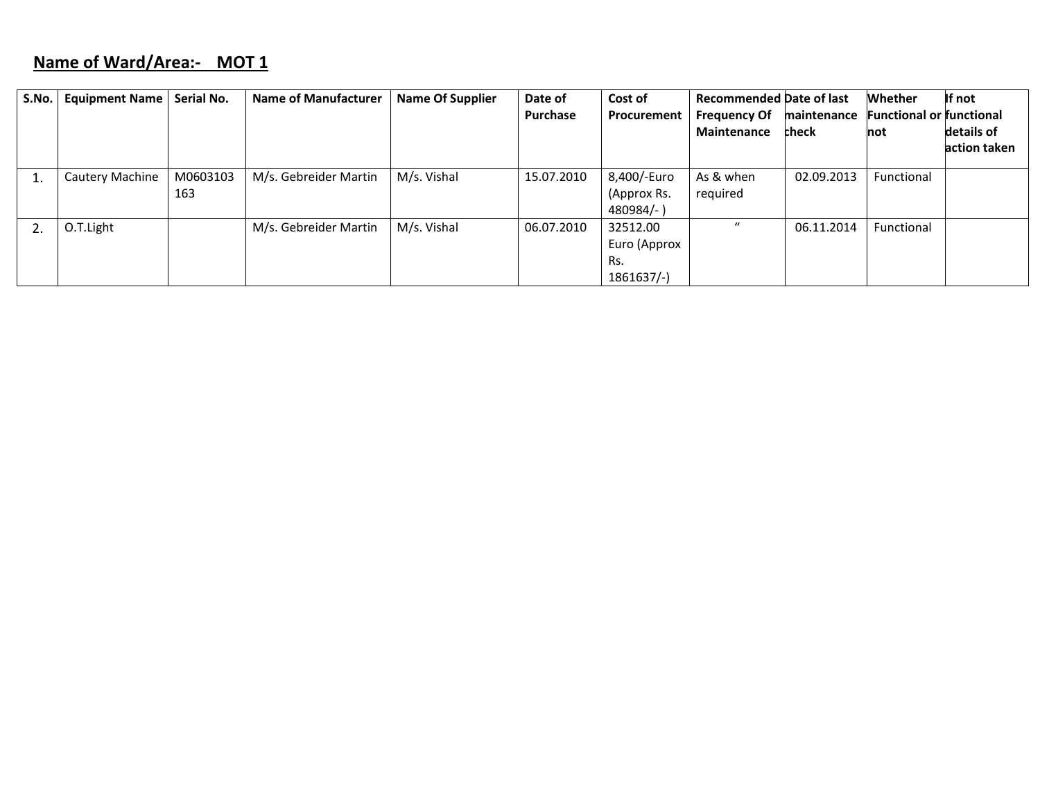**Name of Ward/Area:- MOT 1**

| S.No. | Equipment Name | Serial No. | Name of Manufacturer | Name Of Supplier | Date of Purchase | Cost of Procurement | Recommended Frequency Of Maintenance | Date of last maintenance check | Whether Functional or not | If not functional details of action taken |
|---|---|---|---|---|---|---|---|---|---|---|
| 1. | Cautery Machine | M0603103163 | M/s. Gebreider Martin | M/s. Vishal | 15.07.2010 | 8,400/-Euro (Approx Rs. 480984/- ) | As & when required | 02.09.2013 | Functional | |
| 2. | O.T.Light | | M/s. Gebreider Martin | M/s. Vishal | 06.07.2010 | 32512.00 Euro (Approx Rs. 1861637/-) | " | 06.11.2014 | Functional | |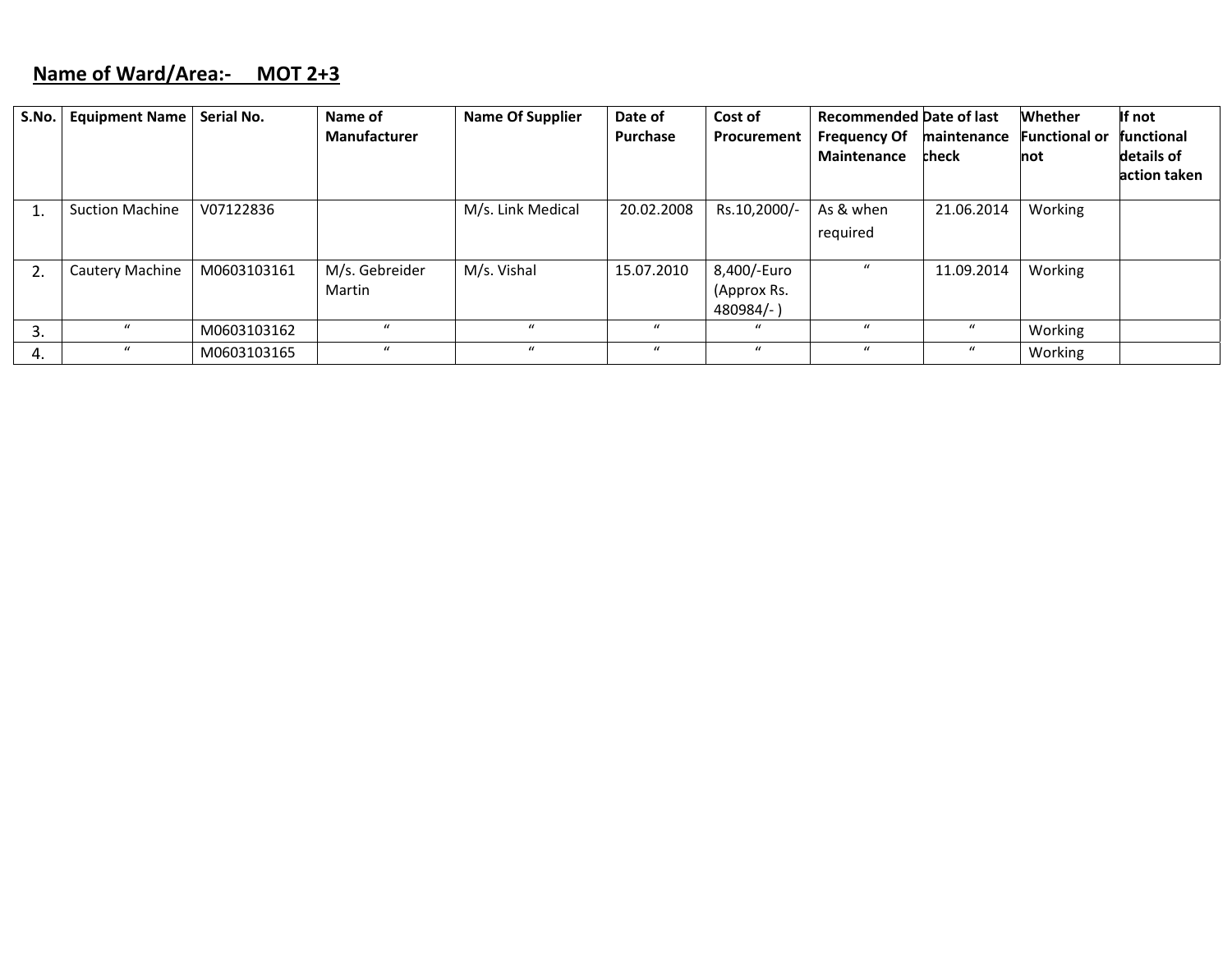**Name of Ward/Area:- MOT 2+3**

| S.No. | Equipment Name | Serial No. | Name of Manufacturer | Name Of Supplier | Date of Purchase | Cost of Procurement | Recommended Frequency Of Maintenance | Date of last maintenance check | Whether Functional or not | If not functional details of action taken |
|---|---|---|---|---|---|---|---|---|---|---|
| 1. | Suction Machine | V07122836 | | M/s. Link Medical | 20.02.2008 | Rs.10,2000/- | As & when required | 21.06.2014 | Working | |
| 2. | Cautery Machine | M0603103161 | M/s. Gebreider Martin | M/s. Vishal | 15.07.2010 | 8,400/-Euro (Approx Rs. 480984/- ) | " | 11.09.2014 | Working | |
| 3. | " | M0603103162 | " | " | " | " | " | " | Working | |
| 4. | " | M0603103165 | " | " | " | " | " | " | Working | |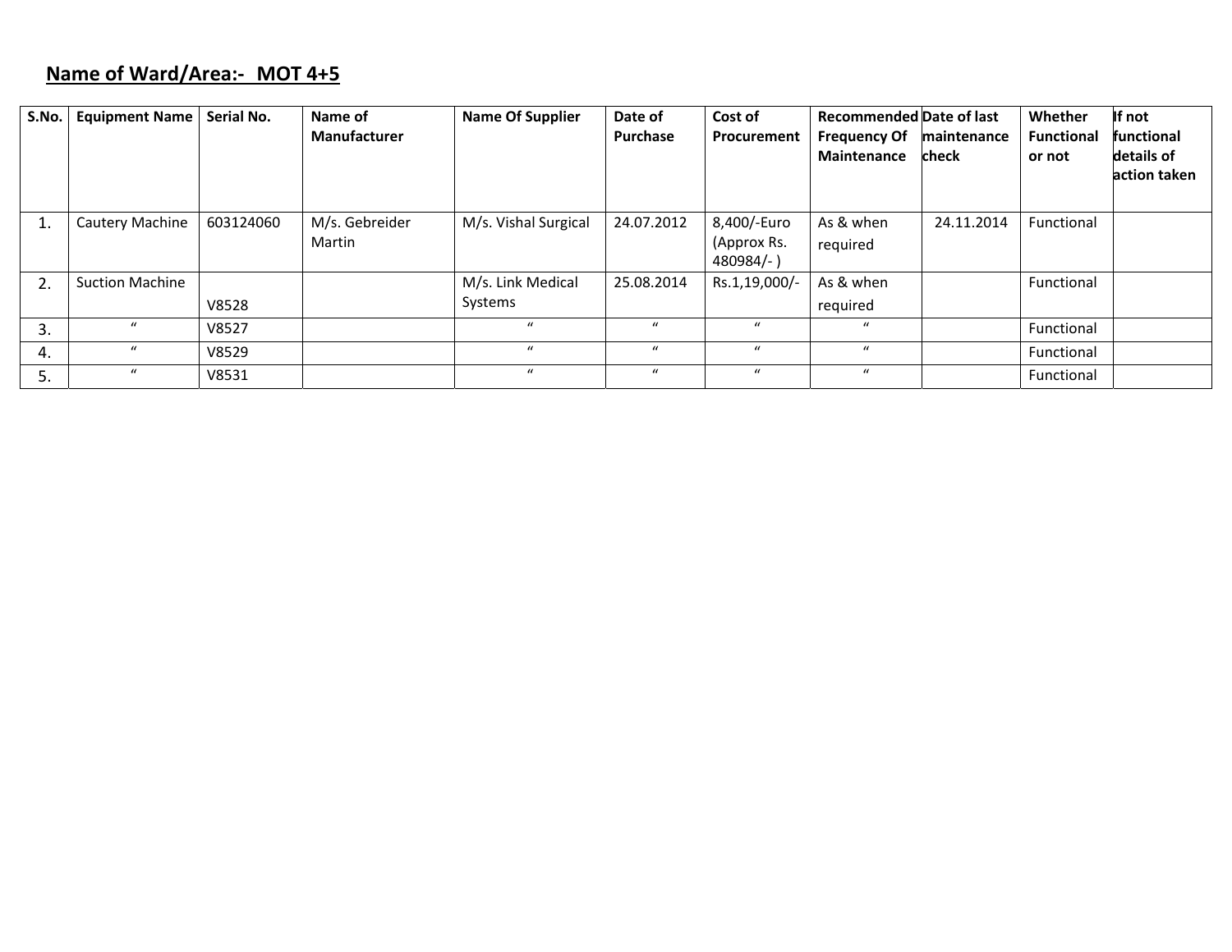**Name of Ward/Area:- MOT 4+5**

| S.No. | Equipment Name | Serial No. | Name of Manufacturer | Name Of Supplier | Date of Purchase | Cost of Procurement | Recommended Frequency Of Maintenance | Date of last maintenance check | Whether Functional or not | If not functional details of action taken |
|---|---|---|---|---|---|---|---|---|---|---|
| 1. | Cautery Machine | 603124060 | M/s. Gebreider Martin | M/s. Vishal Surgical | 24.07.2012 | 8,400/-Euro (Approx Rs. 480984/- ) | As & when required | 24.11.2014 | Functional | |
| 2. | Suction Machine | V8528 | | M/s. Link Medical Systems | 25.08.2014 | Rs.1,19,000/- | As & when required | | Functional | |
| 3. | " | V8527 | | " | " | " | " | | Functional | |
| 4. | " | V8529 | | " | " | " | " | | Functional | |
| 5. | " | V8531 | | " | " | " | " | | Functional | |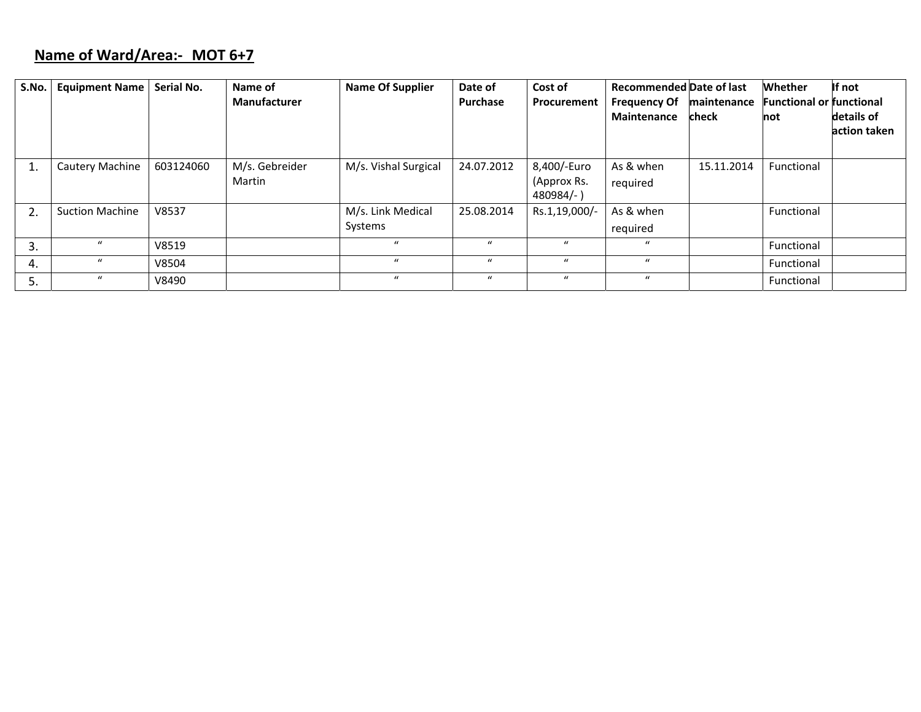**Name of Ward/Area:- MOT 6+7**

| S.No. | Equipment Name | Serial No. | Name of Manufacturer | Name Of Supplier | Date of Purchase | Cost of Procurement | Recommended Frequency Of Maintenance | Date of last maintenance check | Whether Functional or not | If not functional details of action taken |
|---|---|---|---|---|---|---|---|---|---|---|
| 1. | Cautery Machine | 603124060 | M/s. Gebreider Martin | M/s. Vishal Surgical | 24.07.2012 | 8,400/-Euro (Approx Rs. 480984/- ) | As & when required | 15.11.2014 | Functional | |
| 2. | Suction Machine | V8537 | | M/s. Link Medical Systems | 25.08.2014 | Rs.1,19,000/- | As & when required | | Functional | |
| 3. | " | V8519 | | " | " | " | " | | Functional | |
| 4. | " | V8504 | | " | " | " | " | | Functional | |
| 5. | " | V8490 | | " | " | " | " | | Functional | |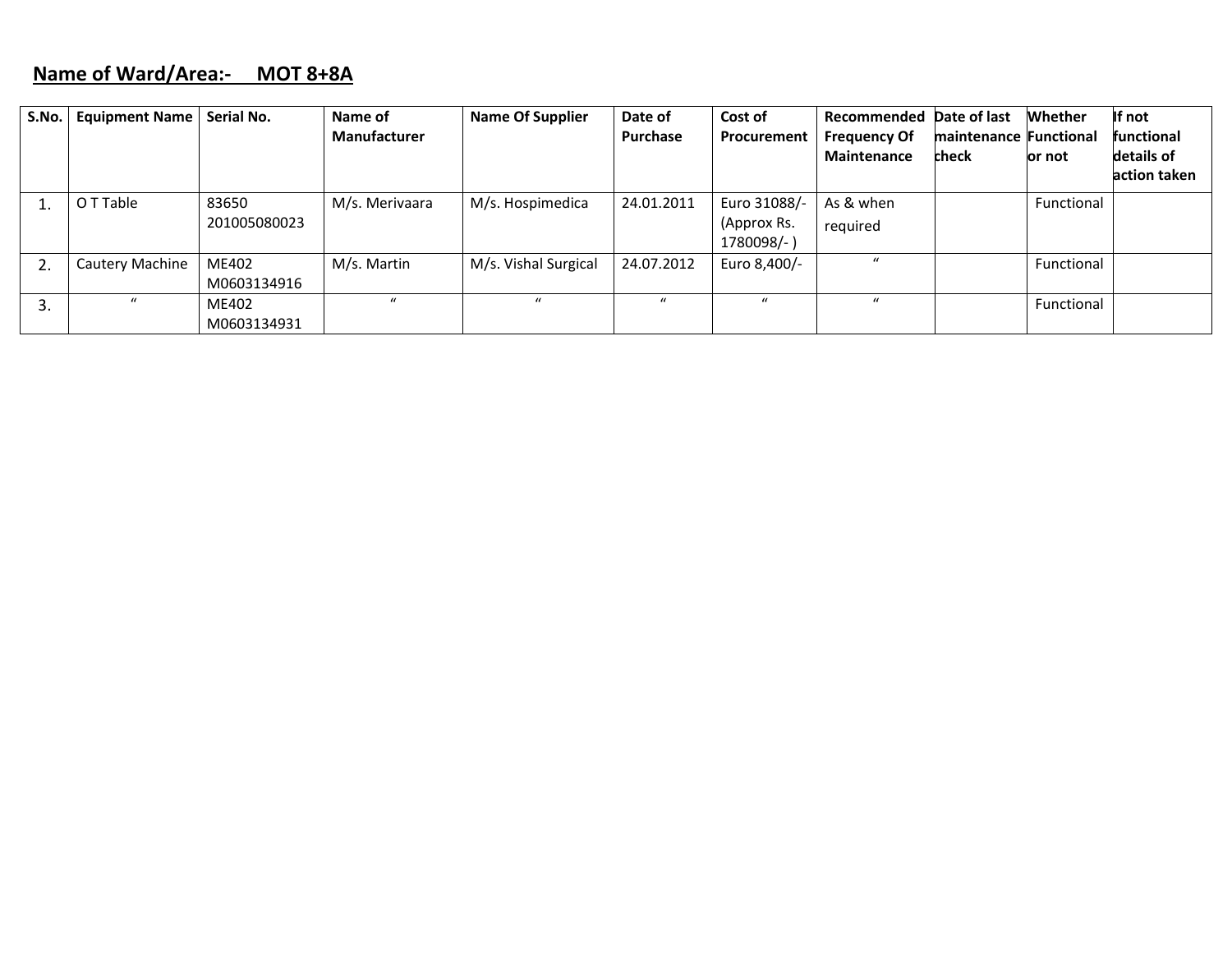**Name of Ward/Area:- MOT 8+8A**

| S.No. | Equipment Name | Serial No. | Name of Manufacturer | Name Of Supplier | Date of Purchase | Cost of Procurement | Recommended Frequency Of Maintenance | Date of last maintenance check | Whether Functional or not | If not functional details of action taken |
|---|---|---|---|---|---|---|---|---|---|---|
| 1. | O T Table | 83650 201005080023 | M/s. Merivaara | M/s. Hospimedica | 24.01.2011 | Euro 31088/- (Approx Rs. 1780098/- ) | As & when required | | Functional | |
| 2. | Cautery Machine | ME402 M0603134916 | M/s. Martin | M/s. Vishal Surgical | 24.07.2012 | Euro 8,400/- | " | | Functional | |
| 3. | " | ME402 M0603134931 | " | " | " | " | " | | Functional | |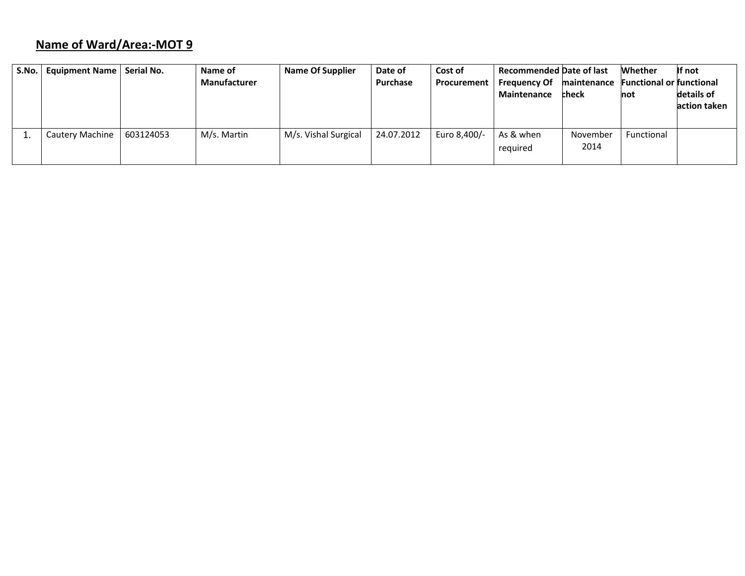**Name of Ward/Area:-MOT 9**

| S.No. | Equipment Name | Serial No. | Name of Manufacturer | Name Of Supplier | Date of Purchase | Cost of Procurement | Recommended Frequency Of Maintenance | Date of last maintenance check | Whether Functional or not | If not functional details of action taken |
|---|---|---|---|---|---|---|---|---|---|---|
| 1. | Cautery Machine | 603124053 | M/s. Martin | M/s. Vishal Surgical | 24.07.2012 | Euro 8,400/- | As & when required | November 2014 | Functional | |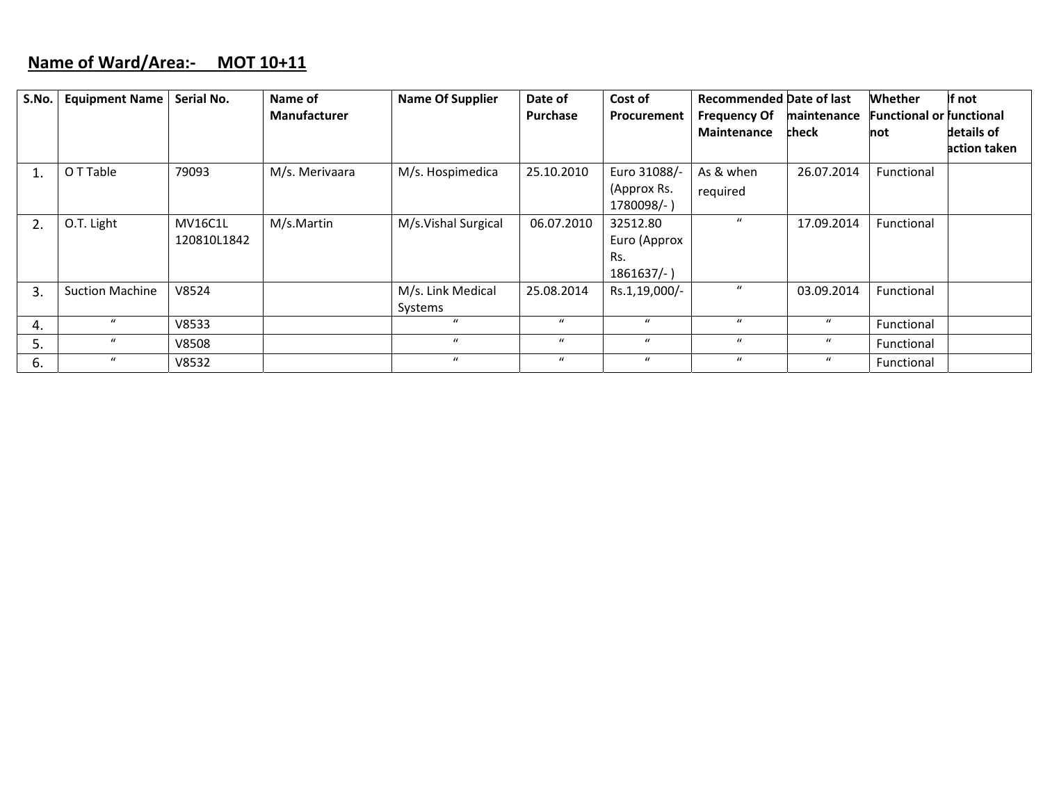**Name of Ward/Area:- MOT 10+11**

| S.No. | Equipment Name | Serial No. | Name of Manufacturer | Name Of Supplier | Date of Purchase | Cost of Procurement | Recommended Frequency Of Maintenance | Date of last maintenance check | Whether Functional or not | If not functional details of action taken |
|---|---|---|---|---|---|---|---|---|---|---|
| 1. | O T Table | 79093 | M/s. Merivaara | M/s. Hospimedica | 25.10.2010 | Euro 31088/- (Approx Rs. 1780098/- ) | As & when required | 26.07.2014 | Functional | |
| 2. | O.T. Light | MV16C1L 120810L1842 | M/s.Martin | M/s.Vishal Surgical | 06.07.2010 | 32512.80 Euro (Approx Rs. 1861637/- ) | " | 17.09.2014 | Functional | |
| 3. | Suction Machine | V8524 | | M/s. Link Medical Systems | 25.08.2014 | Rs.1,19,000/- | " | 03.09.2014 | Functional | |
| 4. | " | V8533 | | " | " | " | " | " | Functional | |
| 5. | " | V8508 | | " | " | " | " | " | Functional | |
| 6. | " | V8532 | | " | " | " | " | " | Functional | |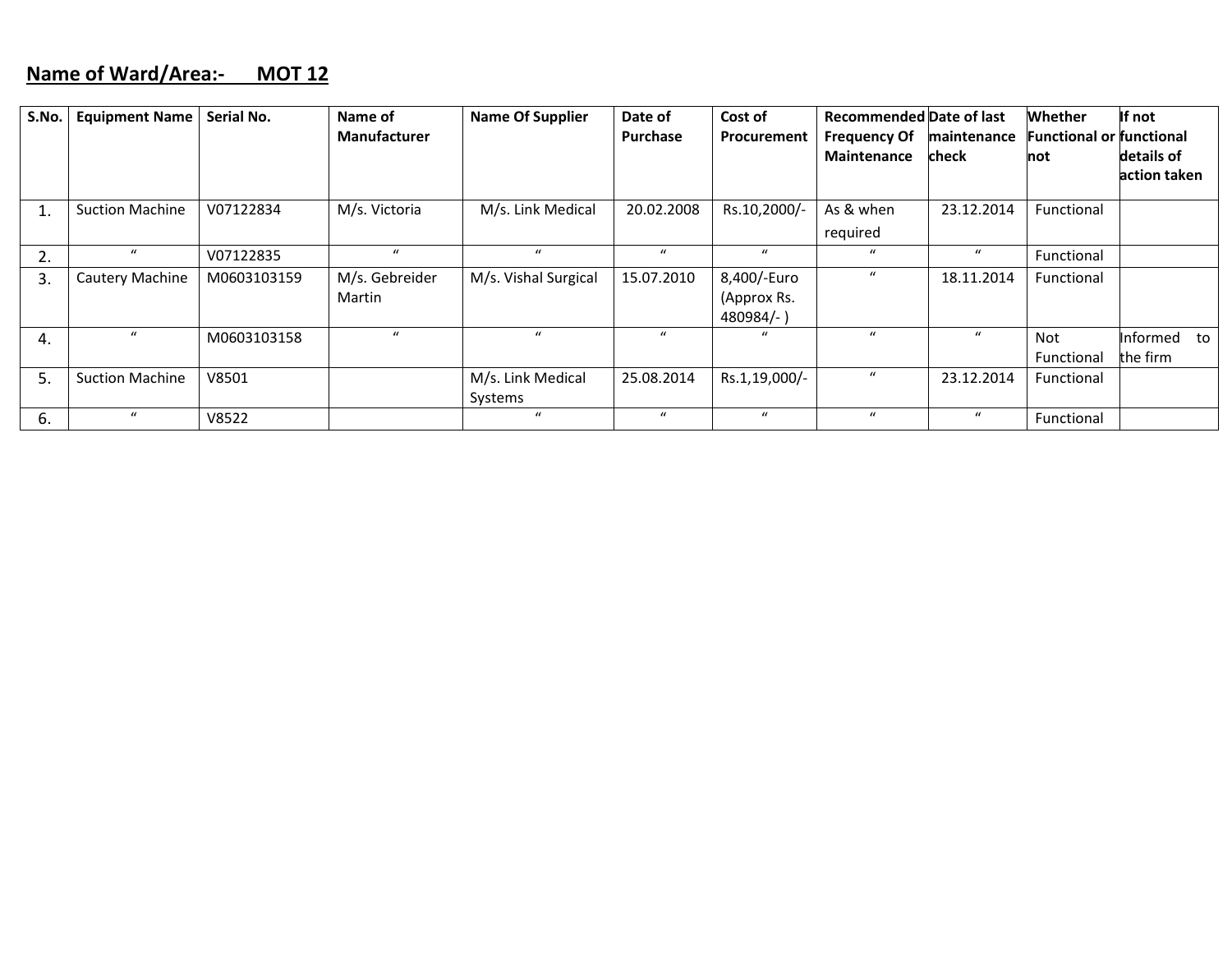**Name of Ward/Area:- MOT 12**

| S.No. | Equipment Name | Serial No. | Name of Manufacturer | Name Of Supplier | Date of Purchase | Cost of Procurement | Recommended Frequency Of Maintenance | Date of last maintenance check | Whether Functional or not | If not functional details of action taken |
|---|---|---|---|---|---|---|---|---|---|---|
| 1. | Suction Machine | V07122834 | M/s. Victoria | M/s. Link Medical | 20.02.2008 | Rs.10,2000/- | As & when required | 23.12.2014 | Functional | |
| 2. | " | V07122835 | " | " | " | " | " | " | Functional | |
| 3. | Cautery Machine | M0603103159 | M/s. Gebreider Martin | M/s. Vishal Surgical | 15.07.2010 | 8,400/-Euro (Approx Rs. 480984/- ) | " | 18.11.2014 | Functional | |
| 4. | " | M0603103158 | " | " | " | " | " | " | Not Functional | Informed to the firm |
| 5. | Suction Machine | V8501 | | M/s. Link Medical Systems | 25.08.2014 | Rs.1,19,000/- | " | 23.12.2014 | Functional | |
| 6. | " | V8522 | | " | " | " | " | " | Functional | |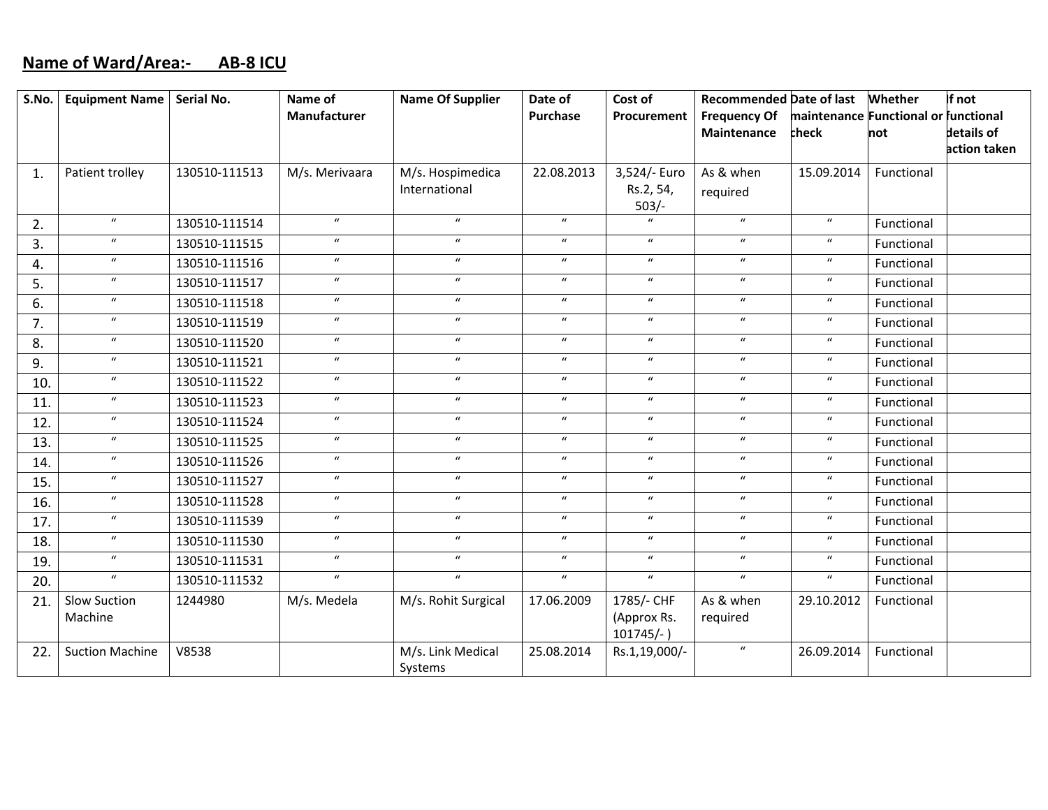**Name of Ward/Area:- AB-8 ICU**

| S.No. | Equipment Name | Serial No. | Name of Manufacturer | Name Of Supplier | Date of Purchase | Cost of Procurement | Recommended Frequency Of Maintenance | Date of last maintenance check | Whether Functional or not | If not functional details of action taken |
|---|---|---|---|---|---|---|---|---|---|---|
| 1. | Patient trolley | 130510-111513 | M/s. Merivaara | M/s. Hospimedica International | 22.08.2013 | 3,524/- Euro Rs.2, 54, 503/- | As & when required | 15.09.2014 | Functional | |
| 2. | " | 130510-111514 | " | " | " | " | " | " | Functional | |
| 3. | " | 130510-111515 | " | " | " | " | " | " | Functional | |
| 4. | " | 130510-111516 | " | " | " | " | " | " | Functional | |
| 5. | " | 130510-111517 | " | " | " | " | " | " | Functional | |
| 6. | " | 130510-111518 | " | " | " | " | " | " | Functional | |
| 7. | " | 130510-111519 | " | " | " | " | " | " | Functional | |
| 8. | " | 130510-111520 | " | " | " | " | " | " | Functional | |
| 9. | " | 130510-111521 | " | " | " | " | " | " | Functional | |
| 10. | " | 130510-111522 | " | " | " | " | " | " | Functional | |
| 11. | " | 130510-111523 | " | " | " | " | " | " | Functional | |
| 12. | " | 130510-111524 | " | " | " | " | " | " | Functional | |
| 13. | " | 130510-111525 | " | " | " | " | " | " | Functional | |
| 14. | " | 130510-111526 | " | " | " | " | " | " | Functional | |
| 15. | " | 130510-111527 | " | " | " | " | " | " | Functional | |
| 16. | " | 130510-111528 | " | " | " | " | " | " | Functional | |
| 17. | " | 130510-111539 | " | " | " | " | " | " | Functional | |
| 18. | " | 130510-111530 | " | " | " | " | " | " | Functional | |
| 19. | " | 130510-111531 | " | " | " | " | " | " | Functional | |
| 20. | " | 130510-111532 | " | " | " | " | " | " | Functional | |
| 21. | Slow Suction Machine | 1244980 | M/s. Medela | M/s. Rohit Surgical | 17.06.2009 | 1785/- CHF (Approx Rs. 101745/- ) | As & when required | 29.10.2012 | Functional | |
| 22. | Suction Machine | V8538 | | M/s. Link Medical Systems | 25.08.2014 | Rs.1,19,000/- | " | 26.09.2014 | Functional | |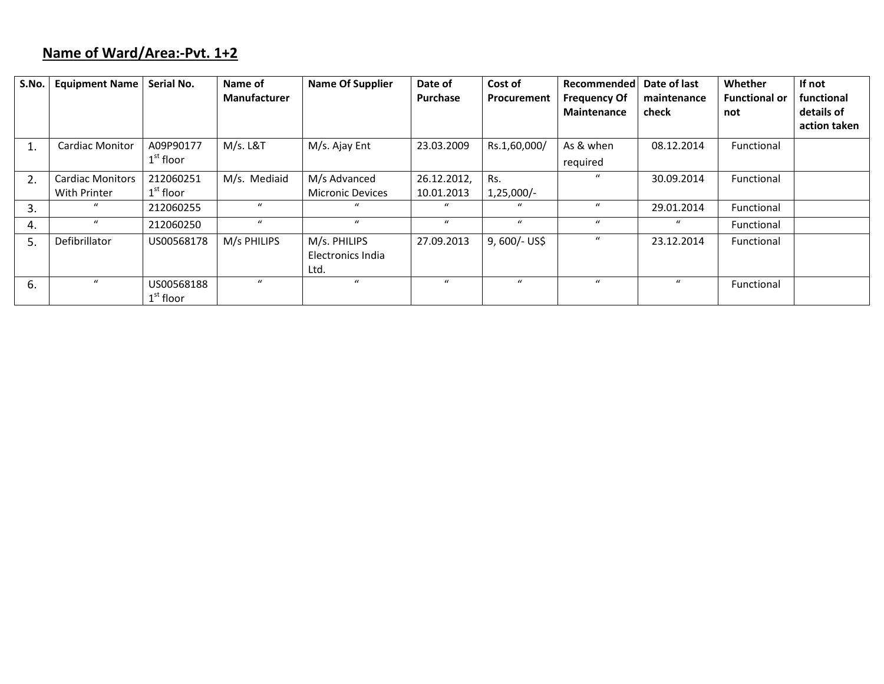**Name of Ward/Area:-Pvt. 1+2**

| S.No. | Equipment Name | Serial No. | Name of Manufacturer | Name Of Supplier | Date of Purchase | Cost of Procurement | Recommended Frequency Of Maintenance | Date of last maintenance check | Whether Functional or not | If not functional details of action taken |
|---|---|---|---|---|---|---|---|---|---|---|
| 1. | Cardiac Monitor | A09P90177 1st floor | M/s. L&T | M/s. Ajay Ent | 23.03.2009 | Rs.1,60,000/ | As & when required | 08.12.2014 | Functional | |
| 2. | Cardiac Monitors With Printer | 212060251 1st floor | M/s. Mediaid | M/s Advanced Micronic Devices | 26.12.2012, 10.01.2013 | Rs. 1,25,000/- | " | 30.09.2014 | Functional | |
| 3. | " | 212060255 | " | " | " | " | " | 29.01.2014 | Functional | |
| 4. | " | 212060250 | " | " | " | " | " | " | Functional | |
| 5. | Defibrillator | US00568178 | M/s PHILIPS | M/s. PHILIPS Electronics India Ltd. | 27.09.2013 | 9, 600/- US$ | " | 23.12.2014 | Functional | |
| 6. | " | US00568188 1st floor | " | " | " | " | " | " | Functional | |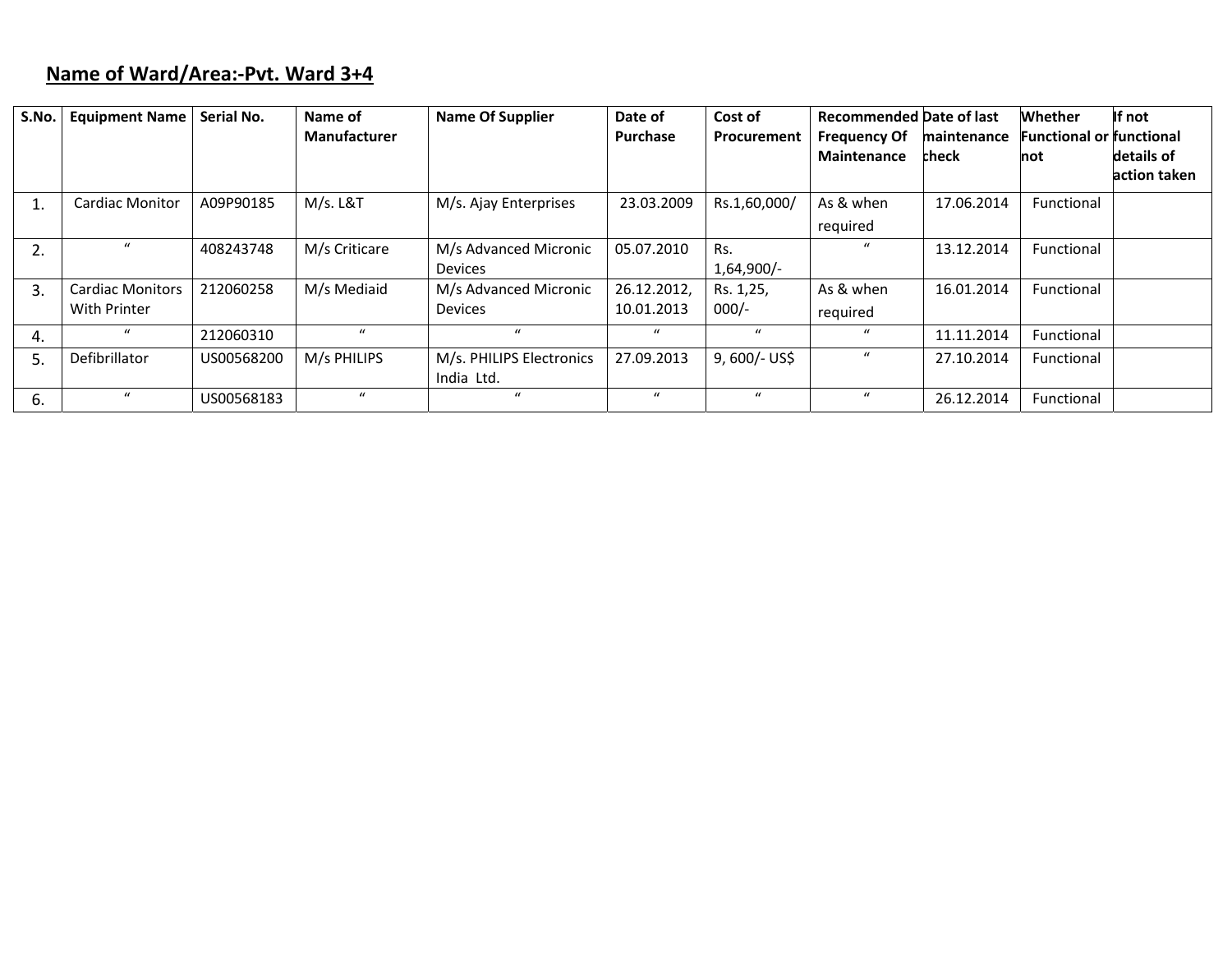**Name of Ward/Area:-Pvt. Ward 3+4**

| S.No. | Equipment Name | Serial No. | Name of Manufacturer | Name Of Supplier | Date of Purchase | Cost of Procurement | Recommended Frequency Of Maintenance | Date of last maintenance check | Whether Functional or not | If not functional details of action taken |
|---|---|---|---|---|---|---|---|---|---|---|
| 1. | Cardiac Monitor | A09P90185 | M/s. L&T | M/s. Ajay Enterprises | 23.03.2009 | Rs.1,60,000/ | As & when required | 17.06.2014 | Functional | |
| 2. | " | 408243748 | M/s Criticare | M/s Advanced Micronic Devices | 05.07.2010 | Rs. 1,64,900/- | " | 13.12.2014 | Functional | |
| 3. | Cardiac Monitors With Printer | 212060258 | M/s Mediaid | M/s Advanced Micronic Devices | 26.12.2012, 10.01.2013 | Rs. 1,25, 000/- | As & when required | 16.01.2014 | Functional | |
| 4. | " | 212060310 | " | " | " | " | " | 11.11.2014 | Functional | |
| 5. | Defibrillator | US00568200 | M/s PHILIPS | M/s. PHILIPS Electronics India Ltd. | 27.09.2013 | 9, 600/- US$ | " | 27.10.2014 | Functional | |
| 6. | " | US00568183 | " | " | " | " | " | 26.12.2014 | Functional | |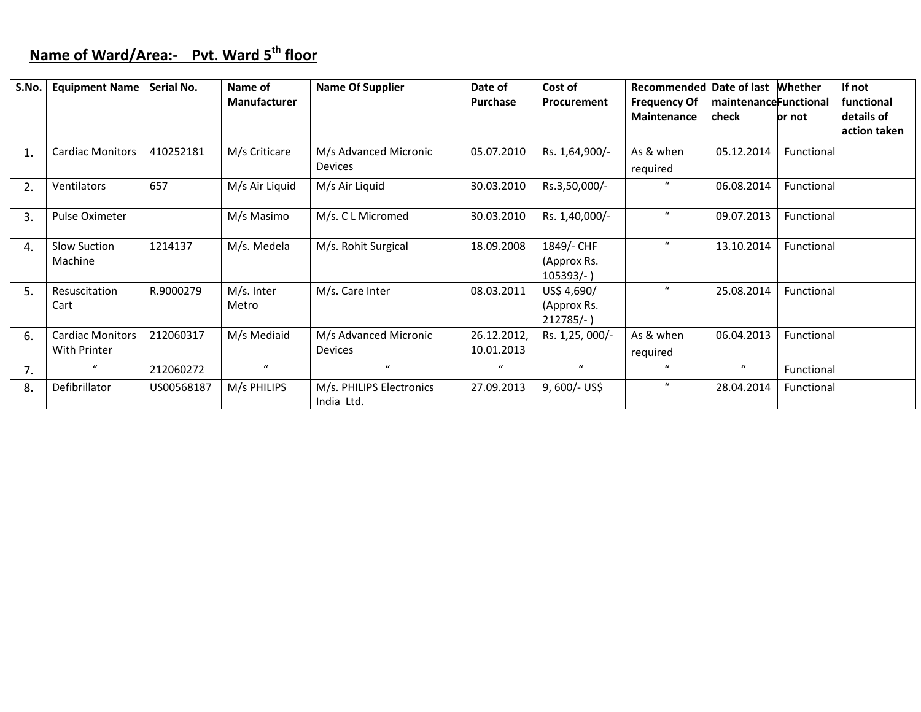## Name of Ward/Area:- Pvt. Ward 5th floor

| S.No. | Equipment Name | Serial No. | Name of Manufacturer | Name Of Supplier | Date of Purchase | Cost of Procurement | Recommended Frequency Of Maintenance | Date of last maintenance check | Whether Functional or not | If not functional details of action taken |
|---|---|---|---|---|---|---|---|---|---|---|
| 1. | Cardiac Monitors | 410252181 | M/s Criticare | M/s Advanced Micronic Devices | 05.07.2010 | Rs. 1,64,900/- | As & when required | 05.12.2014 | Functional | |
| 2. | Ventilators | 657 | M/s Air Liquid | M/s Air Liquid | 30.03.2010 | Rs.3,50,000/- | " | 06.08.2014 | Functional | |
| 3. | Pulse Oximeter | | M/s Masimo | M/s. C L Micromed | 30.03.2010 | Rs. 1,40,000/- | " | 09.07.2013 | Functional | |
| 4. | Slow Suction Machine | 1214137 | M/s. Medela | M/s. Rohit Surgical | 18.09.2008 | 1849/- CHF (Approx Rs. 105393/- ) | " | 13.10.2014 | Functional | |
| 5. | Resuscitation Cart | R.9000279 | M/s. Inter Metro | M/s. Care Inter | 08.03.2011 | US$ 4,690/ (Approx Rs. 212785/- ) | " | 25.08.2014 | Functional | |
| 6. | Cardiac Monitors With Printer | 212060317 | M/s Mediaid | M/s Advanced Micronic Devices | 26.12.2012, 10.01.2013 | Rs. 1,25, 000/- | As & when required | 06.04.2013 | Functional | |
| 7. | " | 212060272 | " | " | " | " | " | " | Functional | |
| 8. | Defibrillator | US00568187 | M/s PHILIPS | M/s. PHILIPS Electronics India Ltd. | 27.09.2013 | 9, 600/- US$ | " | 28.04.2014 | Functional | |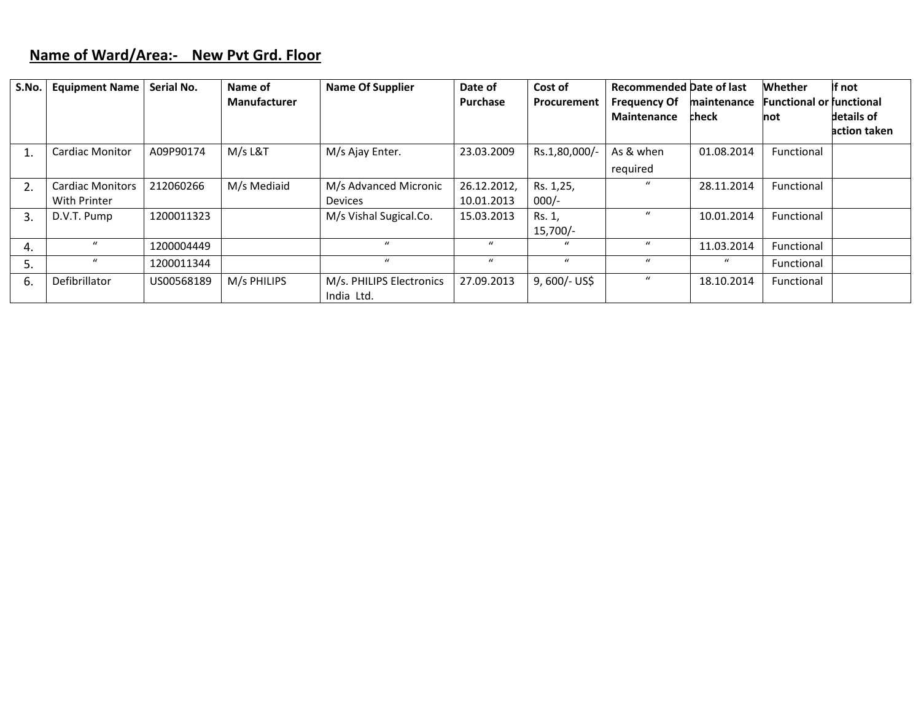## Name of Ward/Area:- New Pvt Grd. Floor

| S.No. | Equipment Name | Serial No. | Name of Manufacturer | Name Of Supplier | Date of Purchase | Cost of Procurement | Recommended Frequency Of Maintenance | Date of last maintenance check | Whether Functional or not | If not functional details of action taken |
|---|---|---|---|---|---|---|---|---|---|---|
| 1. | Cardiac Monitor | A09P90174 | M/s L&T | M/s Ajay Enter. | 23.03.2009 | Rs.1,80,000/- | As & when required | 01.08.2014 | Functional | |
| 2. | Cardiac Monitors With Printer | 212060266 | M/s Mediaid | M/s Advanced Micronic Devices | 26.12.2012, 10.01.2013 | Rs. 1,25, 000/- | " | 28.11.2014 | Functional | |
| 3. | D.V.T. Pump | 1200011323 | | M/s Vishal Sugical.Co. | 15.03.2013 | Rs. 1, 15,700/- | " | 10.01.2014 | Functional | |
| 4. | " | 1200004449 | | " | " | " | " | 11.03.2014 | Functional | |
| 5. | " | 1200011344 | | " | " | " | " | " | Functional | |
| 6. | Defibrillator | US00568189 | M/s PHILIPS | M/s. PHILIPS Electronics India Ltd. | 27.09.2013 | 9, 600/- US$ | " | 18.10.2014 | Functional | |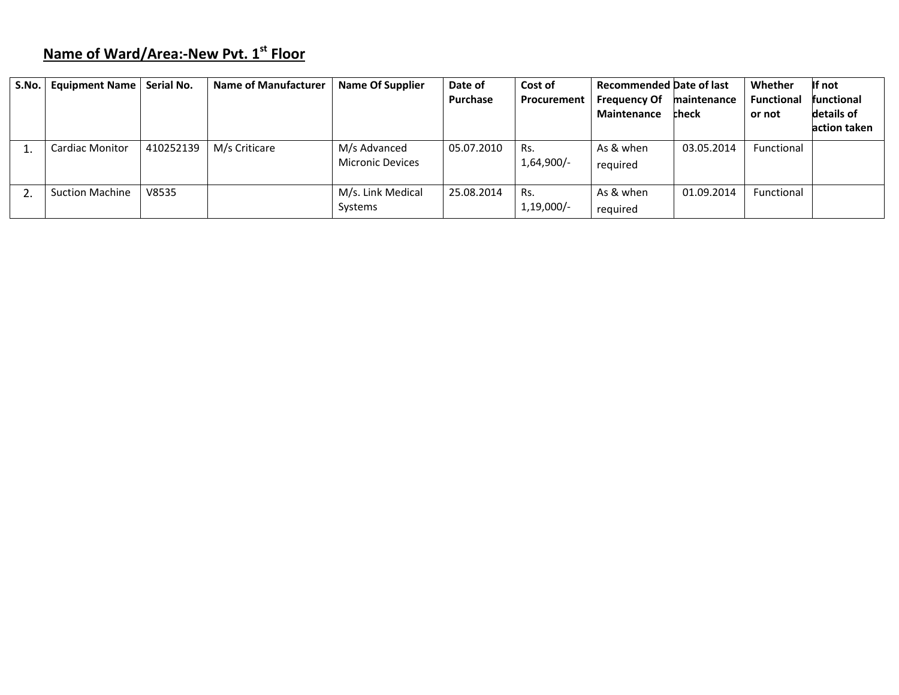## Name of Ward/Area:-New Pvt. 1st Floor

| S.No. | Equipment Name | Serial No. | Name of Manufacturer | Name Of Supplier | Date of Purchase | Cost of Procurement | Recommended Frequency Of Maintenance | Date of last maintenance check | Whether Functional or not | If not functional details of action taken |
|---|---|---|---|---|---|---|---|---|---|---|
| 1. | Cardiac Monitor | 410252139 | M/s Criticare | M/s Advanced Micronic Devices | 05.07.2010 | Rs. 1,64,900/- | As & when required | 03.05.2014 | Functional | |
| 2. | Suction Machine | V8535 | | M/s. Link Medical Systems | 25.08.2014 | Rs. 1,19,000/- | As & when required | 01.09.2014 | Functional | |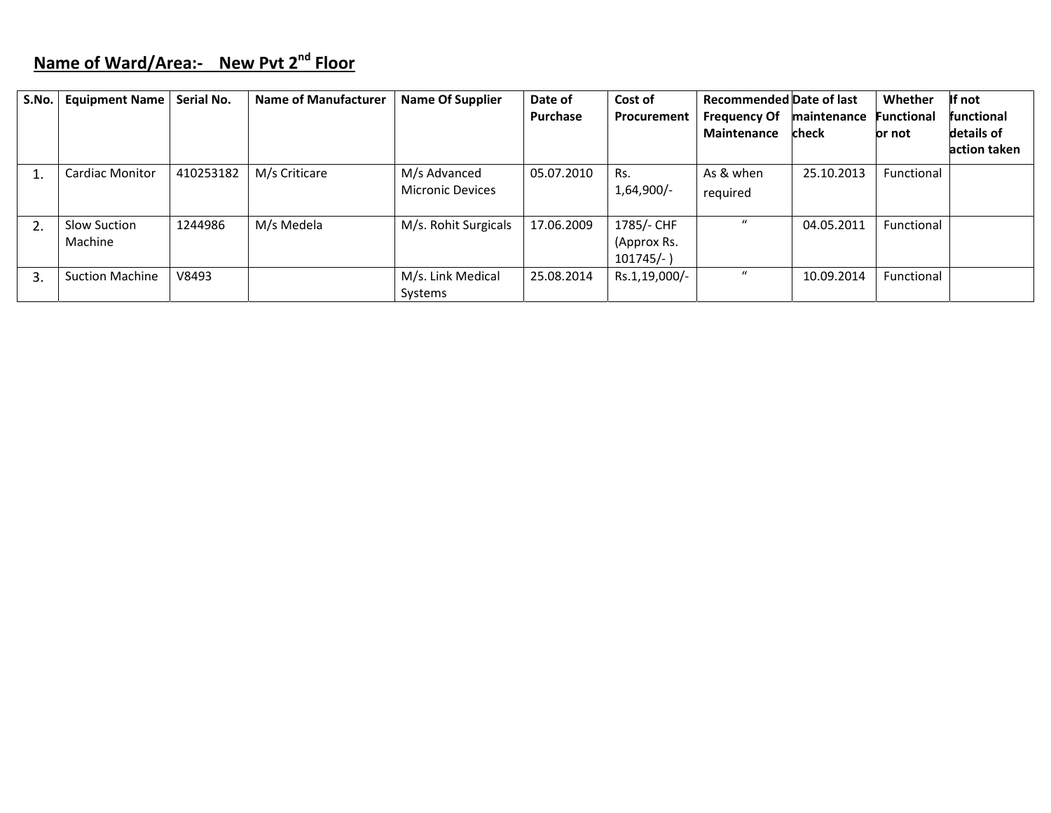## Name of Ward/Area:- New Pvt 2nd Floor

| S.No. | Equipment Name | Serial No. | Name of Manufacturer | Name Of Supplier | Date of Purchase | Cost of Procurement | Recommended Frequency Of Maintenance | Date of last maintenance check | Whether Functional or not | If not functional details of action taken |
|---|---|---|---|---|---|---|---|---|---|---|
| 1. | Cardiac Monitor | 410253182 | M/s Criticare | M/s Advanced Micronic Devices | 05.07.2010 | Rs. 1,64,900/- | As & when required | 25.10.2013 | Functional | |
| 2. | Slow Suction Machine | 1244986 | M/s Medela | M/s. Rohit Surgicals | 17.06.2009 | 1785/- CHF (Approx Rs. 101745/- ) | " | 04.05.2011 | Functional | |
| 3. | Suction Machine | V8493 | | M/s. Link Medical Systems | 25.08.2014 | Rs.1,19,000/- | " | 10.09.2014 | Functional | |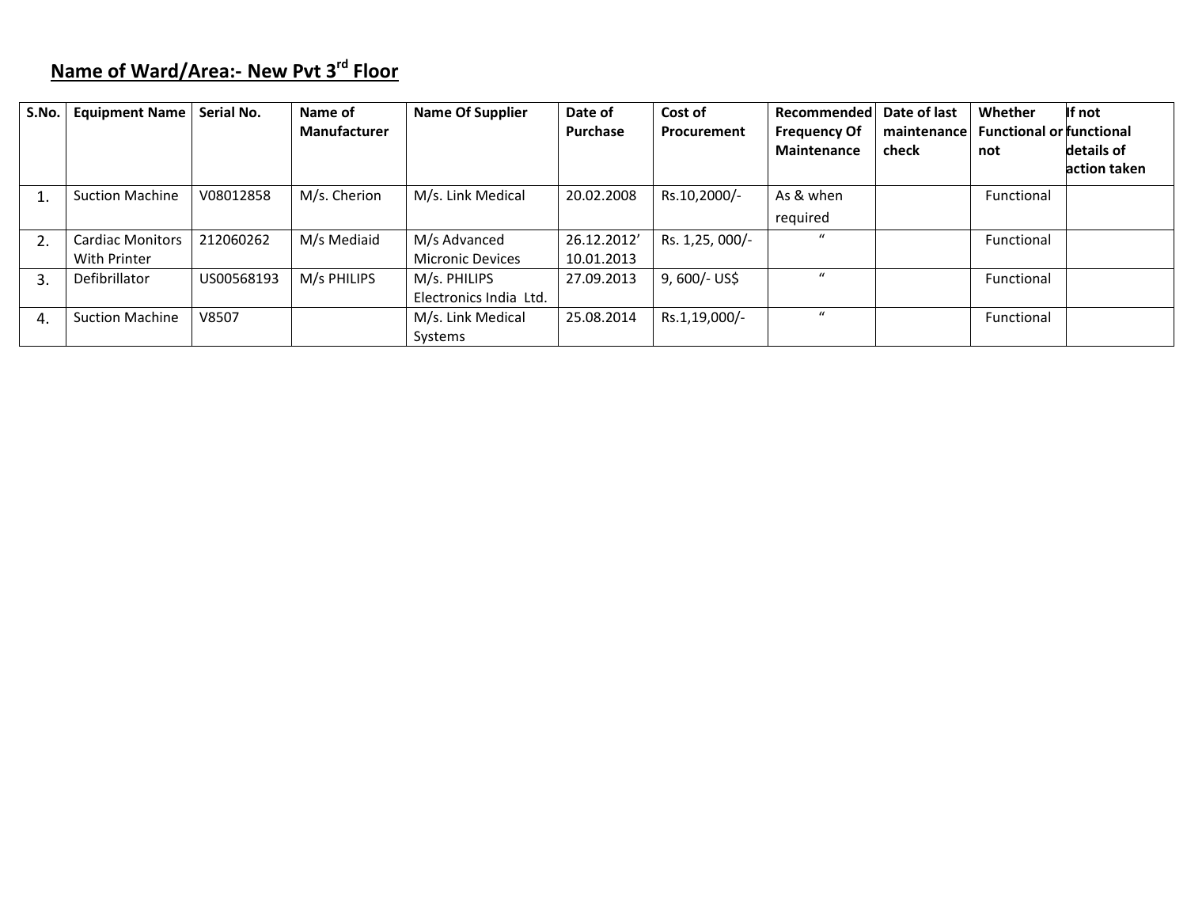## Name of Ward/Area:- New Pvt 3rd Floor

| S.No. | Equipment Name | Serial No. | Name of Manufacturer | Name Of Supplier | Date of Purchase | Cost of Procurement | Recommended Frequency Of Maintenance | Date of last maintenance check | Whether Functional or not | If not functional details of action taken |
|---|---|---|---|---|---|---|---|---|---|---|
| 1. | Suction Machine | V08012858 | M/s. Cherion | M/s. Link Medical | 20.02.2008 | Rs.10,2000/- | As & when required | | Functional | |
| 2. | Cardiac Monitors With Printer | 212060262 | M/s Mediaid | M/s Advanced Micronic Devices | 26.12.2012' 10.01.2013 | Rs. 1,25, 000/- | " | | Functional | |
| 3. | Defibrillator | US00568193 | M/s PHILIPS | M/s. PHILIPS Electronics India Ltd. | 27.09.2013 | 9, 600/- US$ | " | | Functional | |
| 4. | Suction Machine | V8507 | | M/s. Link Medical Systems | 25.08.2014 | Rs.1,19,000/- | " | | Functional | |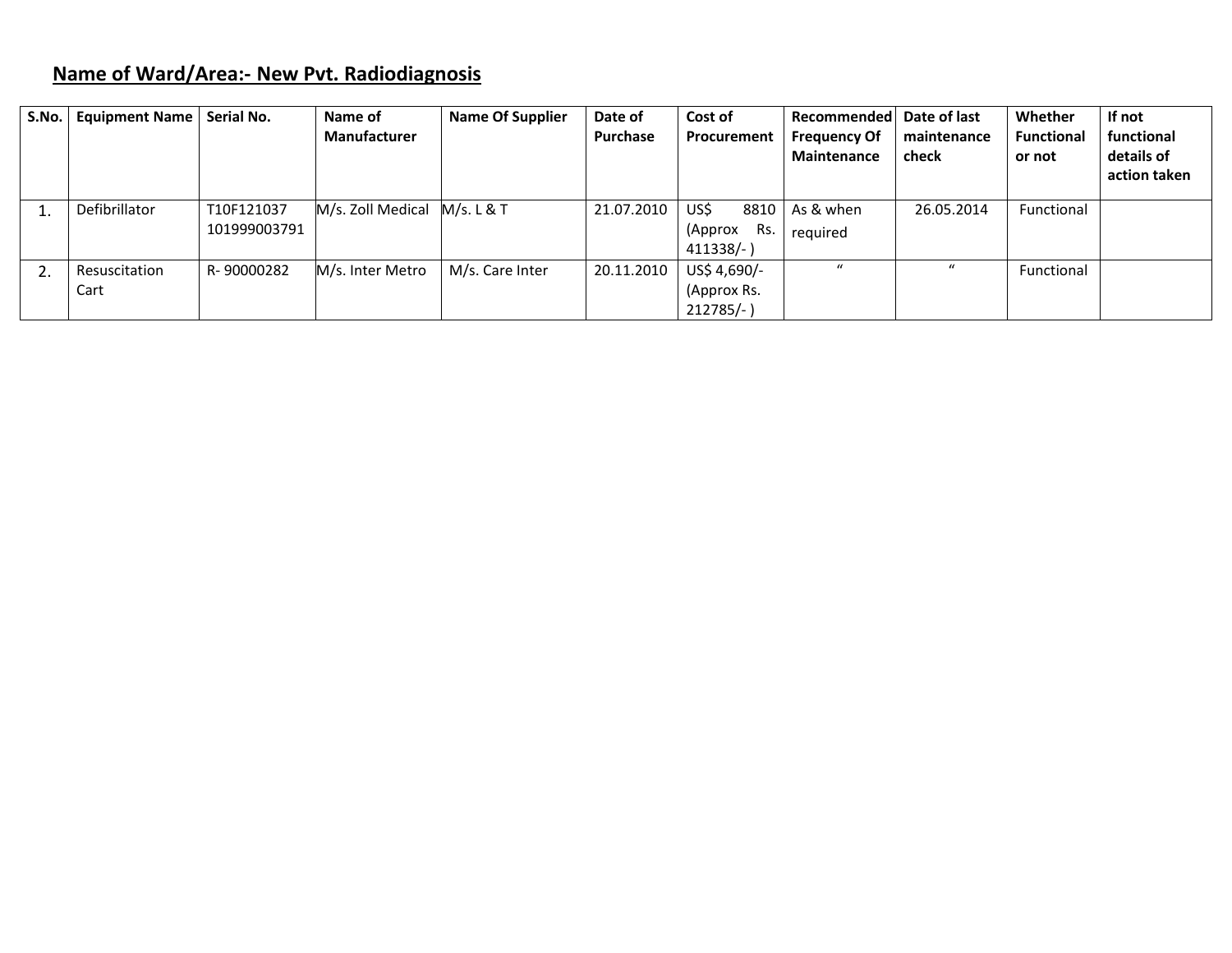**Name of Ward/Area:- New Pvt. Radiodiagnosis**

| S.No. | Equipment Name | Serial No. | Name of Manufacturer | Name Of Supplier | Date of Purchase | Cost of Procurement | Recommended Frequency Of Maintenance | Date of last maintenance check | Whether Functional or not | If not functional details of action taken |
|---|---|---|---|---|---|---|---|---|---|---|
| 1. | Defibrillator | T10F121037 101999003791 | M/s. Zoll Medical | M/s. L & T | 21.07.2010 | US$ 8810 (Approx Rs. 411338/- ) | As & when required | 26.05.2014 | Functional | |
| 2. | Resuscitation Cart | R- 90000282 | M/s. Inter Metro | M/s. Care Inter | 20.11.2010 | US$ 4,690/- (Approx Rs. 212785/- ) | " | " | Functional | |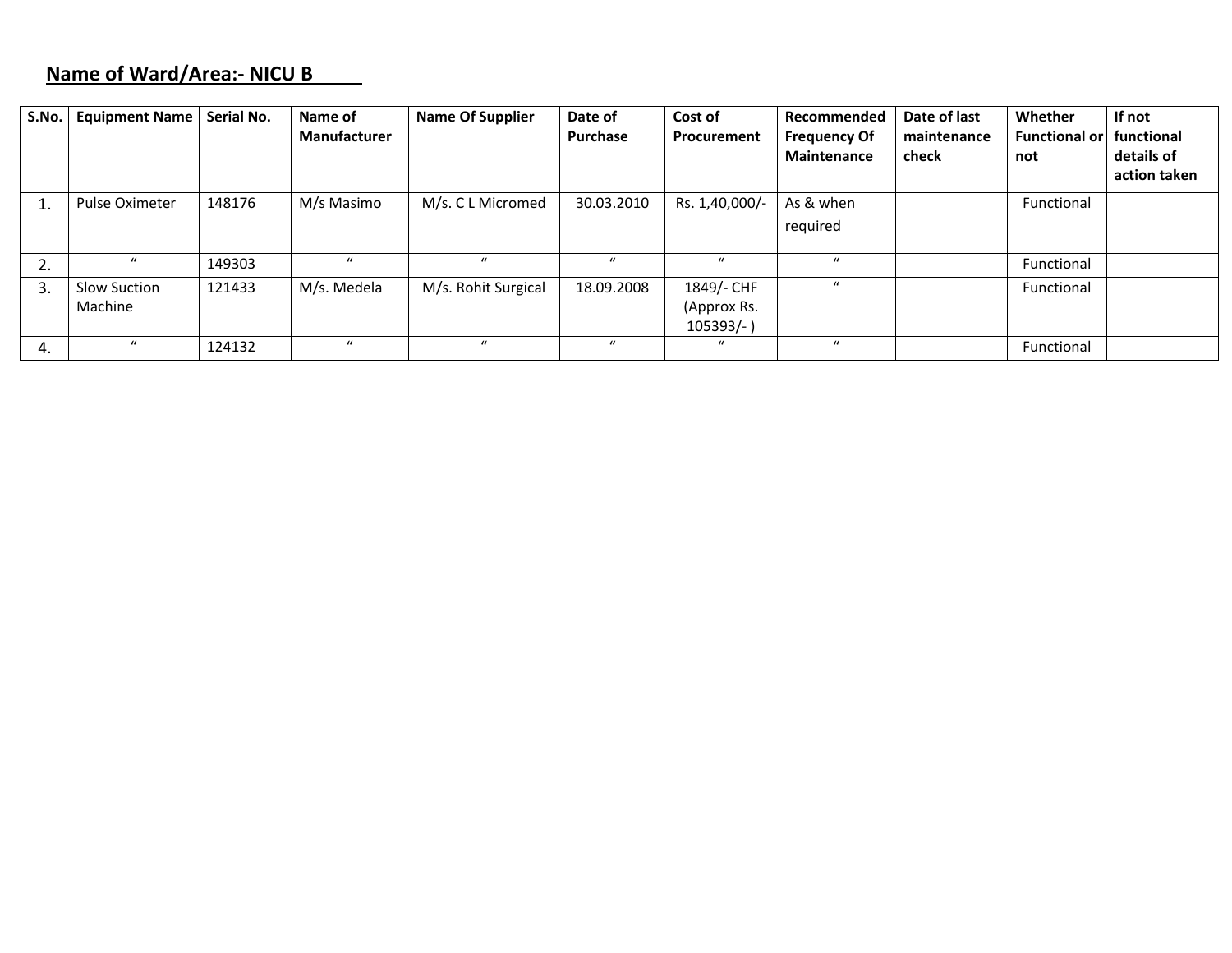**Name of Ward/Area:- NICU B**

| S.No. | Equipment Name | Serial No. | Name of Manufacturer | Name Of Supplier | Date of Purchase | Cost of Procurement | Recommended Frequency Of Maintenance | Date of last maintenance check | Whether Functional or not | If not functional details of action taken |
|---|---|---|---|---|---|---|---|---|---|---|
| 1. | Pulse Oximeter | 148176 | M/s Masimo | M/s. C L Micromed | 30.03.2010 | Rs. 1,40,000/- | As & when required | | Functional | |
| 2. | " | 149303 | " | " | " | " | " | | Functional | |
| 3. | Slow Suction Machine | 121433 | M/s. Medela | M/s. Rohit Surgical | 18.09.2008 | 1849/- CHF (Approx Rs. 105393/- ) | " | | Functional | |
| 4. | " | 124132 | " | " | " | " | " | | Functional | |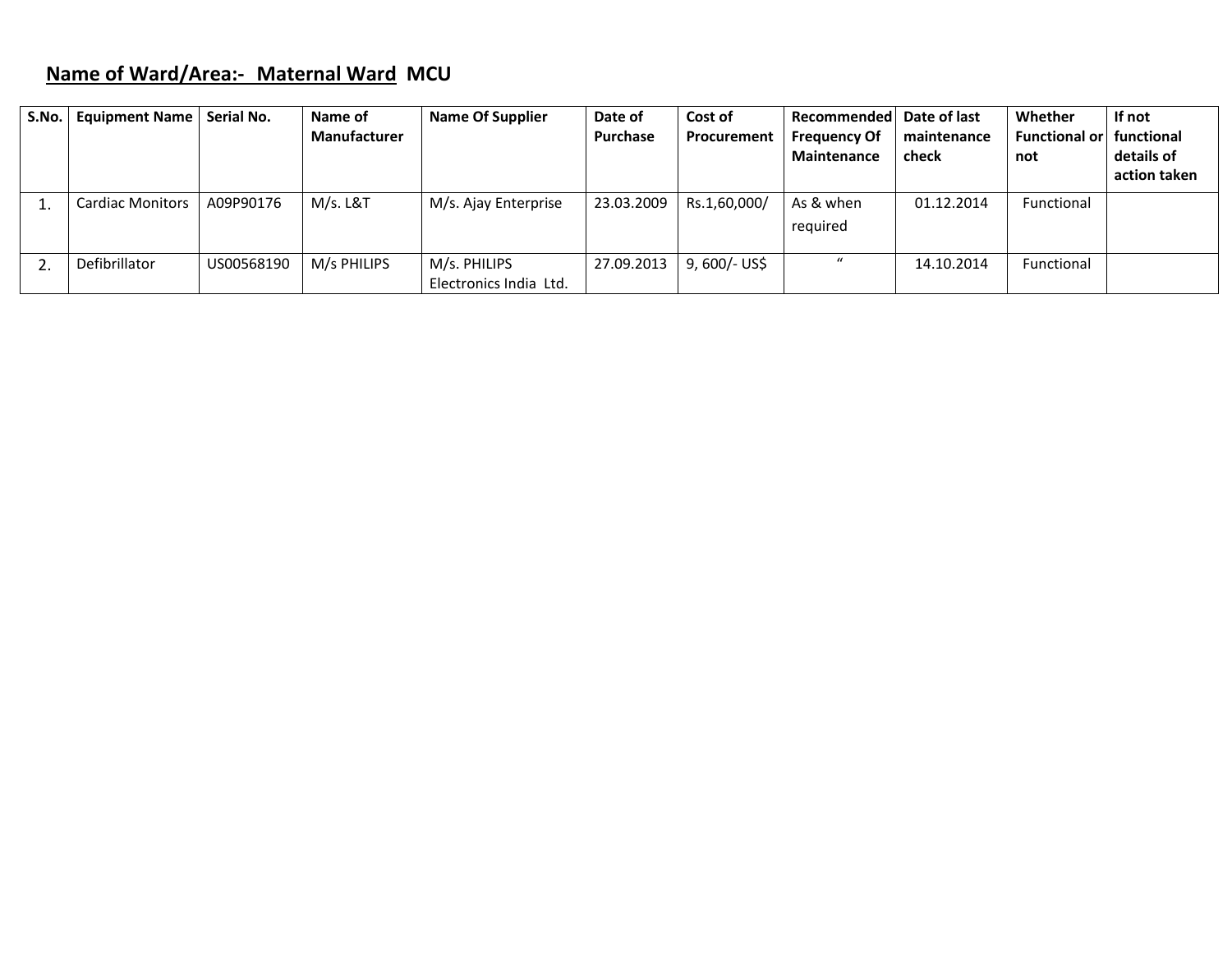**<u>Name of Ward/Area:- Maternal Ward</u> MCU**

| S.No. | Equipment Name | Serial No. | Name of Manufacturer | Name Of Supplier | Date of Purchase | Cost of Procurement | Recommended Frequency Of Maintenance | Date of last maintenance check | Whether Functional or not | If not functional details of action taken |
|---|---|---|---|---|---|---|---|---|---|---|
| 1. | Cardiac Monitors | A09P90176 | M/s. L&T | M/s. Ajay Enterprise | 23.03.2009 | Rs.1,60,000/ | As & when required | 01.12.2014 | Functional | |
| 2. | Defibrillator | US00568190 | M/s PHILIPS | M/s. PHILIPS Electronics India Ltd. | 27.09.2013 | 9, 600/- US$ | " | 14.10.2014 | Functional | |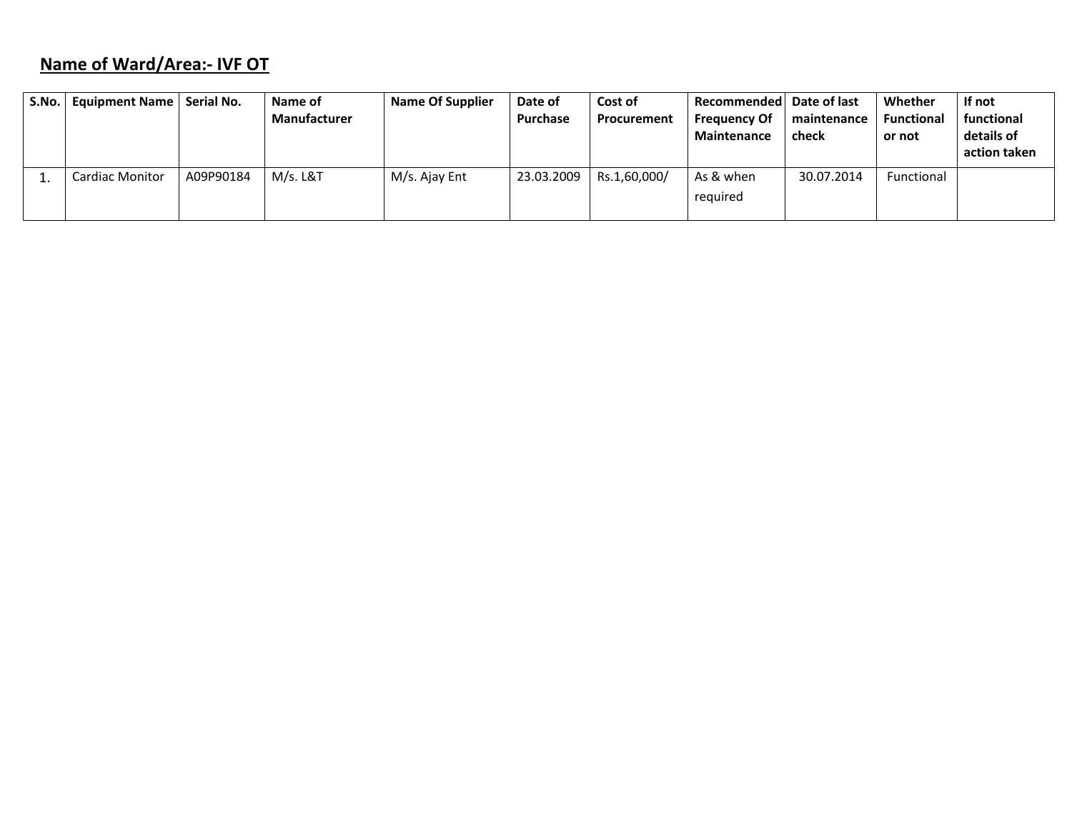**Name of Ward/Area:- IVF OT**

| S.No. | Equipment Name | Serial No. | Name of Manufacturer | Name Of Supplier | Date of Purchase | Cost of Procurement | Recommended Frequency Of Maintenance | Date of last maintenance check | Whether Functional or not | If not functional details of action taken |
|---|---|---|---|---|---|---|---|---|---|---|
| 1. | Cardiac Monitor | A09P90184 | M/s. L&T | M/s. Ajay Ent | 23.03.2009 | Rs.1,60,000/ | As & when required | 30.07.2014 | Functional | |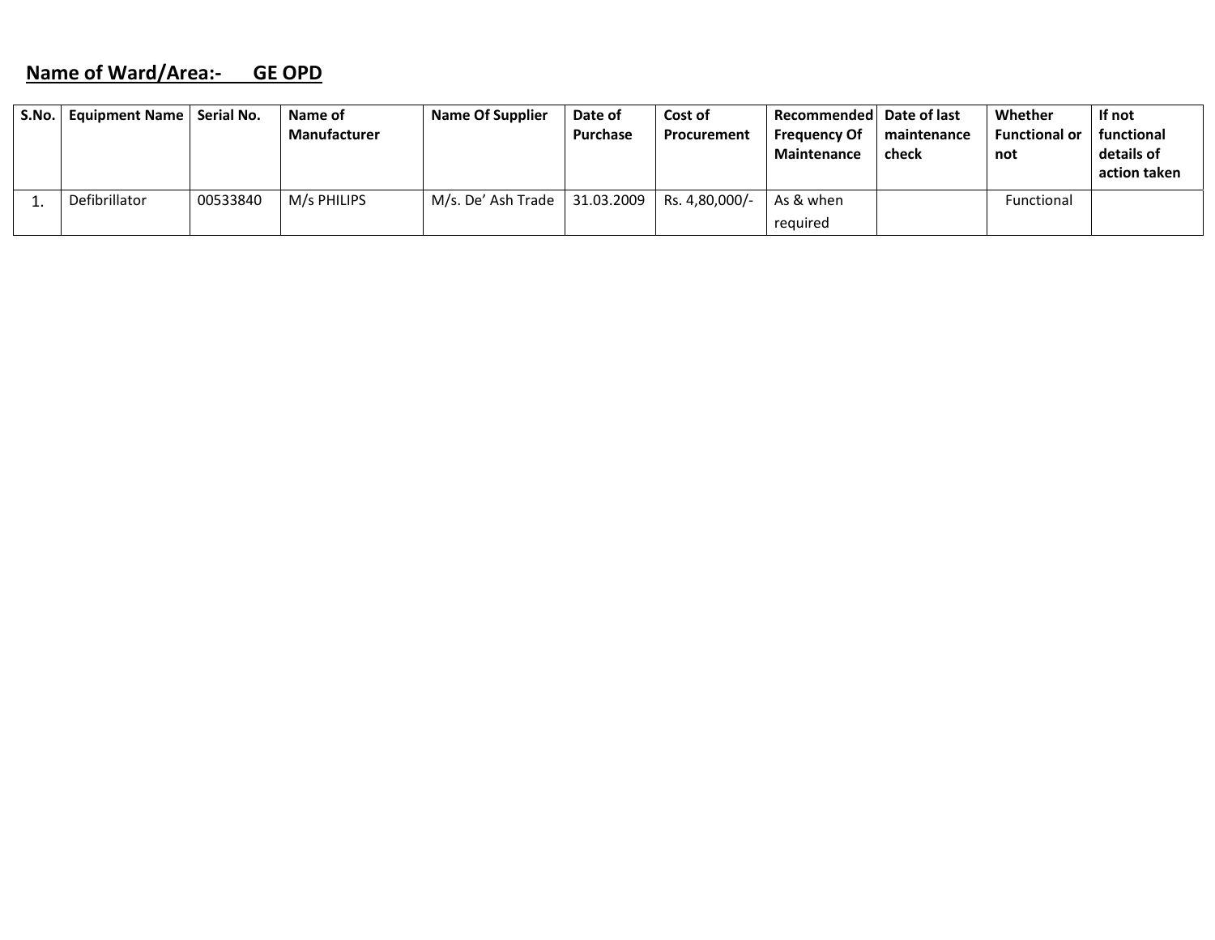**Name of Ward/Area:- GE OPD**

| S.No. | Equipment Name | Serial No. | Name of Manufacturer | Name Of Supplier | Date of Purchase | Cost of Procurement | Recommended Frequency Of Maintenance | Date of last maintenance check | Whether Functional or not | If not functional details of action taken |
|---|---|---|---|---|---|---|---|---|---|---|
| 1. | Defibrillator | 00533840 | M/s PHILIPS | M/s. De' Ash Trade | 31.03.2009 | Rs. 4,80,000/- | As & when required | | Functional | |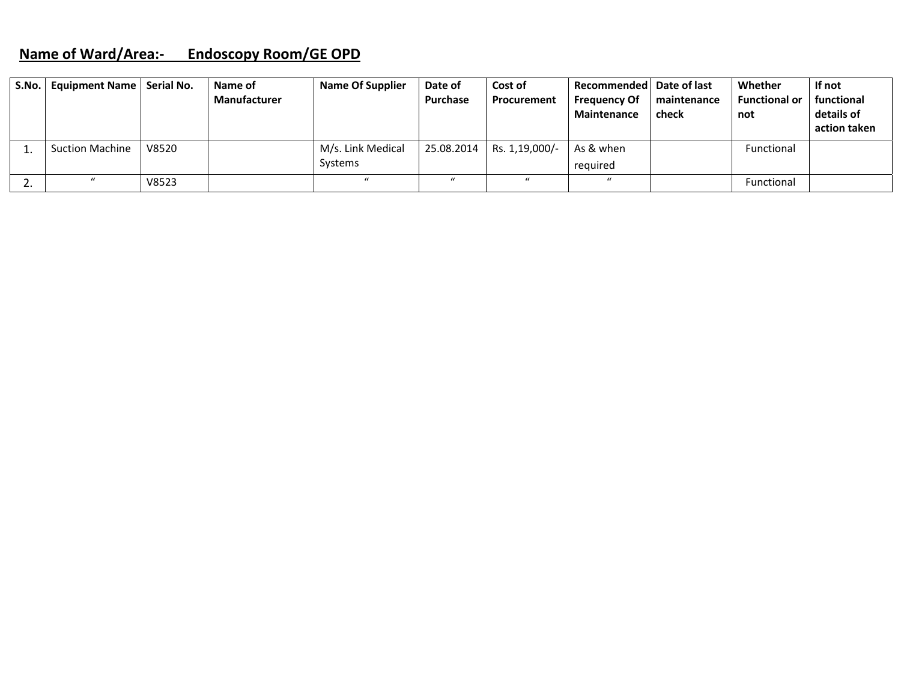**Name of Ward/Area:- Endoscopy Room/GE OPD**

| S.No. | Equipment Name | Serial No. | Name of Manufacturer | Name Of Supplier | Date of Purchase | Cost of Procurement | Recommended Frequency Of Maintenance | Date of last maintenance check | Whether Functional or not | If not functional details of action taken |
|---|---|---|---|---|---|---|---|---|---|---|
| 1. | Suction Machine | V8520 | | M/s. Link Medical Systems | 25.08.2014 | Rs. 1,19,000/- | As & when required | | Functional | |
| 2. | " | V8523 | | " | " | " | " | | Functional | |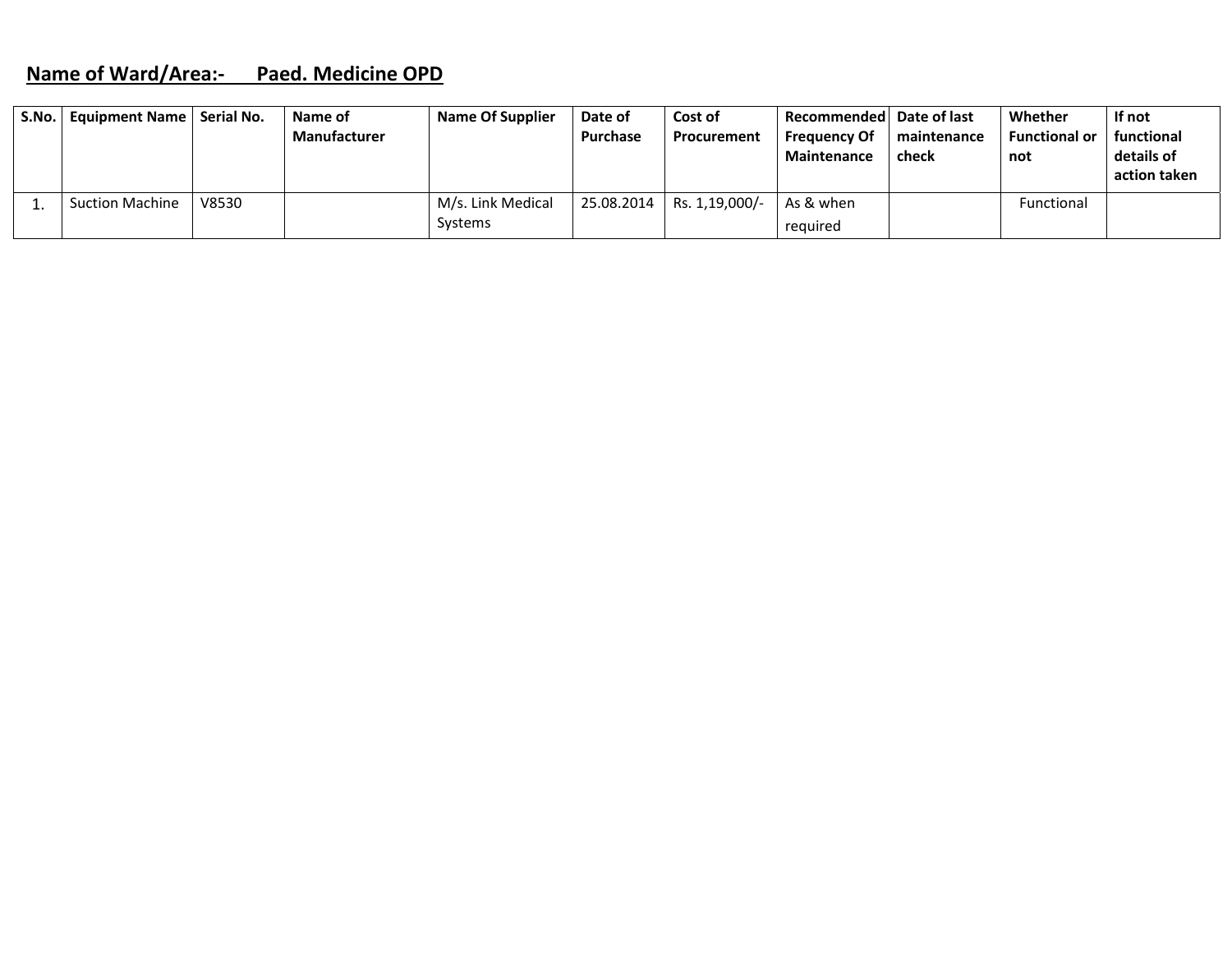**Name of Ward/Area:- Paed. Medicine OPD**

| S.No. | Equipment Name | Serial No. | Name of Manufacturer | Name Of Supplier | Date of Purchase | Cost of Procurement | Recommended Frequency Of Maintenance | Date of last maintenance check | Whether Functional or not | If not functional details of action taken |
|---|---|---|---|---|---|---|---|---|---|---|
| 1. | Suction Machine | V8530 | | M/s. Link Medical Systems | 25.08.2014 | Rs. 1,19,000/- | As & when required | | Functional | |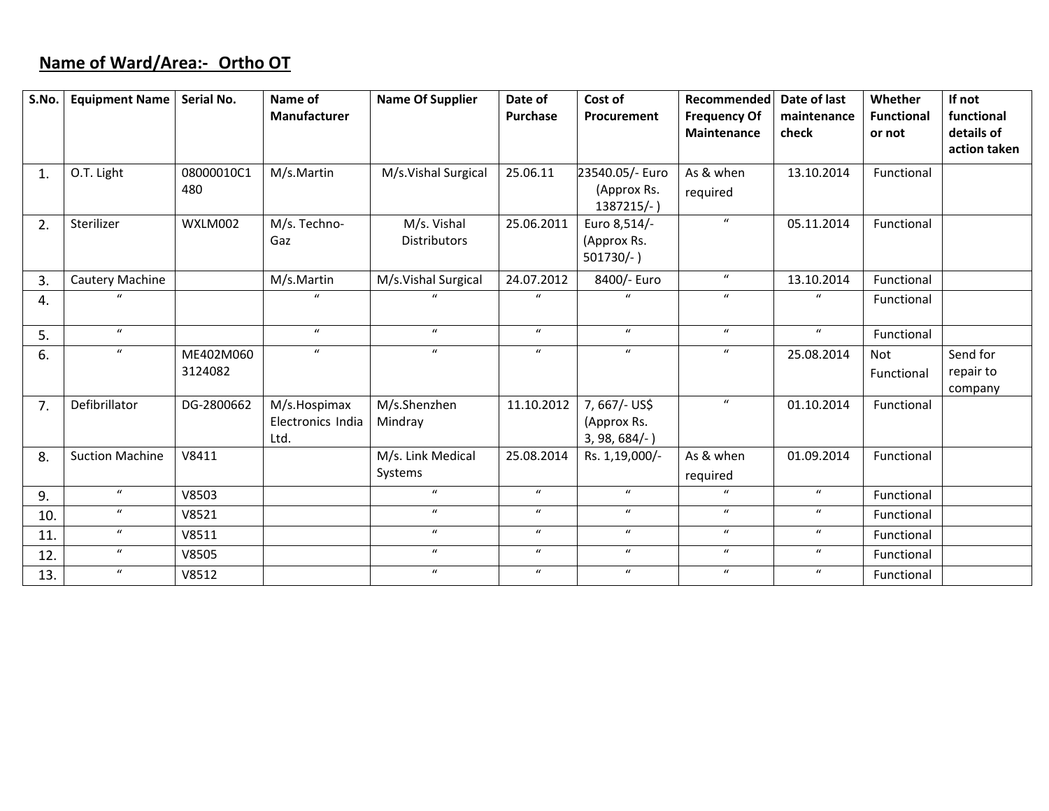**Name of Ward/Area:- Ortho OT**

| S.No. | Equipment Name | Serial No. | Name of Manufacturer | Name Of Supplier | Date of Purchase | Cost of Procurement | Recommended Frequency Of Maintenance | Date of last maintenance check | Whether Functional or not | If not functional details of action taken |
|---|---|---|---|---|---|---|---|---|---|---|
| 1. | O.T. Light | 08000010C1 480 | M/s.Martin | M/s.Vishal Surgical | 25.06.11 | 23540.05/- Euro (Approx Rs. 1387215/- ) | As & when required | 13.10.2014 | Functional | |
| 2. | Sterilizer | WXLM002 | M/s. Techno-Gaz | M/s. Vishal Distributors | 25.06.2011 | Euro 8,514/- (Approx Rs. 501730/- ) | " | 05.11.2014 | Functional | |
| 3. | Cautery Machine | | M/s.Martin | M/s.Vishal Surgical | 24.07.2012 | 8400/- Euro | " | 13.10.2014 | Functional | |
| 4. | " | | " | " | " | " | " | " | Functional | |
| 5. | " | | " | " | " | " | " | " | Functional | |
| 6. | " | ME402M060 3124082 | " | " | " | " | " | 25.08.2014 | Not Functional | Send for repair to company |
| 7. | Defibrillator | DG-2800662 | M/s.Hospimax Electronics India Ltd. | M/s.Shenzhen Mindray | 11.10.2012 | 7, 667/- US$ (Approx Rs. 3, 98, 684/- ) | " | 01.10.2014 | Functional | |
| 8. | Suction Machine | V8411 | | M/s. Link Medical Systems | 25.08.2014 | Rs. 1,19,000/- | As & when required | 01.09.2014 | Functional | |
| 9. | " | V8503 | | " | " | " | " | " | Functional | |
| 10. | " | V8521 | | " | " | " | " | " | Functional | |
| 11. | " | V8511 | | " | " | " | " | " | Functional | |
| 12. | " | V8505 | | " | " | " | " | " | Functional | |
| 13. | " | V8512 | | " | " | " | " | " | Functional | |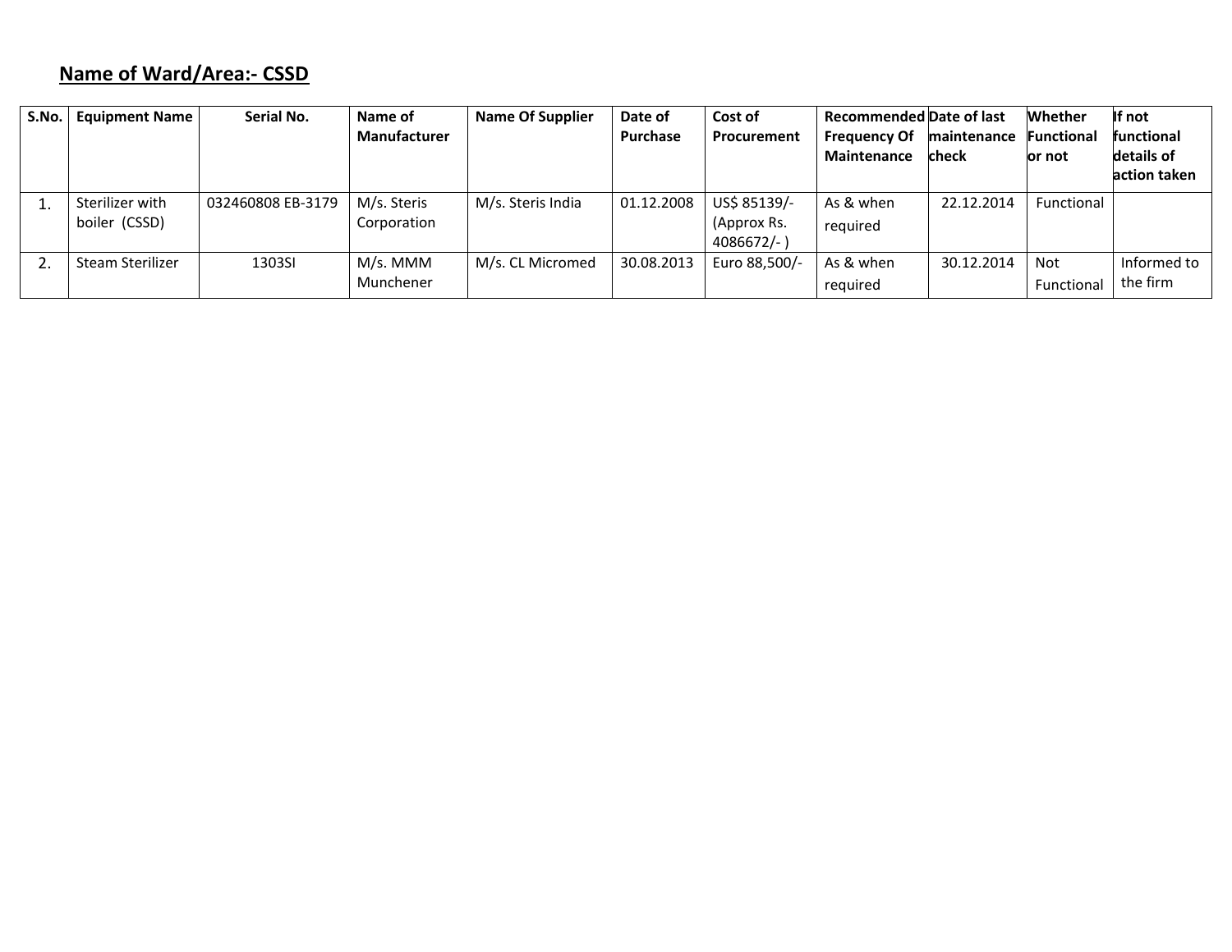**Name of Ward/Area:- CSSD**

| S.No. | Equipment Name | Serial No. | Name of Manufacturer | Name Of Supplier | Date of Purchase | Cost of Procurement | Recommended Frequency Of Maintenance | Date of last maintenance check | Whether Functional or not | If not functional details of action taken |
|---|---|---|---|---|---|---|---|---|---|---|
| 1. | Sterilizer with boiler (CSSD) | 032460808 EB-3179 | M/s. Steris Corporation | M/s. Steris India | 01.12.2008 | US$ 85139/- (Approx Rs. 4086672/- ) | As & when required | 22.12.2014 | Functional | |
| 2. | Steam Sterilizer | 1303SI | M/s. MMM Munchener | M/s. CL Micromed | 30.08.2013 | Euro 88,500/- | As & when required | 30.12.2014 | Not Functional | Informed to the firm |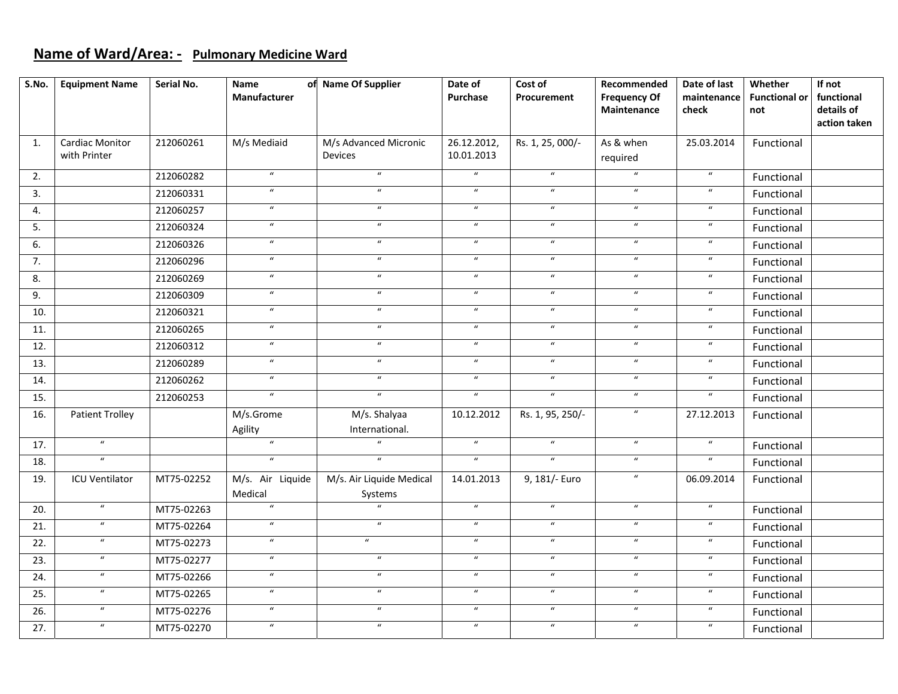## Name of Ward/Area: - Pulmonary Medicine Ward

| S.No. | Equipment Name | Serial No. | Name of Manufacturer | Name Of Supplier | Date of Purchase | Cost of Procurement | Recommended Frequency Of Maintenance | Date of last maintenance check | Whether Functional or not | If not functional details of action taken |
|---|---|---|---|---|---|---|---|---|---|---|
| 1. | Cardiac Monitor with Printer | 212060261 | M/s Mediaid | M/s Advanced Micronic Devices | 26.12.2012, 10.01.2013 | Rs. 1, 25, 000/- | As & when required | 25.03.2014 | Functional | |
| 2. | | 212060282 | " | " | " | " | " | " | Functional | |
| 3. | | 212060331 | " | " | " | " | " | " | Functional | |
| 4. | | 212060257 | " | " | " | " | " | " | Functional | |
| 5. | | 212060324 | " | " | " | " | " | " | Functional | |
| 6. | | 212060326 | " | " | " | " | " | " | Functional | |
| 7. | | 212060296 | " | " | " | " | " | " | Functional | |
| 8. | | 212060269 | " | " | " | " | " | " | Functional | |
| 9. | | 212060309 | " | " | " | " | " | " | Functional | |
| 10. | | 212060321 | " | " | " | " | " | " | Functional | |
| 11. | | 212060265 | " | " | " | " | " | " | Functional | |
| 12. | | 212060312 | " | " | " | " | " | " | Functional | |
| 13. | | 212060289 | " | " | " | " | " | " | Functional | |
| 14. | | 212060262 | " | " | " | " | " | " | Functional | |
| 15. | | 212060253 | " | " | " | " | " | " | Functional | |
| 16. | Patient Trolley | | M/s.Grome Agility | M/s. Shalyaa International. | 10.12.2012 | Rs. 1, 95, 250/- | " | 27.12.2013 | Functional | |
| 17. | " | | " | " | " | " | " | " | Functional | |
| 18. | " | | " | " | " | " | " | " | Functional | |
| 19. | ICU Ventilator | MT75-02252 | M/s. Air Liquide Medical | M/s. Air Liquide Medical Systems | 14.01.2013 | 9, 181/- Euro | " | 06.09.2014 | Functional | |
| 20. | " | MT75-02263 | " | " | " | " | " | " | Functional | |
| 21. | " | MT75-02264 | " | " | " | " | " | " | Functional | |
| 22. | " | MT75-02273 | " | " | " | " | " | " | Functional | |
| 23. | " | MT75-02277 | " | " | " | " | " | " | Functional | |
| 24. | " | MT75-02266 | " | " | " | " | " | " | Functional | |
| 25. | " | MT75-02265 | " | " | " | " | " | " | Functional | |
| 26. | " | MT75-02276 | " | " | " | " | " | " | Functional | |
| 27. | " | MT75-02270 | " | " | " | " | " | " | Functional | |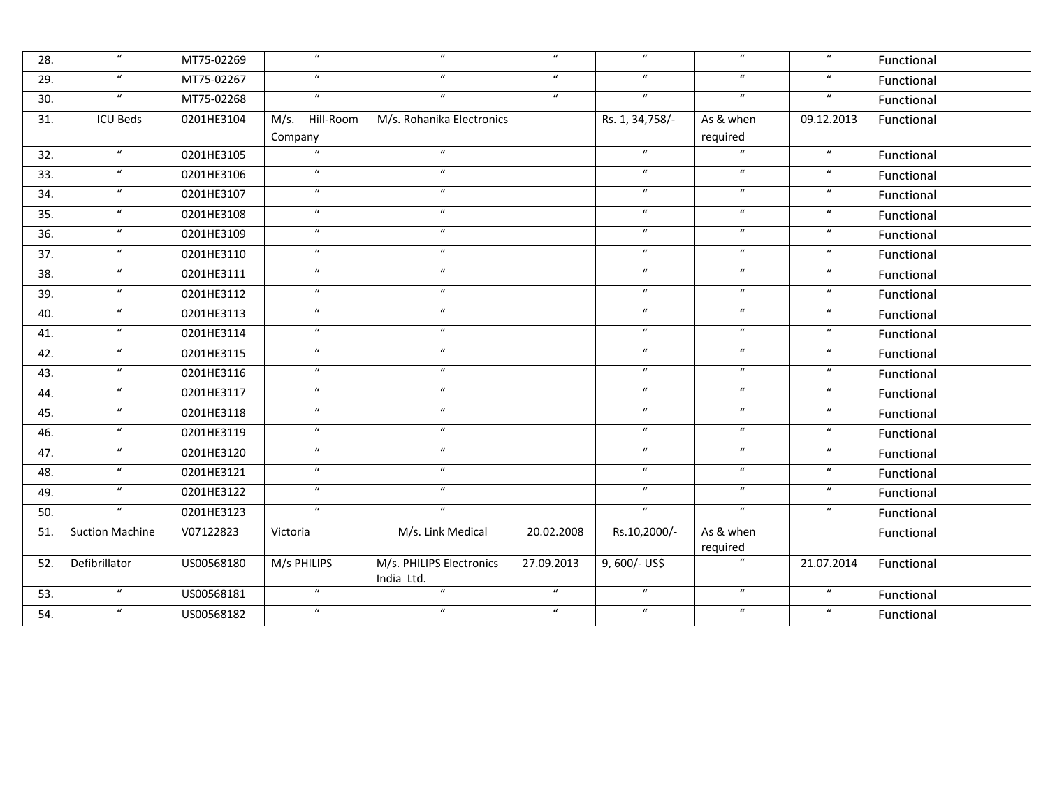| 28. | “ | MT75-02269 | “ | “ | “ | “ | “ | “ | Functional | |
|---|---|---|---|---|---|---|---|---|---|---|
| 29. | “ | MT75-02267 | “ | “ | “ | “ | “ | “ | Functional | |
| 30. | “ | MT75-02268 | “ | “ | “ | “ | “ | “ | Functional | |
| 31. | ICU Beds | 0201HE3104 | M/s. Hill-Room Company | M/s. Rohanika Electronics | | Rs. 1, 34,758/- | As & when required | 09.12.2013 | Functional | |
| 32. | “ | 0201HE3105 | “ | “ | | “ | “ | “ | Functional | |
| 33. | “ | 0201HE3106 | “ | “ | | “ | “ | “ | Functional | |
| 34. | “ | 0201HE3107 | “ | “ | | “ | “ | “ | Functional | |
| 35. | “ | 0201HE3108 | “ | “ | | “ | “ | “ | Functional | |
| 36. | “ | 0201HE3109 | “ | “ | | “ | “ | “ | Functional | |
| 37. | “ | 0201HE3110 | “ | “ | | “ | “ | “ | Functional | |
| 38. | “ | 0201HE3111 | “ | “ | | “ | “ | “ | Functional | |
| 39. | “ | 0201HE3112 | “ | “ | | “ | “ | “ | Functional | |
| 40. | “ | 0201HE3113 | “ | “ | | “ | “ | “ | Functional | |
| 41. | “ | 0201HE3114 | “ | “ | | “ | “ | “ | Functional | |
| 42. | “ | 0201HE3115 | “ | “ | | “ | “ | “ | Functional | |
| 43. | “ | 0201HE3116 | “ | “ | | “ | “ | “ | Functional | |
| 44. | “ | 0201HE3117 | “ | “ | | “ | “ | “ | Functional | |
| 45. | “ | 0201HE3118 | “ | “ | | “ | “ | “ | Functional | |
| 46. | “ | 0201HE3119 | “ | “ | | “ | “ | “ | Functional | |
| 47. | “ | 0201HE3120 | “ | “ | | “ | “ | “ | Functional | |
| 48. | “ | 0201HE3121 | “ | “ | | “ | “ | “ | Functional | |
| 49. | “ | 0201HE3122 | “ | “ | | “ | “ | “ | Functional | |
| 50. | “ | 0201HE3123 | “ | “ | | “ | “ | “ | Functional | |
| 51. | Suction Machine | V07122823 | Victoria | M/s. Link Medical | 20.02.2008 | Rs.10,2000/- | As & when required | | Functional | |
| 52. | Defibrillator | US00568180 | M/s PHILIPS | M/s. PHILIPS Electronics India Ltd. | 27.09.2013 | 9, 600/- US$ | “ | 21.07.2014 | Functional | |
| 53. | “ | US00568181 | “ | “ | “ | “ | “ | “ | Functional | |
| 54. | “ | US00568182 | “ | “ | “ | “ | “ | “ | Functional | |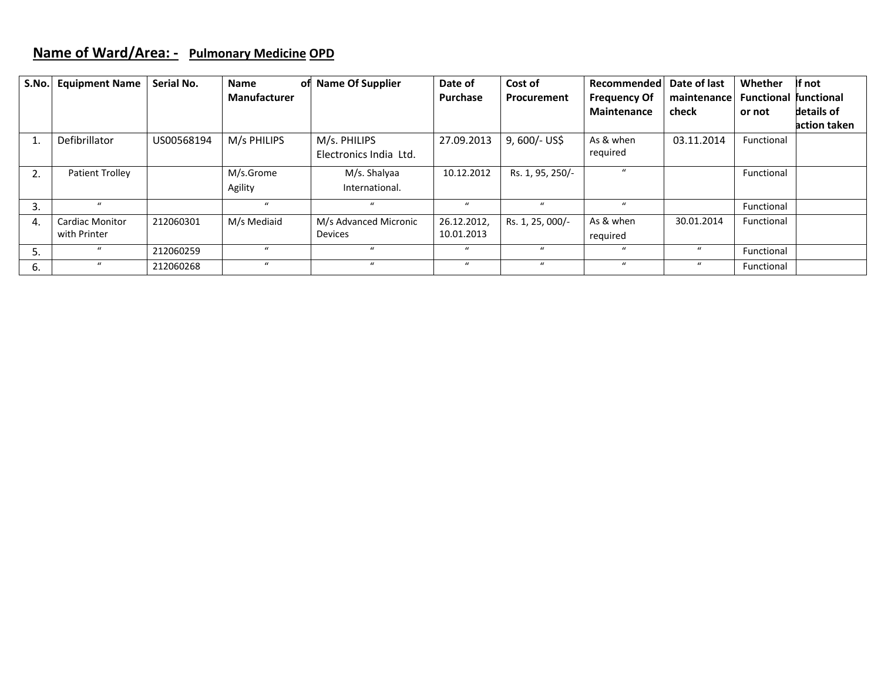## Name of Ward/Area: - Pulmonary Medicine OPD

| S.No. | Equipment Name | Serial No. | Name of Manufacturer | Name Of Supplier | Date of Purchase | Cost of Procurement | Recommended Frequency Of Maintenance | Date of last maintenance check | Whether Functional or not | If not functional details of action taken |
|---|---|---|---|---|---|---|---|---|---|---|
| 1. | Defibrillator | US00568194 | M/s PHILIPS | M/s. PHILIPS Electronics India Ltd. | 27.09.2013 | 9, 600/- US$ | As & when required | 03.11.2014 | Functional | |
| 2. | Patient Trolley | | M/s.Grome Agility | M/s. Shalyaa International. | 10.12.2012 | Rs. 1, 95, 250/- | " | | Functional | |
| 3. | " | | " | " | " | " | " | | Functional | |
| 4. | Cardiac Monitor with Printer | 212060301 | M/s Mediaid | M/s Advanced Micronic Devices | 26.12.2012, 10.01.2013 | Rs. 1, 25, 000/- | As & when required | 30.01.2014 | Functional | |
| 5. | " | 212060259 | " | " | " | " | " | " | Functional | |
| 6. | " | 212060268 | " | " | " | " | " | " | Functional | |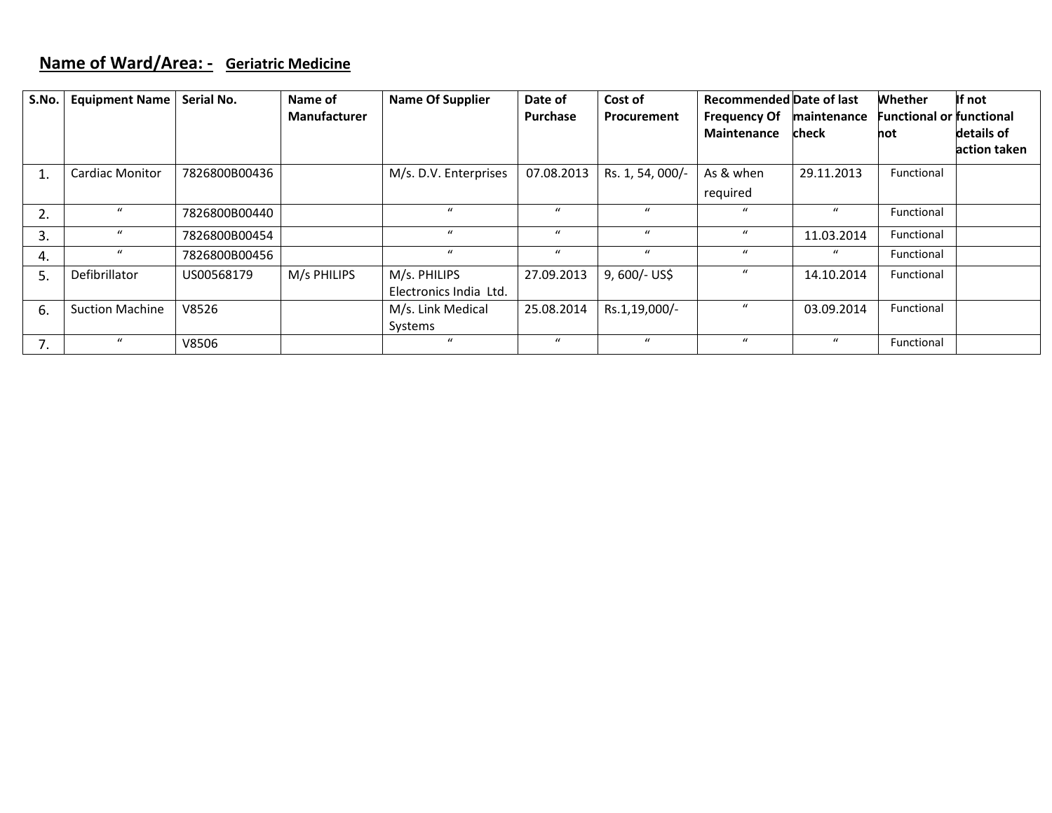**Name of Ward/Area: -** **Geriatric Medicine**

| S.No. | Equipment Name | Serial No. | Name of Manufacturer | Name Of Supplier | Date of Purchase | Cost of Procurement | Recommended Frequency Of Maintenance | Date of last maintenance check | Whether Functional or not | If not functional details of action taken |
|---|---|---|---|---|---|---|---|---|---|---|
| 1. | Cardiac Monitor | 7826800B00436 | | M/s. D.V. Enterprises | 07.08.2013 | Rs. 1, 54, 000/- | As & when required | 29.11.2013 | Functional | |
| 2. | " | 7826800B00440 | | " | " | " | " | " | Functional | |
| 3. | " | 7826800B00454 | | " | " | " | " | 11.03.2014 | Functional | |
| 4. | " | 7826800B00456 | | " | " | " | " | " | Functional | |
| 5. | Defibrillator | US00568179 | M/s PHILIPS | M/s. PHILIPS Electronics India Ltd. | 27.09.2013 | 9, 600/- US$ | " | 14.10.2014 | Functional | |
| 6. | Suction Machine | V8526 | | M/s. Link Medical Systems | 25.08.2014 | Rs.1,19,000/- | " | 03.09.2014 | Functional | |
| 7. | " | V8506 | | " | " | " | " | " | Functional | |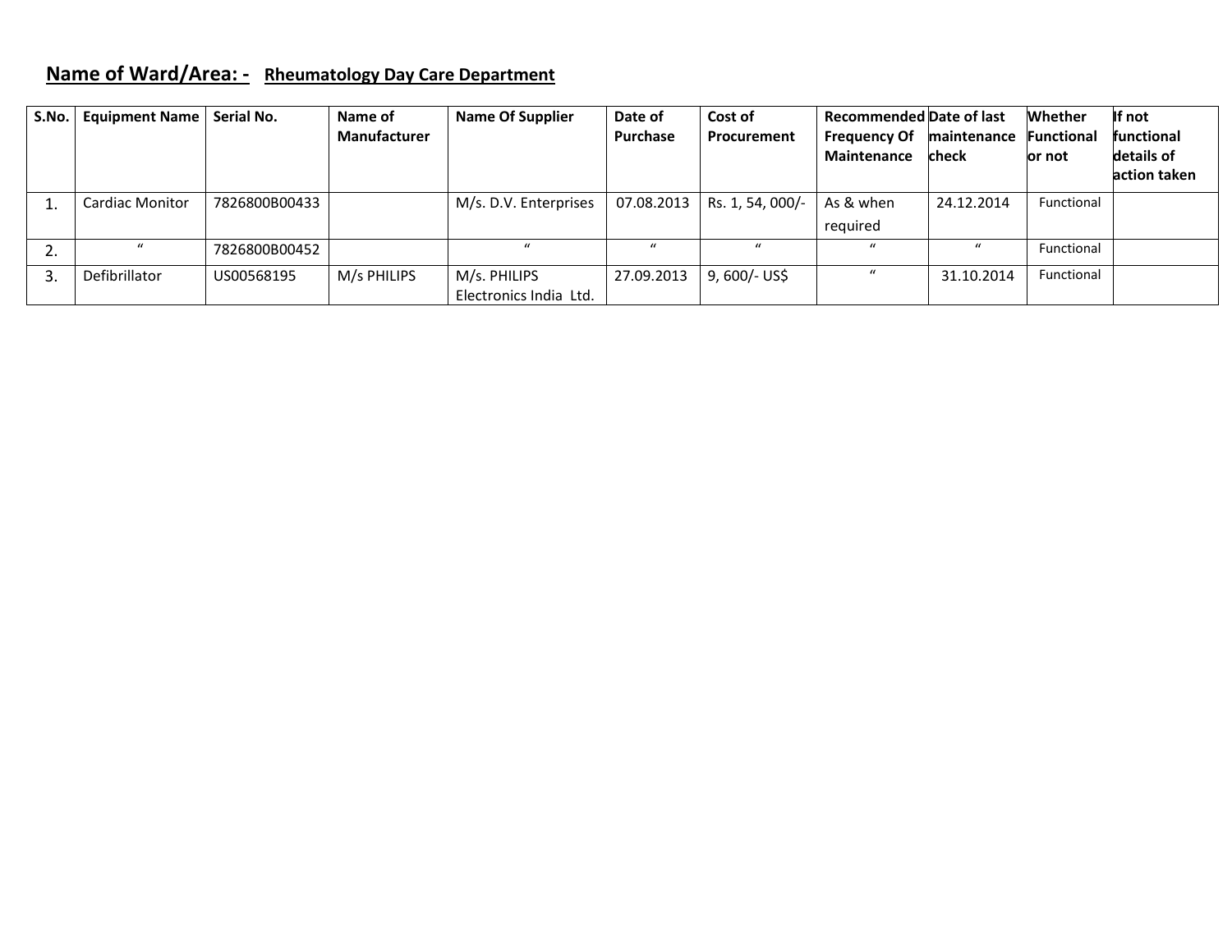## Name of Ward/Area: - Rheumatology Day Care Department

| S.No. | Equipment Name | Serial No. | Name of Manufacturer | Name Of Supplier | Date of Purchase | Cost of Procurement | Recommended Frequency Of Maintenance | Date of last maintenance check | Whether Functional or not | If not functional details of action taken |
|---|---|---|---|---|---|---|---|---|---|---|
| 1. | Cardiac Monitor | 7826800B00433 | | M/s. D.V. Enterprises | 07.08.2013 | Rs. 1, 54, 000/- | As & when required | 24.12.2014 | Functional | |
| 2. | " | 7826800B00452 | | " | " | " | " | " | Functional | |
| 3. | Defibrillator | US00568195 | M/s PHILIPS | M/s. PHILIPS Electronics India Ltd. | 27.09.2013 | 9, 600/- US$ | " | 31.10.2014 | Functional | |